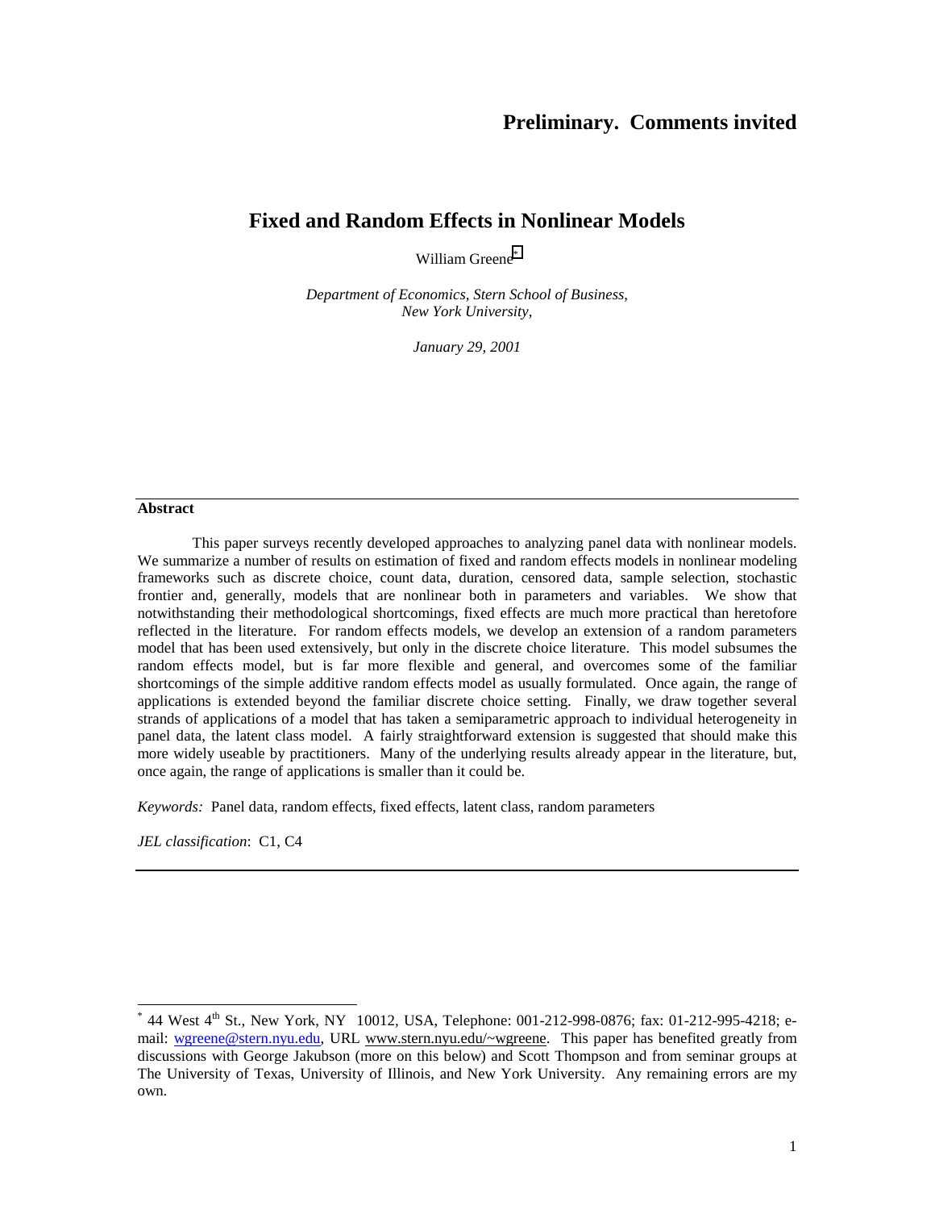**Preliminary. Comments invited**

# Fixed and Random Effects in Nonlinear Models

William Greene[*]

*Department of Economics, Stern School of Business, New York University,*

*January 29, 2001*

---

**Abstract**

This paper surveys recently developed approaches to analyzing panel data with nonlinear models. We summarize a number of results on estimation of fixed and random effects models in nonlinear modeling frameworks such as discrete choice, count data, duration, censored data, sample selection, stochastic frontier and, generally, models that are nonlinear both in parameters and variables. We show that notwithstanding their methodological shortcomings, fixed effects are much more practical than heretofore reflected in the literature. For random effects models, we develop an extension of a random parameters model that has been used extensively, but only in the discrete choice literature. This model subsumes the random effects model, but is far more flexible and general, and overcomes some of the familiar shortcomings of the simple additive random effects model as usually formulated. Once again, the range of applications is extended beyond the familiar discrete choice setting. Finally, we draw together several strands of applications of a model that has taken a semiparametric approach to individual heterogeneity in panel data, the latent class model. A fairly straightforward extension is suggested that should make this more widely useable by practitioners. Many of the underlying results already appear in the literature, but, once again, the range of applications is smaller than it could be.

*Keywords:* Panel data, random effects, fixed effects, latent class, random parameters

*JEL classification*: C1, C4

---

[*] 44 West 4th St., New York, NY 10012, USA, Telephone: 001-212-998-0876; fax: 01-212-995-4218; e-mail: wgreene@stern.nyu.edu, URL www.stern.nyu.edu/~wgreene. This paper has benefited greatly from discussions with George Jakubson (more on this below) and Scott Thompson and from seminar groups at The University of Texas, University of Illinois, and New York University. Any remaining errors are my own.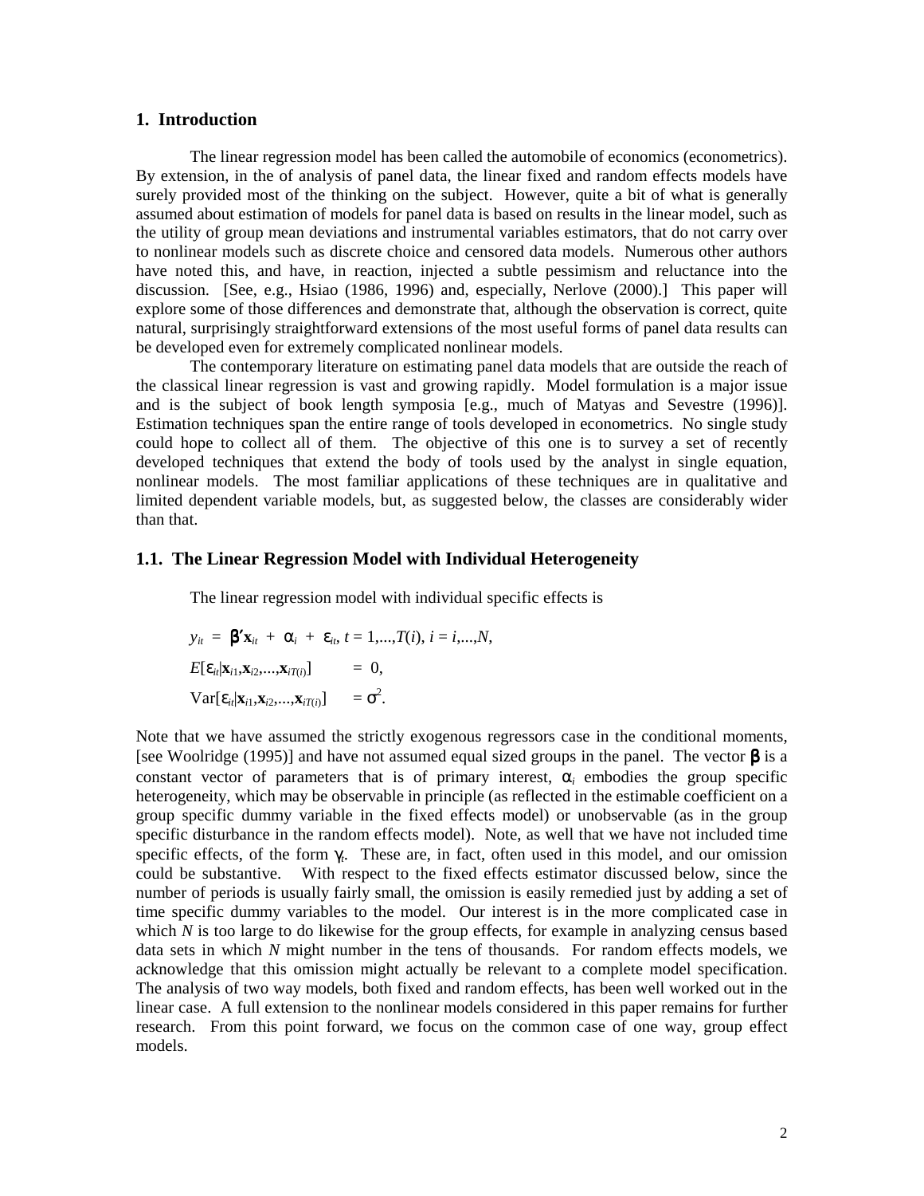## 1. Introduction

The linear regression model has been called the automobile of economics (econometrics). By extension, in the of analysis of panel data, the linear fixed and random effects models have surely provided most of the thinking on the subject. However, quite a bit of what is generally assumed about estimation of models for panel data is based on results in the linear model, such as the utility of group mean deviations and instrumental variables estimators, that do not carry over to nonlinear models such as discrete choice and censored data models. Numerous other authors have noted this, and have, in reaction, injected a subtle pessimism and reluctance into the discussion. [See, e.g., Hsiao (1986, 1996) and, especially, Nerlove (2000).] This paper will explore some of those differences and demonstrate that, although the observation is correct, quite natural, surprisingly straightforward extensions of the most useful forms of panel data results can be developed even for extremely complicated nonlinear models.

The contemporary literature on estimating panel data models that are outside the reach of the classical linear regression is vast and growing rapidly. Model formulation is a major issue and is the subject of book length symposia [e.g., much of Matyas and Sevestre (1996)]. Estimation techniques span the entire range of tools developed in econometrics. No single study could hope to collect all of them. The objective of this one is to survey a set of recently developed techniques that extend the body of tools used by the analyst in single equation, nonlinear models. The most familiar applications of these techniques are in qualitative and limited dependent variable models, but, as suggested below, the classes are considerably wider than that.

### 1.1. The Linear Regression Model with Individual Heterogeneity

The linear regression model with individual specific effects is

$$y_{it} = \boldsymbol{\beta}'\mathbf{x}_{it} + \alpha_i + \varepsilon_{it},\; t = 1,...,T(i),\; i = i,...,N,$$

$$E[\varepsilon_{it}|\mathbf{x}_{i1},\mathbf{x}_{i2},...,\mathbf{x}_{iT(i)}] = 0,$$

$$\text{Var}[\varepsilon_{it}|\mathbf{x}_{i1},\mathbf{x}_{i2},...,\mathbf{x}_{iT(i)}] = \sigma^2.$$

Note that we have assumed the strictly exogenous regressors case in the conditional moments, [see Woolridge (1995)] and have not assumed equal sized groups in the panel. The vector $\boldsymbol{\beta}$ is a constant vector of parameters that is of primary interest, $\alpha_i$ embodies the group specific heterogeneity, which may be observable in principle (as reflected in the estimable coefficient on a group specific dummy variable in the fixed effects model) or unobservable (as in the group specific disturbance in the random effects model). Note, as well that we have not included time specific effects, of the form $\gamma_t$. These are, in fact, often used in this model, and our omission could be substantive. With respect to the fixed effects estimator discussed below, since the number of periods is usually fairly small, the omission is easily remedied just by adding a set of time specific dummy variables to the model. Our interest is in the more complicated case in which $N$ is too large to do likewise for the group effects, for example in analyzing census based data sets in which $N$ might number in the tens of thousands. For random effects models, we acknowledge that this omission might actually be relevant to a complete model specification. The analysis of two way models, both fixed and random effects, has been well worked out in the linear case. A full extension to the nonlinear models considered in this paper remains for further research. From this point forward, we focus on the common case of one way, group effect models.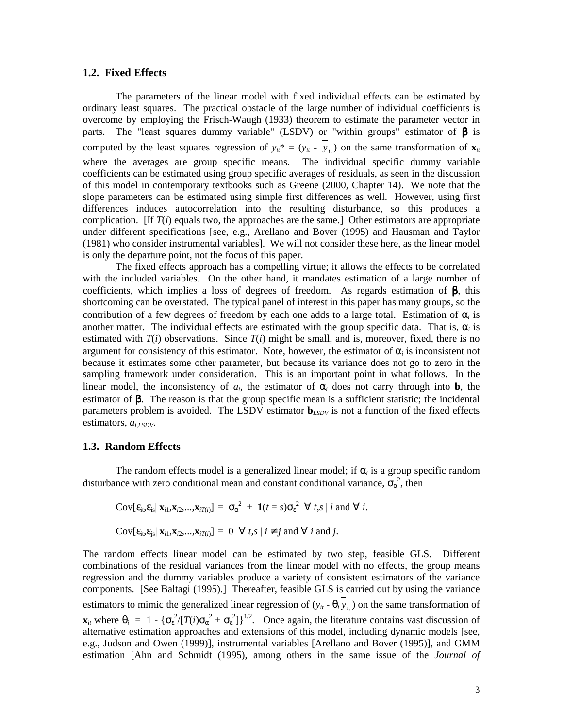## 1.2. Fixed Effects

The parameters of the linear model with fixed individual effects can be estimated by ordinary least squares. The practical obstacle of the large number of individual coefficients is overcome by employing the Frisch-Waugh (1933) theorem to estimate the parameter vector in parts. The "least squares dummy variable" (LSDV) or "within groups" estimator of $\boldsymbol{\beta}$ is computed by the least squares regression of $y_{it}^* = (y_{it} - \bar{y}_{i.})$ on the same transformation of $\mathbf{x}_{it}$ where the averages are group specific means. The individual specific dummy variable coefficients can be estimated using group specific averages of residuals, as seen in the discussion of this model in contemporary textbooks such as Greene (2000, Chapter 14). We note that the slope parameters can be estimated using simple first differences as well. However, using first differences induces autocorrelation into the resulting disturbance, so this produces a complication. [If $T(i)$ equals two, the approaches are the same.] Other estimators are appropriate under different specifications [see, e.g., Arellano and Bover (1995) and Hausman and Taylor (1981) who consider instrumental variables]. We will not consider these here, as the linear model is only the departure point, not the focus of this paper.

The fixed effects approach has a compelling virtue; it allows the effects to be correlated with the included variables. On the other hand, it mandates estimation of a large number of coefficients, which implies a loss of degrees of freedom. As regards estimation of $\boldsymbol{\beta}$, this shortcoming can be overstated. The typical panel of interest in this paper has many groups, so the contribution of a few degrees of freedom by each one adds to a large total. Estimation of $\alpha_i$ is another matter. The individual effects are estimated with the group specific data. That is, $\alpha_i$ is estimated with $T(i)$ observations. Since $T(i)$ might be small, and is, moreover, fixed, there is no argument for consistency of this estimator. Note, however, the estimator of $\alpha_i$ is inconsistent not because it estimates some other parameter, but because its variance does not go to zero in the sampling framework under consideration. This is an important point in what follows. In the linear model, the inconsistency of $a_i$, the estimator of $\alpha_i$ does not carry through into $\mathbf{b}$, the estimator of $\boldsymbol{\beta}$. The reason is that the group specific mean is a sufficient statistic; the incidental parameters problem is avoided. The LSDV estimator $\mathbf{b}_{LSDV}$ is not a function of the fixed effects estimators, $a_{i,LSDV}$.

## 1.3. Random Effects

The random effects model is a generalized linear model; if $\alpha_i$ is a group specific random disturbance with zero conditional mean and constant conditional variance, $\sigma_\alpha^2$, then

$$\text{Cov}[\varepsilon_{it},\varepsilon_{is}|\, \mathbf{x}_{i1},\mathbf{x}_{i2},...,\mathbf{x}_{iT(i)}] = \sigma_\alpha^2 + \mathbf{1}(t = s)\sigma_\varepsilon^2 \;\; \forall\; t,s \mid i \text{ and } \forall\; i.$$

$$\text{Cov}[\varepsilon_{it},\varepsilon_{js}|\, \mathbf{x}_{i1},\mathbf{x}_{i2},...,\mathbf{x}_{iT(i)}] = 0 \;\; \forall\; t,s \mid i \neq j \text{ and } \forall\; i \text{ and } j.$$

The random effects linear model can be estimated by two step, feasible GLS. Different combinations of the residual variances from the linear model with no effects, the group means regression and the dummy variables produce a variety of consistent estimators of the variance components. [See Baltagi (1995).] Thereafter, feasible GLS is carried out by using the variance estimators to mimic the generalized linear regression of $(y_{it} - \theta_i \bar{y}_{i.})$ on the same transformation of $\mathbf{x}_{it}$ where $\theta_i = 1 - \{\sigma_\varepsilon^2/[T(i)\sigma_\alpha^2 + \sigma_\varepsilon^2]\}^{1/2}$. Once again, the literature contains vast discussion of alternative estimation approaches and extensions of this model, including dynamic models [see, e.g., Judson and Owen (1999)], instrumental variables [Arellano and Bover (1995)], and GMM estimation [Ahn and Schmidt (1995), among others in the same issue of the *Journal of*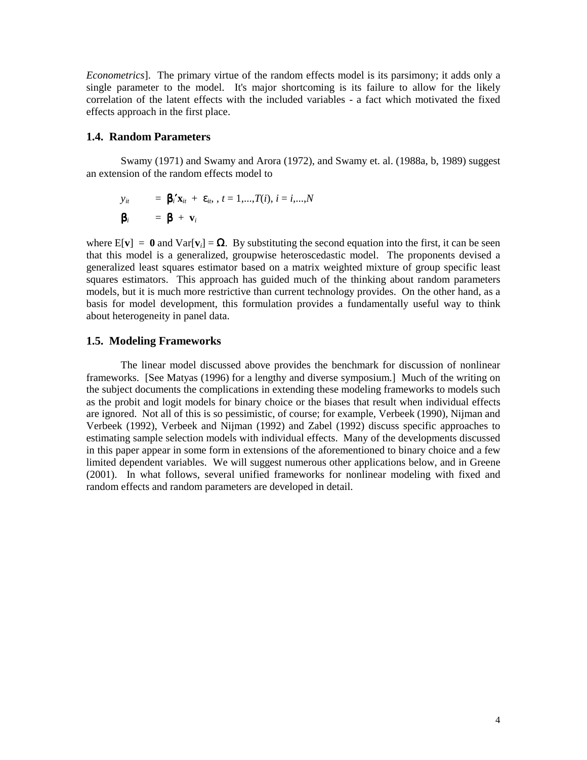*Econometrics*]. The primary virtue of the random effects model is its parsimony; it adds only a single parameter to the model. It's major shortcoming is its failure to allow for the likely correlation of the latent effects with the included variables - a fact which motivated the fixed effects approach in the first place.

### 1.4. Random Parameters

Swamy (1971) and Swamy and Arora (1972), and Swamy et. al. (1988a, b, 1989) suggest an extension of the random effects model to

$$y_{it} = \boldsymbol{\beta}_i{}'\mathbf{x}_{it} + \varepsilon_{it}, \, , t = 1,...,T(i), i = i,...,N$$

$$\boldsymbol{\beta}_i = \boldsymbol{\beta} + \mathbf{v}_i$$

where $E[\mathbf{v}] = \mathbf{0}$ and $Var[\mathbf{v}_i] = \boldsymbol{\Omega}$. By substituting the second equation into the first, it can be seen that this model is a generalized, groupwise heteroscedastic model. The proponents devised a generalized least squares estimator based on a matrix weighted mixture of group specific least squares estimators. This approach has guided much of the thinking about random parameters models, but it is much more restrictive than current technology provides. On the other hand, as a basis for model development, this formulation provides a fundamentally useful way to think about heterogeneity in panel data.

### 1.5. Modeling Frameworks

The linear model discussed above provides the benchmark for discussion of nonlinear frameworks. [See Matyas (1996) for a lengthy and diverse symposium.] Much of the writing on the subject documents the complications in extending these modeling frameworks to models such as the probit and logit models for binary choice or the biases that result when individual effects are ignored. Not all of this is so pessimistic, of course; for example, Verbeek (1990), Nijman and Verbeek (1992), Verbeek and Nijman (1992) and Zabel (1992) discuss specific approaches to estimating sample selection models with individual effects. Many of the developments discussed in this paper appear in some form in extensions of the aforementioned to binary choice and a few limited dependent variables. We will suggest numerous other applications below, and in Greene (2001). In what follows, several unified frameworks for nonlinear modeling with fixed and random effects and random parameters are developed in detail.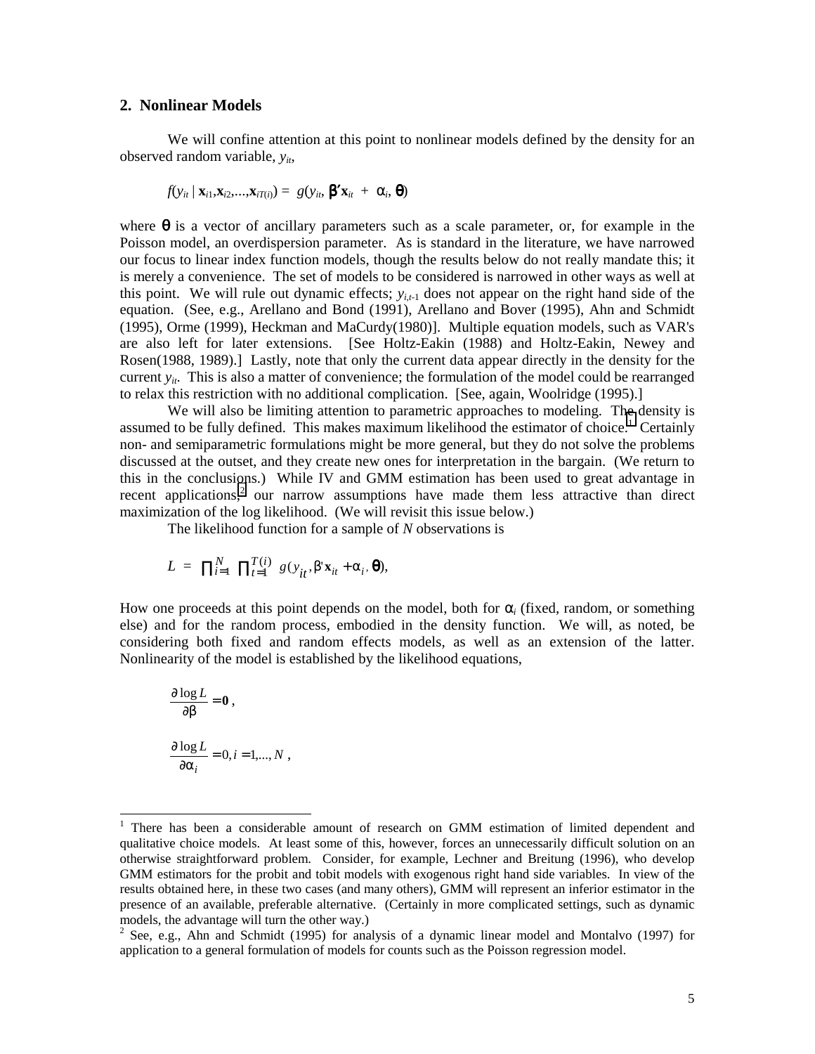## 2. Nonlinear Models

We will confine attention at this point to nonlinear models defined by the density for an observed random variable, $y_{it}$,

$$f(y_{it} \mid \mathbf{x}_{i1},\mathbf{x}_{i2},\ldots,\mathbf{x}_{iT(i)}) = g(y_{it}, \boldsymbol{\beta}'\mathbf{x}_{it} + \alpha_i, \boldsymbol{\theta})$$

where $\boldsymbol{\theta}$ is a vector of ancillary parameters such as a scale parameter, or, for example in the Poisson model, an overdispersion parameter. As is standard in the literature, we have narrowed our focus to linear index function models, though the results below do not really mandate this; it is merely a convenience. The set of models to be considered is narrowed in other ways as well at this point. We will rule out dynamic effects; $y_{i,t-1}$ does not appear on the right hand side of the equation. (See, e.g., Arellano and Bond (1991), Arellano and Bover (1995), Ahn and Schmidt (1995), Orme (1999), Heckman and MaCurdy(1980)]. Multiple equation models, such as VAR's are also left for later extensions. [See Holtz-Eakin (1988) and Holtz-Eakin, Newey and Rosen(1988, 1989).] Lastly, note that only the current data appear directly in the density for the current $y_{it}$. This is also a matter of convenience; the formulation of the model could be rearranged to relax this restriction with no additional complication. [See, again, Woolridge (1995).]

We will also be limiting attention to parametric approaches to modeling. The density is assumed to be fully defined. This makes maximum likelihood the estimator of choice.[1] Certainly non- and semiparametric formulations might be more general, but they do not solve the problems discussed at the outset, and they create new ones for interpretation in the bargain. (We return to this in the conclusions.) While IV and GMM estimation has been used to great advantage in recent applications,[2] our narrow assumptions have made them less attractive than direct maximization of the log likelihood. (We will revisit this issue below.)

The likelihood function for a sample of $N$ observations is

$$L = \prod_{i=1}^{N} \prod_{t=1}^{T(i)} g(y_{it}, \beta'\mathbf{x}_{it} + \alpha_i, \boldsymbol{\theta}),$$

How one proceeds at this point depends on the model, both for $\alpha_i$ (fixed, random, or something else) and for the random process, embodied in the density function. We will, as noted, be considering both fixed and random effects models, as well as an extension of the latter. Nonlinearity of the model is established by the likelihood equations,

$$\frac{\partial \log L}{\partial \beta} = \mathbf{0},$$

$$\frac{\partial \log L}{\partial \alpha_i} = 0, i = 1,\ldots,N,$$

---

[1] There has been a considerable amount of research on GMM estimation of limited dependent and qualitative choice models. At least some of this, however, forces an unnecessarily difficult solution on an otherwise straightforward problem. Consider, for example, Lechner and Breitung (1996), who develop GMM estimators for the probit and tobit models with exogenous right hand side variables. In view of the results obtained here, in these two cases (and many others), GMM will represent an inferior estimator in the presence of an available, preferable alternative. (Certainly in more complicated settings, such as dynamic models, the advantage will turn the other way.)

[2] See, e.g., Ahn and Schmidt (1995) for analysis of a dynamic linear model and Montalvo (1997) for application to a general formulation of models for counts such as the Poisson regression model.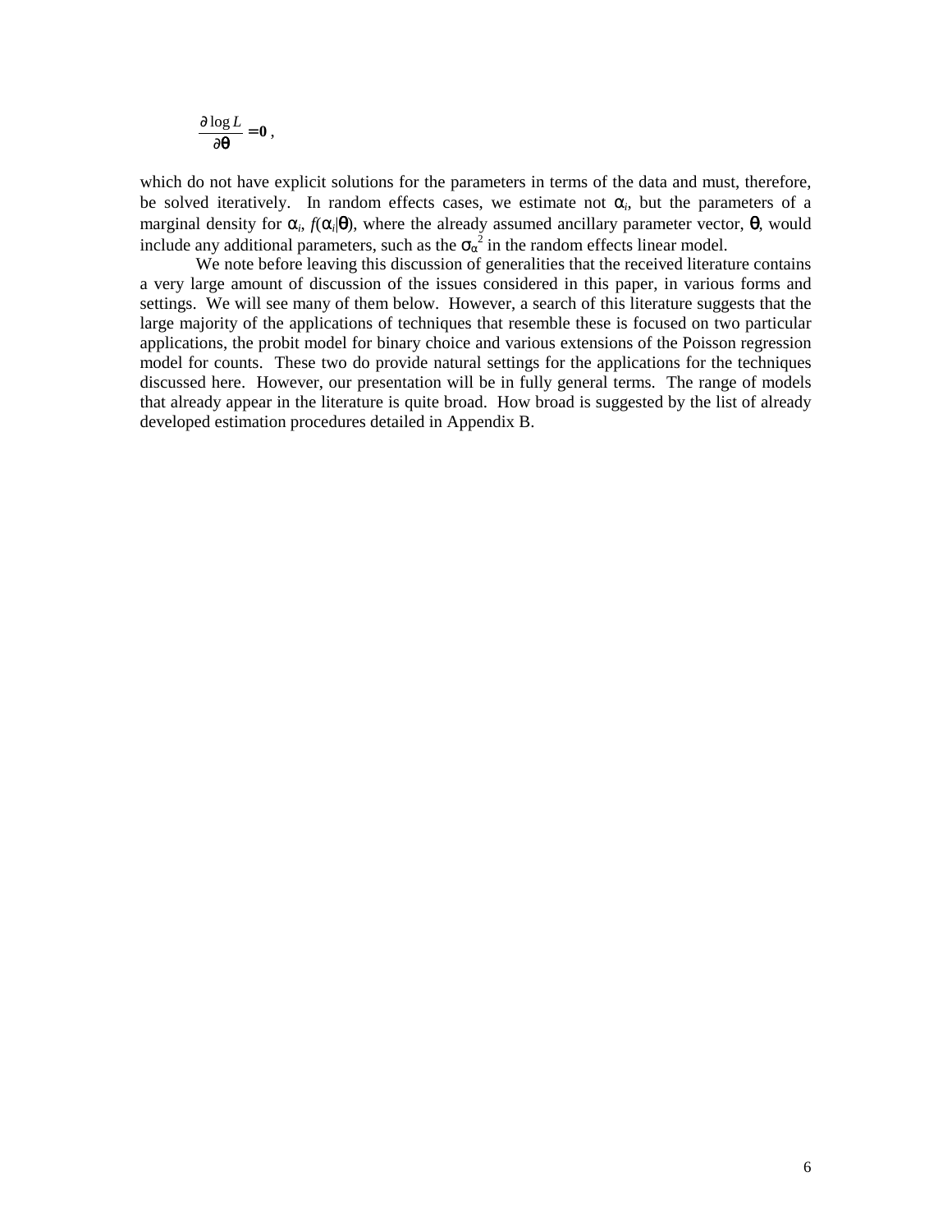$$\frac{\partial \log L}{\partial \boldsymbol{\theta}} = \mathbf{0},$$

which do not have explicit solutions for the parameters in terms of the data and must, therefore, be solved iteratively. In random effects cases, we estimate not $\alpha_i$, but the parameters of a marginal density for $\alpha_i$, $f(\alpha_i|\boldsymbol{\theta})$, where the already assumed ancillary parameter vector, $\boldsymbol{\theta}$, would include any additional parameters, such as the $\sigma_\alpha^2$ in the random effects linear model.

We note before leaving this discussion of generalities that the received literature contains a very large amount of discussion of the issues considered in this paper, in various forms and settings. We will see many of them below. However, a search of this literature suggests that the large majority of the applications of techniques that resemble these is focused on two particular applications, the probit model for binary choice and various extensions of the Poisson regression model for counts. These two do provide natural settings for the applications for the techniques discussed here. However, our presentation will be in fully general terms. The range of models that already appear in the literature is quite broad. How broad is suggested by the list of already developed estimation procedures detailed in Appendix B.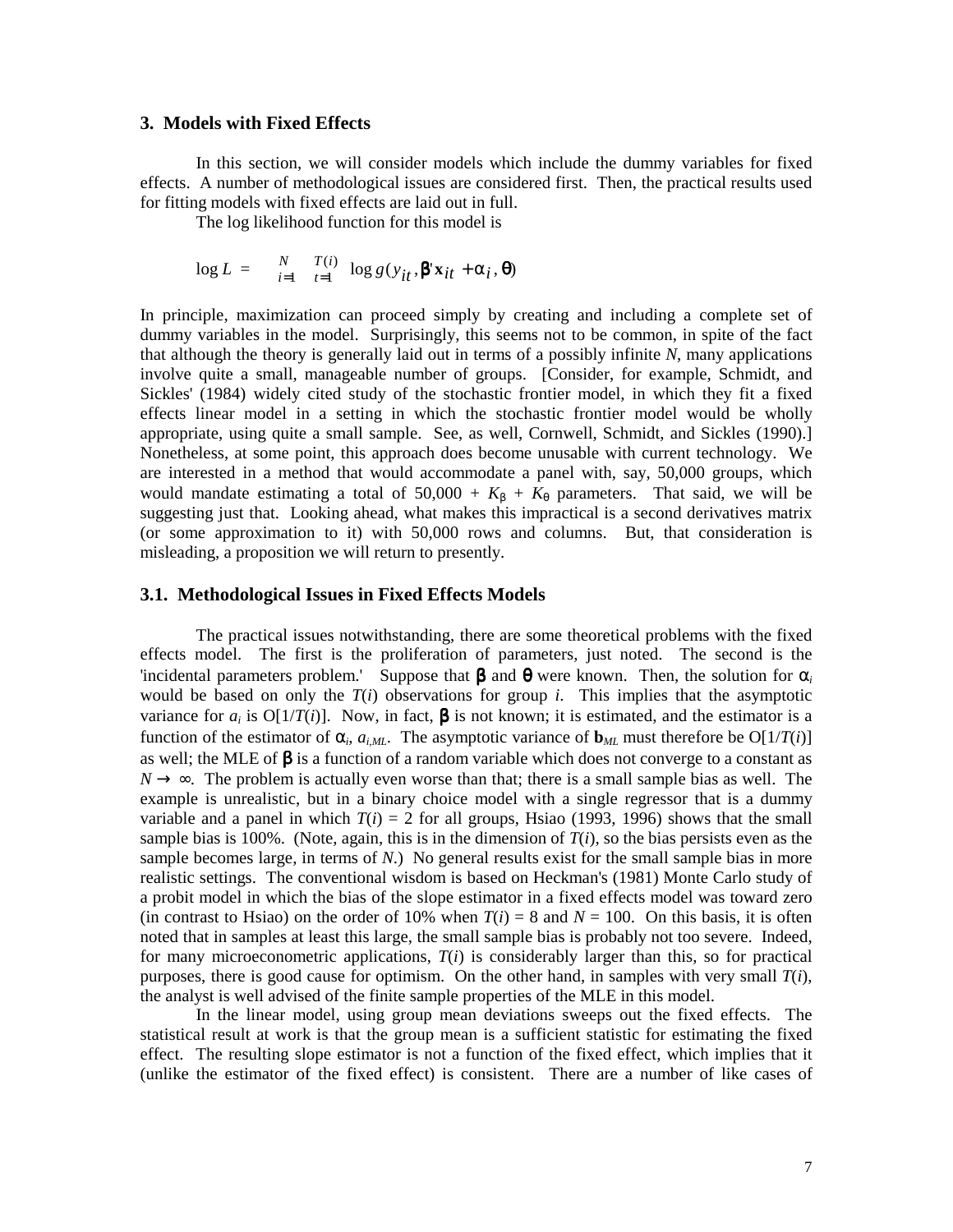### 3. Models with Fixed Effects

In this section, we will consider models which include the dummy variables for fixed effects. A number of methodological issues are considered first. Then, the practical results used for fitting models with fixed effects are laid out in full.

The log likelihood function for this model is

$$\log L = \sum_{i=1}^{N} \sum_{t=1}^{T(i)} \log g(y_{it}, \boldsymbol{\beta}'\mathbf{x}_{it} + \alpha_i, \boldsymbol{\theta})$$

In principle, maximization can proceed simply by creating and including a complete set of dummy variables in the model. Surprisingly, this seems not to be common, in spite of the fact that although the theory is generally laid out in terms of a possibly infinite $N$, many applications involve quite a small, manageable number of groups. [Consider, for example, Schmidt, and Sickles' (1984) widely cited study of the stochastic frontier model, in which they fit a fixed effects linear model in a setting in which the stochastic frontier model would be wholly appropriate, using quite a small sample. See, as well, Cornwell, Schmidt, and Sickles (1990).] Nonetheless, at some point, this approach does become unusable with current technology. We are interested in a method that would accommodate a panel with, say, 50,000 groups, which would mandate estimating a total of $50{,}000 + K_\beta + K_\theta$ parameters. That said, we will be suggesting just that. Looking ahead, what makes this impractical is a second derivatives matrix (or some approximation to it) with 50,000 rows and columns. But, that consideration is misleading, a proposition we will return to presently.

### 3.1. Methodological Issues in Fixed Effects Models

The practical issues notwithstanding, there are some theoretical problems with the fixed effects model. The first is the proliferation of parameters, just noted. The second is the 'incidental parameters problem.' Suppose that $\boldsymbol{\beta}$ and $\boldsymbol{\theta}$ were known. Then, the solution for $\alpha_i$ would be based on only the $T(i)$ observations for group $i$. This implies that the asymptotic variance for $a_i$ is $O[1/T(i)]$. Now, in fact, $\boldsymbol{\beta}$ is not known; it is estimated, and the estimator is a function of the estimator of $\alpha_i$, $a_{i,ML}$. The asymptotic variance of $\mathbf{b}_{ML}$ must therefore be $O[1/T(i)]$ as well; the MLE of $\boldsymbol{\beta}$ is a function of a random variable which does not converge to a constant as $N \rightarrow \infty$. The problem is actually even worse than that; there is a small sample bias as well. The example is unrealistic, but in a binary choice model with a single regressor that is a dummy variable and a panel in which $T(i) = 2$ for all groups, Hsiao (1993, 1996) shows that the small sample bias is 100%. (Note, again, this is in the dimension of $T(i)$, so the bias persists even as the sample becomes large, in terms of $N$.) No general results exist for the small sample bias in more realistic settings. The conventional wisdom is based on Heckman's (1981) Monte Carlo study of a probit model in which the bias of the slope estimator in a fixed effects model was toward zero (in contrast to Hsiao) on the order of 10% when $T(i) = 8$ and $N = 100$. On this basis, it is often noted that in samples at least this large, the small sample bias is probably not too severe. Indeed, for many microeconometric applications, $T(i)$ is considerably larger than this, so for practical purposes, there is good cause for optimism. On the other hand, in samples with very small $T(i)$, the analyst is well advised of the finite sample properties of the MLE in this model.

In the linear model, using group mean deviations sweeps out the fixed effects. The statistical result at work is that the group mean is a sufficient statistic for estimating the fixed effect. The resulting slope estimator is not a function of the fixed effect, which implies that it (unlike the estimator of the fixed effect) is consistent. There are a number of like cases of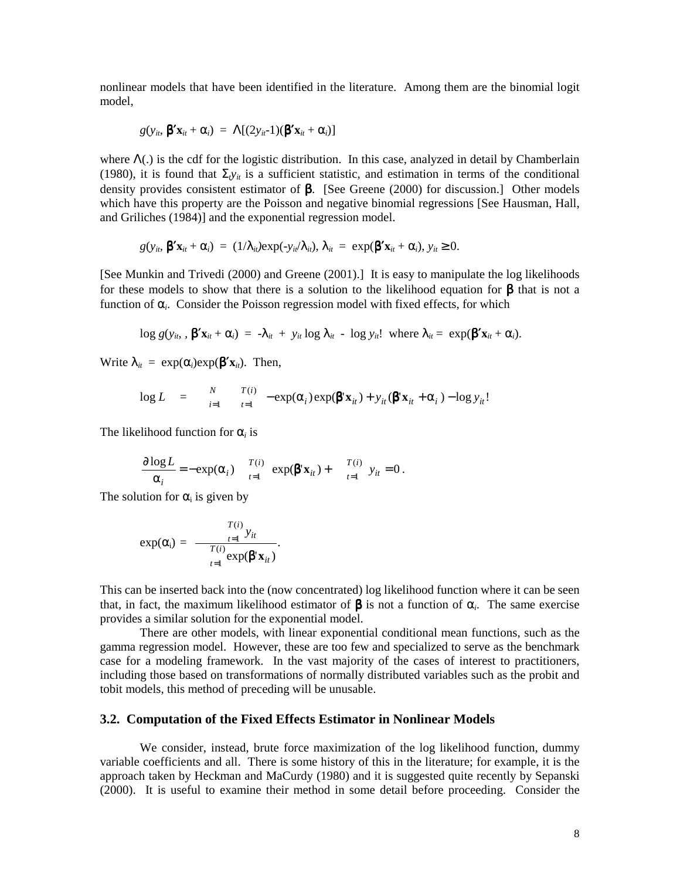nonlinear models that have been identified in the literature. Among them are the binomial logit model,

$$g(y_{it}, \boldsymbol{\beta}'\mathbf{x}_{it} + \alpha_i) = \Lambda[(2y_{it}-1)(\boldsymbol{\beta}'\mathbf{x}_{it} + \alpha_i)]$$

where $\Lambda(.)$ is the cdf for the logistic distribution. In this case, analyzed in detail by Chamberlain (1980), it is found that $\Sigma_t y_{it}$ is a sufficient statistic, and estimation in terms of the conditional density provides consistent estimator of $\boldsymbol{\beta}$. [See Greene (2000) for discussion.] Other models which have this property are the Poisson and negative binomial regressions [See Hausman, Hall, and Griliches (1984)] and the exponential regression model.

$$g(y_{it}, \boldsymbol{\beta}'\mathbf{x}_{it} + \alpha_i) = (1/\lambda_{it})\exp(-y_{it}/\lambda_{it}),\ \lambda_{it} = \exp(\boldsymbol{\beta}'\mathbf{x}_{it} + \alpha_i),\ y_{it} \geq 0.$$

[See Munkin and Trivedi (2000) and Greene (2001).] It is easy to manipulate the log likelihoods for these models to show that there is a solution to the likelihood equation for $\boldsymbol{\beta}$ that is not a function of $\alpha_i$. Consider the Poisson regression model with fixed effects, for which

$$\log g(y_{it}, , \boldsymbol{\beta}'\mathbf{x}_{it} + \alpha_i) = -\lambda_{it} + y_{it}\log\lambda_{it} - \log y_{it}! \text{ where } \lambda_{it} = \exp(\boldsymbol{\beta}'\mathbf{x}_{it} + \alpha_i).$$

Write $\lambda_{it} = \exp(\alpha_i)\exp(\boldsymbol{\beta}'\mathbf{x}_{it})$. Then,

$$\log L = \sum_{i=1}^{N}\sum_{t=1}^{T(i)} -\exp(\alpha_i)\exp(\boldsymbol{\beta}'\mathbf{x}_{it}) + y_{it}(\boldsymbol{\beta}'\mathbf{x}_{it} + \alpha_i) - \log y_{it}!$$

The likelihood function for $\alpha_i$ is

$$\frac{\partial \log L}{\partial \alpha_i} = -\exp(\alpha_i)\sum_{t=1}^{T(i)}\exp(\boldsymbol{\beta}'\mathbf{x}_{it}) + \sum_{t=1}^{T(i)} y_{it} = 0.$$

The solution for $\alpha_i$ is given by

$$\exp(\alpha_i) = \frac{\sum_{t=1}^{T(i)} y_{it}}{\sum_{t=1}^{T(i)}\exp(\boldsymbol{\beta}'\mathbf{x}_{it})}.$$

This can be inserted back into the (now concentrated) log likelihood function where it can be seen that, in fact, the maximum likelihood estimator of $\boldsymbol{\beta}$ is not a function of $\alpha_i$. The same exercise provides a similar solution for the exponential model.

There are other models, with linear exponential conditional mean functions, such as the gamma regression model. However, these are too few and specialized to serve as the benchmark case for a modeling framework. In the vast majority of the cases of interest to practitioners, including those based on transformations of normally distributed variables such as the probit and tobit models, this method of preceding will be unusable.

### 3.2. Computation of the Fixed Effects Estimator in Nonlinear Models

We consider, instead, brute force maximization of the log likelihood function, dummy variable coefficients and all. There is some history of this in the literature; for example, it is the approach taken by Heckman and MaCurdy (1980) and it is suggested quite recently by Sepanski (2000). It is useful to examine their method in some detail before proceeding. Consider the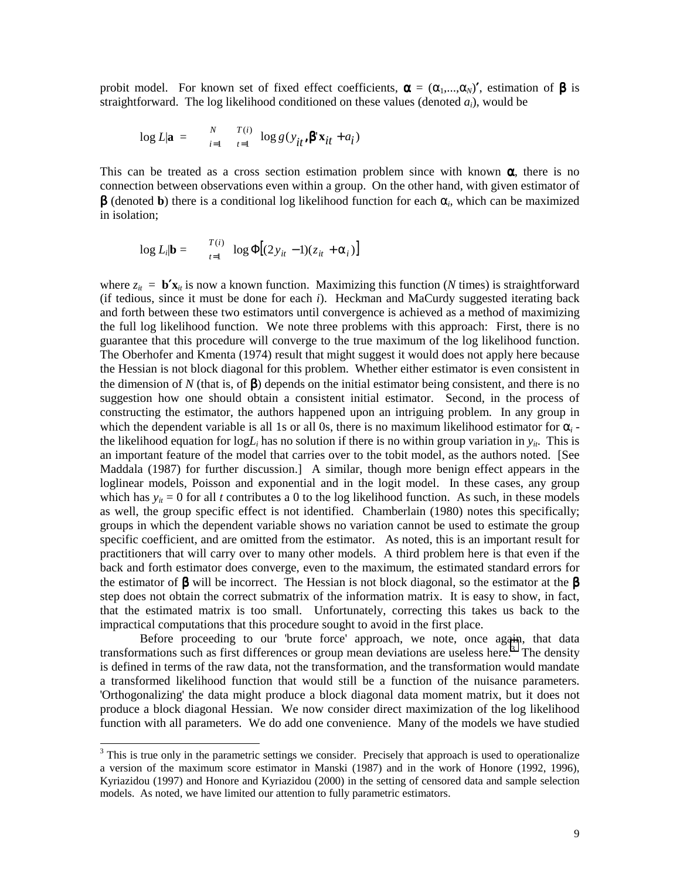probit model. For known set of fixed effect coefficients, $\boldsymbol{\alpha} = (\alpha_1,...,\alpha_N)'$, estimation of $\boldsymbol{\beta}$ is straightforward. The log likelihood conditioned on these values (denoted $a_i$), would be

$$\log L|\mathbf{a} = \sum_{i=1}^{N}\sum_{t=1}^{T(i)} \log g(y_{it}, \boldsymbol{\beta}'\mathbf{x}_{it} + a_i)$$

This can be treated as a cross section estimation problem since with known $\boldsymbol{\alpha}$, there is no connection between observations even within a group. On the other hand, with given estimator of $\boldsymbol{\beta}$ (denoted $\mathbf{b}$) there is a conditional log likelihood function for each $\alpha_i$, which can be maximized in isolation;

$$\log L_i|\mathbf{b} = \sum_{t=1}^{T(i)} \log \Phi\left[(2y_{it} - 1)(z_{it} + \alpha_i)\right]$$

where $z_{it} = \mathbf{b}'\mathbf{x}_{it}$ is now a known function. Maximizing this function ($N$ times) is straightforward (if tedious, since it must be done for each $i$). Heckman and MaCurdy suggested iterating back and forth between these two estimators until convergence is achieved as a method of maximizing the full log likelihood function. We note three problems with this approach: First, there is no guarantee that this procedure will converge to the true maximum of the log likelihood function. The Oberhofer and Kmenta (1974) result that might suggest it would does not apply here because the Hessian is not block diagonal for this problem. Whether either estimator is even consistent in the dimension of $N$ (that is, of $\boldsymbol{\beta}$) depends on the initial estimator being consistent, and there is no suggestion how one should obtain a consistent initial estimator. Second, in the process of constructing the estimator, the authors happened upon an intriguing problem. In any group in which the dependent variable is all 1s or all 0s, there is no maximum likelihood estimator for $\alpha_i$ - the likelihood equation for $\log L_i$ has no solution if there is no within group variation in $y_{it}$. This is an important feature of the model that carries over to the tobit model, as the authors noted. [See Maddala (1987) for further discussion.] A similar, though more benign effect appears in the loglinear models, Poisson and exponential and in the logit model. In these cases, any group which has $y_{it} = 0$ for all $t$ contributes a 0 to the log likelihood function. As such, in these models as well, the group specific effect is not identified. Chamberlain (1980) notes this specifically; groups in which the dependent variable shows no variation cannot be used to estimate the group specific coefficient, and are omitted from the estimator. As noted, this is an important result for practitioners that will carry over to many other models. A third problem here is that even if the back and forth estimator does converge, even to the maximum, the estimated standard errors for the estimator of $\boldsymbol{\beta}$ will be incorrect. The Hessian is not block diagonal, so the estimator at the $\boldsymbol{\beta}$ step does not obtain the correct submatrix of the information matrix. It is easy to show, in fact, that the estimated matrix is too small. Unfortunately, correcting this takes us back to the impractical computations that this procedure sought to avoid in the first place.

Before proceeding to our 'brute force' approach, we note, once again, that data transformations such as first differences or group mean deviations are useless here.[3] The density is defined in terms of the raw data, not the transformation, and the transformation would mandate a transformed likelihood function that would still be a function of the nuisance parameters. 'Orthogonalizing' the data might produce a block diagonal data moment matrix, but it does not produce a block diagonal Hessian. We now consider direct maximization of the log likelihood function with all parameters. We do add one convenience. Many of the models we have studied

---

[3] This is true only in the parametric settings we consider. Precisely that approach is used to operationalize a version of the maximum score estimator in Manski (1987) and in the work of Honore (1992, 1996), Kyriazidou (1997) and Honore and Kyriazidou (2000) in the setting of censored data and sample selection models. As noted, we have limited our attention to fully parametric estimators.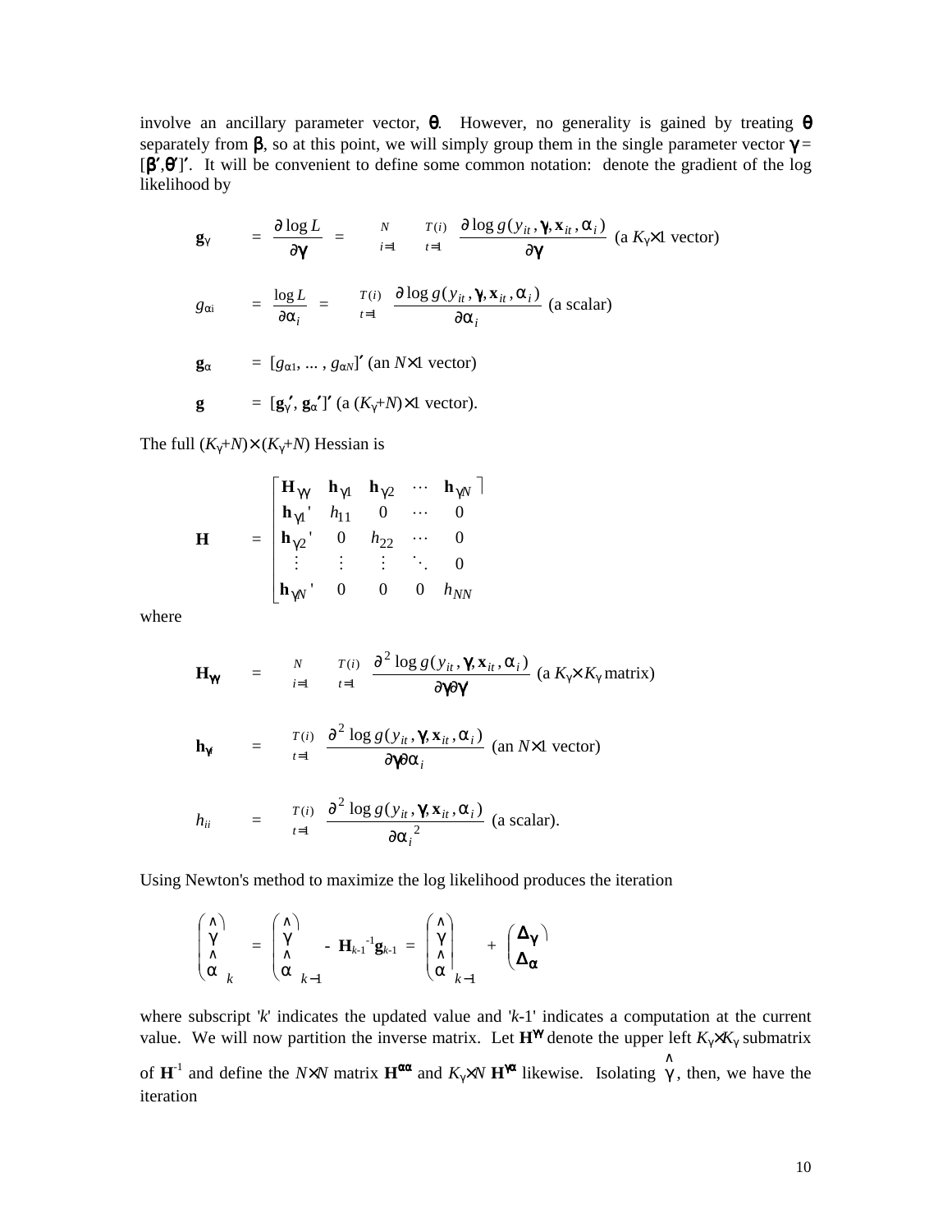involve an ancillary parameter vector, $\boldsymbol{\theta}$. However, no generality is gained by treating $\boldsymbol{\theta}$ separately from $\boldsymbol{\beta}$, so at this point, we will simply group them in the single parameter vector $\boldsymbol{\gamma} = [\boldsymbol{\beta}',\boldsymbol{\theta}']'$. It will be convenient to define some common notation: denote the gradient of the log likelihood by

$$\mathbf{g}_{\gamma} \quad = \quad \frac{\partial \log L}{\partial \boldsymbol{\gamma}} \quad = \quad \sum_{i=1}^{N} \sum_{t=1}^{T(i)} \frac{\partial \log g(y_{it}, \boldsymbol{\gamma}, \mathbf{x}_{it}, \alpha_i)}{\partial \boldsymbol{\gamma}} \text{ (a } K_{\gamma}\times 1 \text{ vector)}$$

$$g_{\alpha i} \quad = \quad \frac{\log L}{\partial \alpha_i} \quad = \quad \sum_{t=1}^{T(i)} \frac{\partial \log g(y_{it}, \boldsymbol{\gamma}, \mathbf{x}_{it}, \alpha_i)}{\partial \alpha_i} \text{ (a scalar)}$$

$$\mathbf{g}_{\alpha} \quad = \quad [g_{\alpha 1}, \ldots, g_{\alpha N}]' \text{ (an } N\times 1 \text{ vector)}$$

$$\mathbf{g} \quad = \quad [\mathbf{g}_{\gamma}', \mathbf{g}_{\alpha}']' \text{ (a } (K_{\gamma}+N)\times 1 \text{ vector).}$$

The full $(K_{\gamma}+N)\times(K_{\gamma}+N)$ Hessian is

$$\mathbf{H} \quad = \quad \begin{bmatrix} \mathbf{H}_{\gamma\gamma} & \mathbf{h}_{\gamma 1} & \mathbf{h}_{\gamma 2} & \cdots & \mathbf{h}_{\gamma N} \\ \mathbf{h}_{\gamma 1}' & h_{11} & 0 & \cdots & 0 \\ \mathbf{h}_{\gamma 2}' & 0 & h_{22} & \cdots & 0 \\ \vdots & \vdots & \vdots & \ddots & 0 \\ \mathbf{h}_{\gamma N}' & 0 & 0 & 0 & h_{NN} \end{bmatrix}$$

where

$$\mathbf{H}_{\gamma\gamma} \quad = \quad \sum_{i=1}^{N} \sum_{t=1}^{T(i)} \frac{\partial^2 \log g(y_{it}, \boldsymbol{\gamma}, \mathbf{x}_{it}, \alpha_i)}{\partial \boldsymbol{\gamma} \partial \boldsymbol{\gamma}'} \text{ (a } K_{\gamma}\times K_{\gamma} \text{ matrix)}$$

$$\mathbf{h}_{\gamma i} \quad = \quad \sum_{t=1}^{T(i)} \frac{\partial^2 \log g(y_{it}, \boldsymbol{\gamma}, \mathbf{x}_{it}, \alpha_i)}{\partial \boldsymbol{\gamma} \partial \alpha_i} \text{ (an } N\times 1 \text{ vector)}$$

$$h_{ii} \quad = \quad \sum_{t=1}^{T(i)} \frac{\partial^2 \log g(y_{it}, \boldsymbol{\gamma}, \mathbf{x}_{it}, \alpha_i)}{\partial \alpha_i^2} \text{ (a scalar).}$$

Using Newton's method to maximize the log likelihood produces the iteration

$$\begin{pmatrix} \hat{\boldsymbol{\gamma}} \\ \hat{\boldsymbol{\alpha}} \end{pmatrix}_k = \begin{pmatrix} \hat{\boldsymbol{\gamma}} \\ \hat{\boldsymbol{\alpha}} \end{pmatrix}_{k-1} - \mathbf{H}_{k-1}^{-1}\mathbf{g}_{k-1} = \begin{pmatrix} \hat{\boldsymbol{\gamma}} \\ \hat{\boldsymbol{\alpha}} \end{pmatrix}_{k-1} + \begin{pmatrix} \boldsymbol{\Delta}_{\gamma} \\ \boldsymbol{\Delta}_{\alpha} \end{pmatrix}$$

where subscript '$k$' indicates the updated value and '$k$-1' indicates a computation at the current value. We will now partition the inverse matrix. Let $\mathbf{H}^{\gamma\gamma}$ denote the upper left $K_{\gamma}\times K_{\gamma}$ submatrix of $\mathbf{H}^{-1}$ and define the $N\times N$ matrix $\mathbf{H}^{\alpha\alpha}$ and $K_{\gamma}\times N$ $\mathbf{H}^{\gamma\alpha}$ likewise. Isolating $\hat{\boldsymbol{\gamma}}$, then, we have the iteration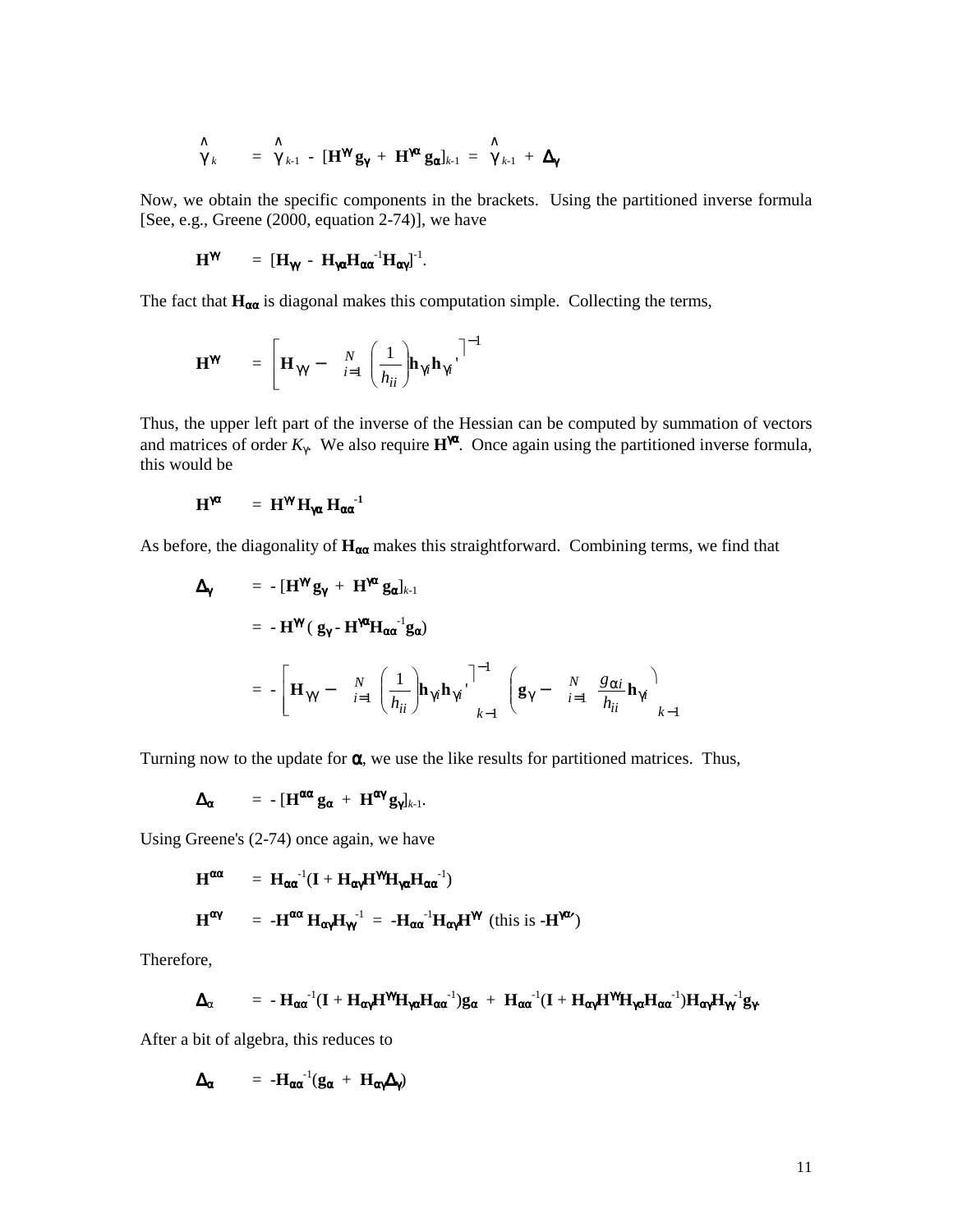$$\hat{\gamma}_k \quad = \quad \hat{\gamma}_{k-1} \; - \; [\mathbf{H}^{\gamma\gamma}\,\mathbf{g}_{\gamma} \; + \; \mathbf{H}^{\gamma\alpha}\,\mathbf{g}_{\alpha}]_{k-1} \; = \; \hat{\gamma}_{k-1} \; + \; \boldsymbol{\Delta}_{\gamma}$$

Now, we obtain the specific components in the brackets. Using the partitioned inverse formula [See, e.g., Greene (2000, equation 2-74)], we have

$$\mathbf{H}^{\gamma\gamma} \quad = \; [\mathbf{H}_{\gamma\gamma} \; - \; \mathbf{H}_{\gamma\alpha}\mathbf{H}_{\alpha\alpha}^{-1}\mathbf{H}_{\alpha\gamma}]^{-1}.$$

The fact that $\mathbf{H}_{\alpha\alpha}$ is diagonal makes this computation simple. Collecting the terms,

$$\mathbf{H}^{\gamma\gamma} \quad = \left[\mathbf{H}_{\gamma\gamma} - \sum_{i=1}^{N}\left(\frac{1}{h_{ii}}\right)\mathbf{h}_{\gamma i}\mathbf{h}_{\gamma i}{}'\right]^{-1}$$

Thus, the upper left part of the inverse of the Hessian can be computed by summation of vectors and matrices of order $K_{\gamma}$. We also require $\mathbf{H}^{\gamma\alpha}$. Once again using the partitioned inverse formula, this would be

$$\mathbf{H}^{\gamma\alpha} \quad = \; \mathbf{H}^{\gamma\gamma}\,\mathbf{H}_{\gamma\alpha}\,\mathbf{H}_{\alpha\alpha}^{-1}$$

As before, the diagonality of $\mathbf{H}_{\alpha\alpha}$ makes this straightforward. Combining terms, we find that

$$\begin{aligned}
\boldsymbol{\Delta}_{\gamma} \quad &= \; - \, [\mathbf{H}^{\gamma\gamma}\,\mathbf{g}_{\gamma} \; + \; \mathbf{H}^{\gamma\alpha}\,\mathbf{g}_{\alpha}]_{k-1} \\
&= \; - \, \mathbf{H}^{\gamma\gamma}\,(\,\mathbf{g}_{\gamma} - \mathbf{H}^{\gamma\alpha}\mathbf{H}_{\alpha\alpha}^{-1}\mathbf{g}_{\alpha}) \\
&= \; - \left[\mathbf{H}_{\gamma\gamma} - \sum_{i=1}^{N}\left(\frac{1}{h_{ii}}\right)\mathbf{h}_{\gamma i}\mathbf{h}_{\gamma i}{}'\right]_{k-1}^{-1}\left(\mathbf{g}_{\gamma} - \sum_{i=1}^{N}\frac{g_{\alpha i}}{h_{ii}}\mathbf{h}_{\gamma i}\right)_{k-1}
\end{aligned}$$

Turning now to the update for $\boldsymbol{\alpha}$, we use the like results for partitioned matrices. Thus,

$$\boldsymbol{\Delta}_{\alpha} \quad = \; - \, [\mathbf{H}^{\alpha\alpha}\,\mathbf{g}_{\alpha} \; + \; \mathbf{H}^{\alpha\gamma}\,\mathbf{g}_{\gamma}]_{k-1}.$$

Using Greene's (2-74) once again, we have

$$\begin{aligned}
\mathbf{H}^{\alpha\alpha} \quad &= \; \mathbf{H}_{\alpha\alpha}^{-1}(\mathbf{I} + \mathbf{H}_{\alpha\gamma}\mathbf{H}^{\gamma\gamma}\mathbf{H}_{\gamma\alpha}\mathbf{H}_{\alpha\alpha}^{-1}) \\
\mathbf{H}^{\alpha\gamma} \quad &= \; -\mathbf{H}^{\alpha\alpha}\,\mathbf{H}_{\alpha\gamma}\mathbf{H}_{\gamma\gamma}^{-1} \; = \; -\mathbf{H}_{\alpha\alpha}^{-1}\mathbf{H}_{\alpha\gamma}\mathbf{H}^{\gamma\gamma} \;\; \text{(this is } -\mathbf{H}^{\gamma\alpha\prime}\text{)}
\end{aligned}$$

Therefore,

$$\boldsymbol{\Delta}_{\alpha} \quad = \; - \, \mathbf{H}_{\alpha\alpha}^{-1}(\mathbf{I} + \mathbf{H}_{\alpha\gamma}\mathbf{H}^{\gamma\gamma}\mathbf{H}_{\gamma\alpha}\mathbf{H}_{\alpha\alpha}^{-1})\mathbf{g}_{\alpha} \; + \; \mathbf{H}_{\alpha\alpha}^{-1}(\mathbf{I} + \mathbf{H}_{\alpha\gamma}\mathbf{H}^{\gamma\gamma}\mathbf{H}_{\gamma\alpha}\mathbf{H}_{\alpha\alpha}^{-1})\mathbf{H}_{\alpha\gamma}\mathbf{H}_{\gamma\gamma}^{-1}\mathbf{g}_{\gamma}.$$

After a bit of algebra, this reduces to

$$\boldsymbol{\Delta}_{\alpha} \quad = \; -\mathbf{H}_{\alpha\alpha}^{-1}(\mathbf{g}_{\alpha} \; + \; \mathbf{H}_{\alpha\gamma}\boldsymbol{\Delta}_{\gamma})$$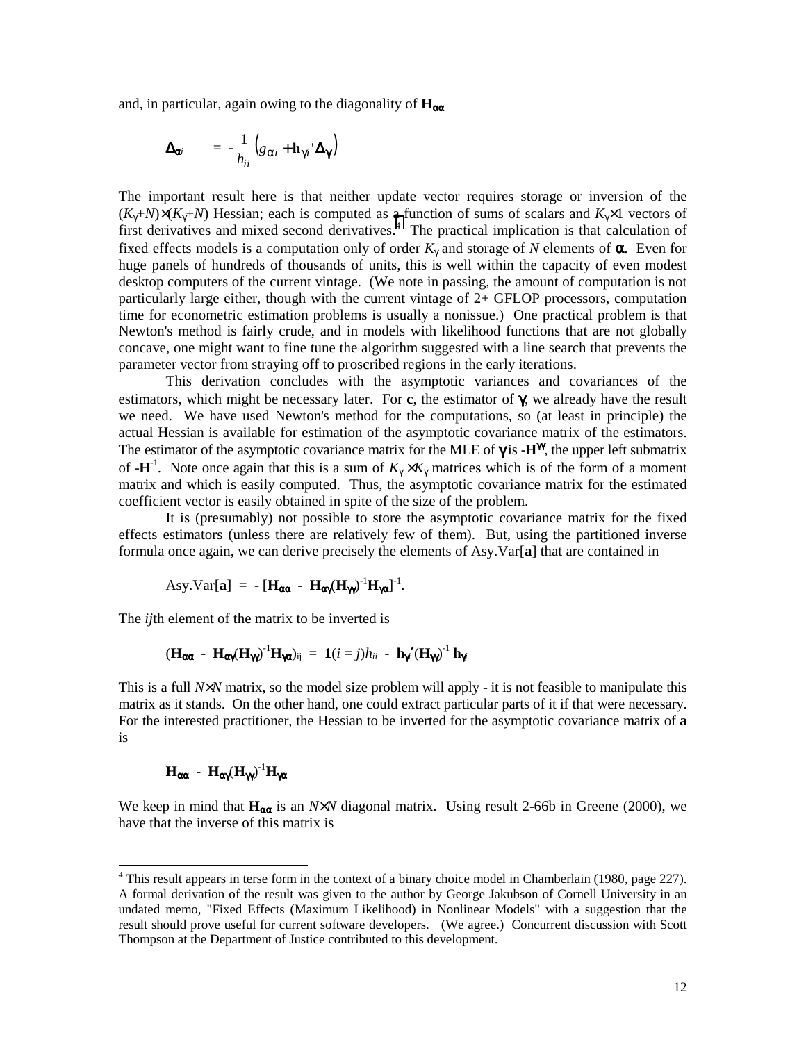and, in particular, again owing to the diagonality of $\mathbf{H}_{\alpha\alpha}$

$$\Delta_{\alpha i} \quad = -\frac{1}{h_{ii}}\left(g_{\alpha i} + \mathbf{h}_{\gamma i}'\Delta_{\gamma}\right)$$

The important result here is that neither update vector requires storage or inversion of the $(K_\gamma+N)\times(K_\gamma+N)$ Hessian; each is computed as a function of sums of scalars and $K_\gamma\times 1$ vectors of first derivatives and mixed second derivatives.[4] The practical implication is that calculation of fixed effects models is a computation only of order $K_\gamma$ and storage of $N$ elements of $\alpha$. Even for huge panels of hundreds of thousands of units, this is well within the capacity of even modest desktop computers of the current vintage. (We note in passing, the amount of computation is not particularly large either, though with the current vintage of 2+ GFLOP processors, computation time for econometric estimation problems is usually a nonissue.) One practical problem is that Newton's method is fairly crude, and in models with likelihood functions that are not globally concave, one might want to fine tune the algorithm suggested with a line search that prevents the parameter vector from straying off to proscribed regions in the early iterations.

This derivation concludes with the asymptotic variances and covariances of the estimators, which might be necessary later. For $\mathbf{c}$, the estimator of $\gamma$, we already have the result we need. We have used Newton's method for the computations, so (at least in principle) the actual Hessian is available for estimation of the asymptotic covariance matrix of the estimators. The estimator of the asymptotic covariance matrix for the MLE of $\gamma$ is $-\mathbf{H}^{\gamma\gamma}$, the upper left submatrix of $-\mathbf{H}^{-1}$. Note once again that this is a sum of $K_\gamma\times K_\gamma$ matrices which is of the form of a moment matrix and which is easily computed. Thus, the asymptotic covariance matrix for the estimated coefficient vector is easily obtained in spite of the size of the problem.

It is (presumably) not possible to store the asymptotic covariance matrix for the fixed effects estimators (unless there are relatively few of them). But, using the partitioned inverse formula once again, we can derive precisely the elements of Asy.Var[$\mathbf{a}$] that are contained in

$$\text{Asy.Var}[\mathbf{a}] = -[\mathbf{H}_{\alpha\alpha} - \mathbf{H}_{\alpha\gamma}(\mathbf{H}_{\gamma\gamma})^{-1}\mathbf{H}_{\gamma\alpha}]^{-1}.$$

The $ij$th element of the matrix to be inverted is

$$(\mathbf{H}_{\alpha\alpha} - \mathbf{H}_{\alpha\gamma}(\mathbf{H}_{\gamma\gamma})^{-1}\mathbf{H}_{\gamma\alpha})_{ij} = \mathbf{1}(i=j)h_{ii} - \mathbf{h}_{\gamma i}'(\mathbf{H}_{\gamma\gamma})^{-1}\mathbf{h}_{\gamma j}$$

This is a full $N\times N$ matrix, so the model size problem will apply - it is not feasible to manipulate this matrix as it stands. On the other hand, one could extract particular parts of it if that were necessary. For the interested practitioner, the Hessian to be inverted for the asymptotic covariance matrix of $\mathbf{a}$ is

$$\mathbf{H}_{\alpha\alpha} - \mathbf{H}_{\alpha\gamma}(\mathbf{H}_{\gamma\gamma})^{-1}\mathbf{H}_{\gamma\alpha}$$

We keep in mind that $\mathbf{H}_{\alpha\alpha}$ is an $N\times N$ diagonal matrix. Using result 2-66b in Greene (2000), we have that the inverse of this matrix is

---

[4] This result appears in terse form in the context of a binary choice model in Chamberlain (1980, page 227). A formal derivation of the result was given to the author by George Jakubson of Cornell University in an undated memo, "Fixed Effects (Maximum Likelihood) in Nonlinear Models" with a suggestion that the result should prove useful for current software developers. (We agree.) Concurrent discussion with Scott Thompson at the Department of Justice contributed to this development.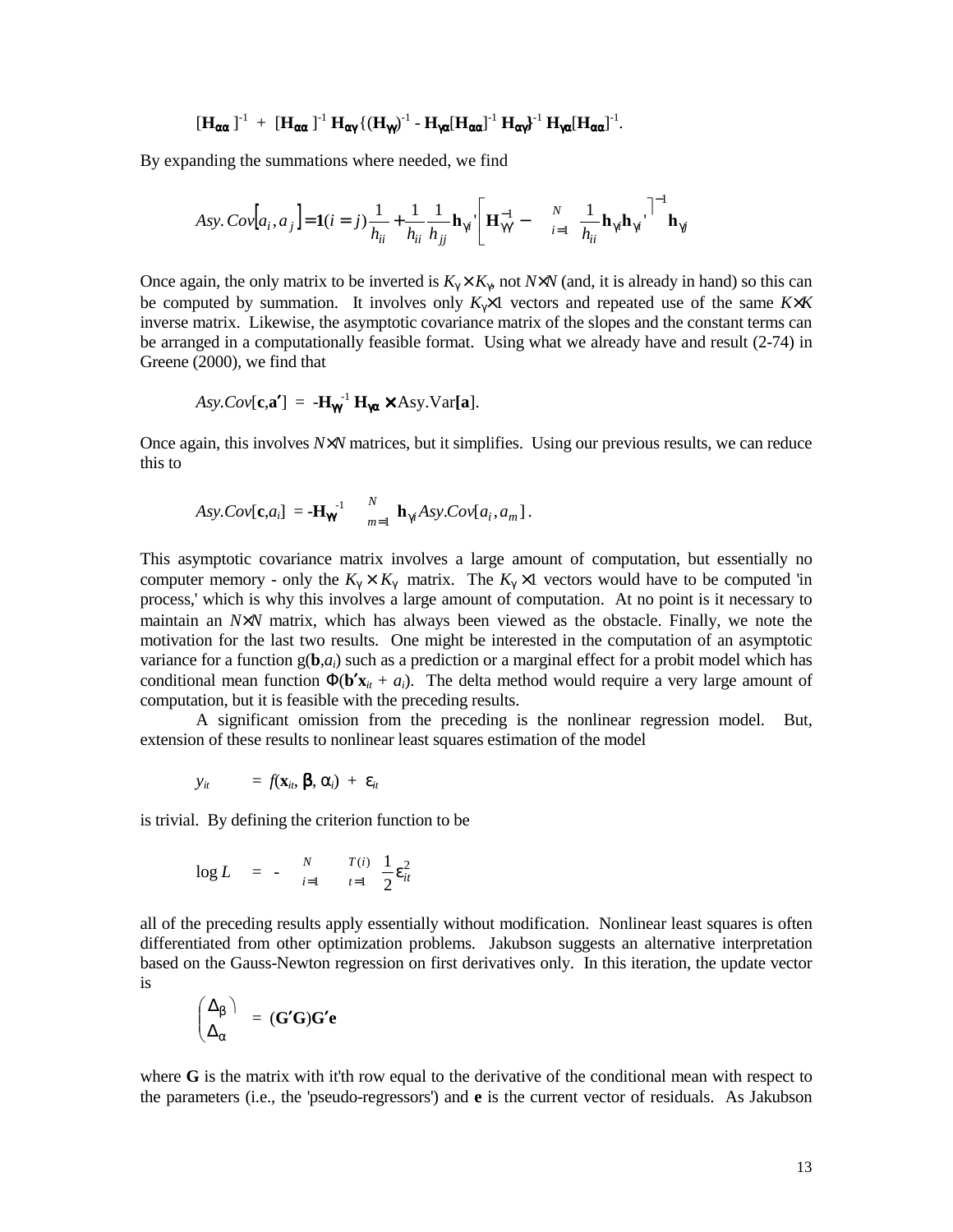$$[\mathbf{H}_{\alpha\alpha}]^{-1} + [\mathbf{H}_{\alpha\alpha}]^{-1} \mathbf{H}_{\alpha\gamma}\{(\mathbf{H}_{\gamma\gamma})^{-1} - \mathbf{H}_{\gamma\alpha}[\mathbf{H}_{\alpha\alpha}]^{-1} \mathbf{H}_{\alpha\gamma}\}^{-1} \mathbf{H}_{\gamma\alpha}[\mathbf{H}_{\alpha\alpha}]^{-1}.$$

By expanding the summations where needed, we find

$$Asy.Cov\left[a_i, a_j\right] = \mathbf{1}(i=j)\frac{1}{h_{ii}} + \frac{1}{h_{ii}}\frac{1}{h_{jj}}\mathbf{h}_{\gamma i}'\left[\mathbf{H}_{\gamma\gamma}^{-1} - \sum_{i=1}^{N}\frac{1}{h_{ii}}\mathbf{h}_{\gamma i}\mathbf{h}_{\gamma i}'\right]^{-1}\mathbf{h}_{\gamma j}$$

Once again, the only matrix to be inverted is $K_\gamma \times K_\gamma$, not $N\times N$ (and, it is already in hand) so this can be computed by summation. It involves only $K_\gamma \times 1$ vectors and repeated use of the same $K\times K$ inverse matrix. Likewise, the asymptotic covariance matrix of the slopes and the constant terms can be arranged in a computationally feasible format. Using what we already have and result (2-74) in Greene (2000), we find that

$$Asy.Cov[\mathbf{c},\mathbf{a}'] = -\mathbf{H}_{\gamma\gamma}^{-1}\mathbf{H}_{\gamma\alpha} \times \text{Asy.Var}[\mathbf{a}].$$

Once again, this involves $N\times N$ matrices, but it simplifies. Using our previous results, we can reduce this to

$$Asy.Cov[\mathbf{c},a_i] = -\mathbf{H}_{\gamma\gamma}^{-1}\sum_{m=1}^{N}\mathbf{h}_{\gamma i}Asy.Cov[a_i, a_m].$$

This asymptotic covariance matrix involves a large amount of computation, but essentially no computer memory - only the $K_\gamma \times K_\gamma$ matrix. The $K_\gamma \times 1$ vectors would have to be computed 'in process,' which is why this involves a large amount of computation. At no point is it necessary to maintain an $N\times N$ matrix, which has always been viewed as the obstacle. Finally, we note the motivation for the last two results. One might be interested in the computation of an asymptotic variance for a function g($\mathbf{b}$,$a_i$) such as a prediction or a marginal effect for a probit model which has conditional mean function $\Phi(\mathbf{b}'\mathbf{x}_{it} + a_i)$. The delta method would require a very large amount of computation, but it is feasible with the preceding results.

A significant omission from the preceding is the nonlinear regression model. But, extension of these results to nonlinear least squares estimation of the model

$$y_{it} = f(\mathbf{x}_{it}, \beta, \alpha_i) + \varepsilon_{it}$$

is trivial. By defining the criterion function to be

$$\log L = -\sum_{i=1}^{N}\sum_{t=1}^{T(i)}\frac{1}{2}\varepsilon_{it}^2$$

all of the preceding results apply essentially without modification. Nonlinear least squares is often differentiated from other optimization problems. Jakubson suggests an alternative interpretation based on the Gauss-Newton regression on first derivatives only. In this iteration, the update vector is

$$\begin{pmatrix}\Delta_\beta \\ \Delta_\alpha\end{pmatrix} = (\mathbf{G}'\mathbf{G})\mathbf{G}'\mathbf{e}$$

where $\mathbf{G}$ is the matrix with it'th row equal to the derivative of the conditional mean with respect to the parameters (i.e., the 'pseudo-regressors') and $\mathbf{e}$ is the current vector of residuals. As Jakubson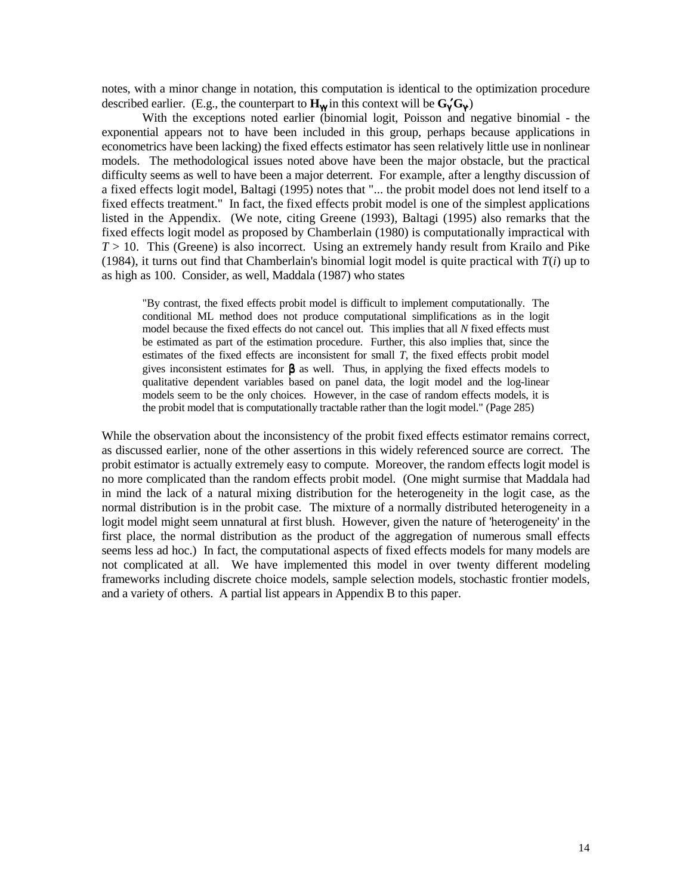notes, with a minor change in notation, this computation is identical to the optimization procedure described earlier. (E.g., the counterpart to $\mathbf{H}_{\gamma\gamma}$ in this context will be $\mathbf{G}_\gamma'\mathbf{G}_\gamma$.)

With the exceptions noted earlier (binomial logit, Poisson and negative binomial - the exponential appears not to have been included in this group, perhaps because applications in econometrics have been lacking) the fixed effects estimator has seen relatively little use in nonlinear models. The methodological issues noted above have been the major obstacle, but the practical difficulty seems as well to have been a major deterrent. For example, after a lengthy discussion of a fixed effects logit model, Baltagi (1995) notes that "... the probit model does not lend itself to a fixed effects treatment." In fact, the fixed effects probit model is one of the simplest applications listed in the Appendix. (We note, citing Greene (1993), Baltagi (1995) also remarks that the fixed effects logit model as proposed by Chamberlain (1980) is computationally impractical with $T > 10$. This (Greene) is also incorrect. Using an extremely handy result from Krailo and Pike (1984), it turns out find that Chamberlain's binomial logit model is quite practical with $T(i)$ up to as high as 100. Consider, as well, Maddala (1987) who states

> "By contrast, the fixed effects probit model is difficult to implement computationally. The conditional ML method does not produce computational simplifications as in the logit model because the fixed effects do not cancel out. This implies that all $N$ fixed effects must be estimated as part of the estimation procedure. Further, this also implies that, since the estimates of the fixed effects are inconsistent for small $T$, the fixed effects probit model gives inconsistent estimates for $\beta$ as well. Thus, in applying the fixed effects models to qualitative dependent variables based on panel data, the logit model and the log-linear models seem to be the only choices. However, in the case of random effects models, it is the probit model that is computationally tractable rather than the logit model." (Page 285)

While the observation about the inconsistency of the probit fixed effects estimator remains correct, as discussed earlier, none of the other assertions in this widely referenced source are correct. The probit estimator is actually extremely easy to compute. Moreover, the random effects logit model is no more complicated than the random effects probit model. (One might surmise that Maddala had in mind the lack of a natural mixing distribution for the heterogeneity in the logit case, as the normal distribution is in the probit case. The mixture of a normally distributed heterogeneity in a logit model might seem unnatural at first blush. However, given the nature of 'heterogeneity' in the first place, the normal distribution as the product of the aggregation of numerous small effects seems less ad hoc.) In fact, the computational aspects of fixed effects models for many models are not complicated at all. We have implemented this model in over twenty different modeling frameworks including discrete choice models, sample selection models, stochastic frontier models, and a variety of others. A partial list appears in Appendix B to this paper.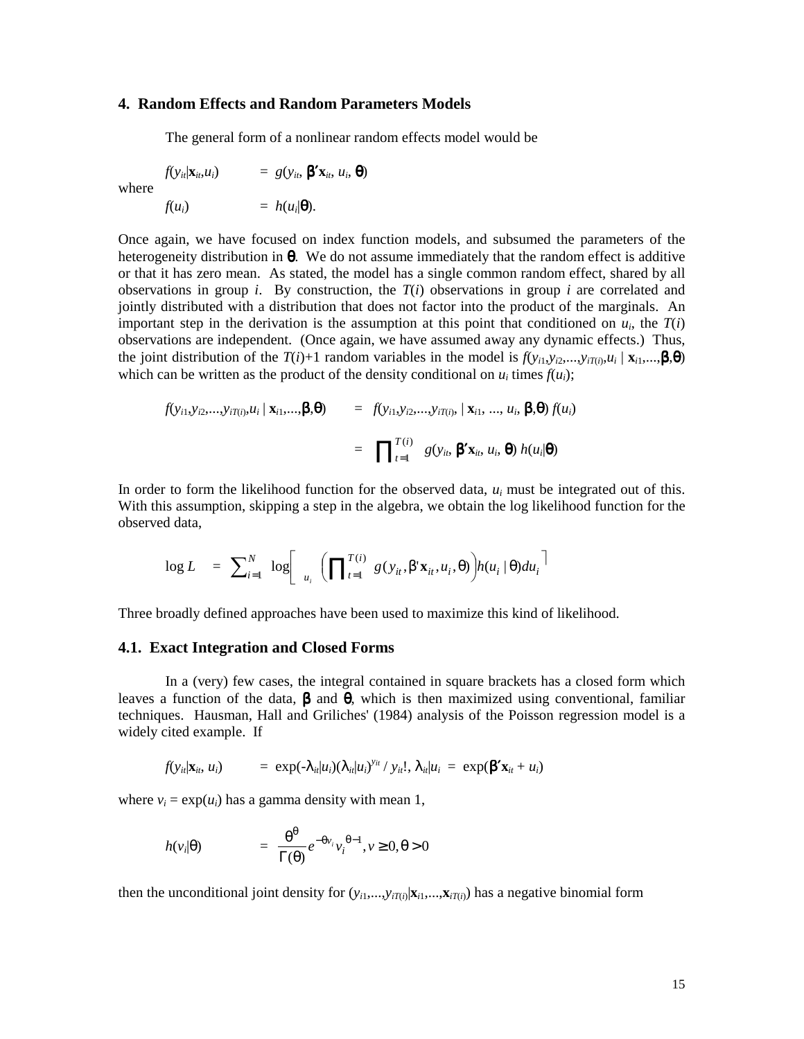## 4. Random Effects and Random Parameters Models

The general form of a nonlinear random effects model would be

$$f(y_{it}|\mathbf{x}_{it},u_i) \quad = \quad g(y_{it}, \boldsymbol{\beta}'\mathbf{x}_{it}, u_i, \boldsymbol{\theta})$$

where

$$f(u_i) \quad = \quad h(u_i|\boldsymbol{\theta}).$$

Once again, we have focused on index function models, and subsumed the parameters of the heterogeneity distribution in $\boldsymbol{\theta}$. We do not assume immediately that the random effect is additive or that it has zero mean. As stated, the model has a single common random effect, shared by all observations in group $i$. By construction, the $T(i)$ observations in group $i$ are correlated and jointly distributed with a distribution that does not factor into the product of the marginals. An important step in the derivation is the assumption at this point that conditioned on $u_i$, the $T(i)$ observations are independent. (Once again, we have assumed away any dynamic effects.) Thus, the joint distribution of the $T(i)+1$ random variables in the model is $f(y_{i1},y_{i2},...,y_{iT(i)},u_i \mid \mathbf{x}_{i1},...,\boldsymbol{\beta},\boldsymbol{\theta})$ which can be written as the product of the density conditional on $u_i$ times $f(u_i)$;

$$\begin{aligned} f(y_{i1},y_{i2},...,y_{iT(i)},u_i \mid \mathbf{x}_{i1},...,\boldsymbol{\beta},\boldsymbol{\theta}) &= f(y_{i1},y_{i2},...,y_{iT(i)}, \mid \mathbf{x}_{i1}, ..., u_i, \boldsymbol{\beta},\boldsymbol{\theta})\, f(u_i) \\ &= \prod_{t=1}^{T(i)} g(y_{it}, \boldsymbol{\beta}'\mathbf{x}_{it}, u_i, \boldsymbol{\theta})\, h(u_i|\boldsymbol{\theta}) \end{aligned}$$

In order to form the likelihood function for the observed data, $u_i$ must be integrated out of this. With this assumption, skipping a step in the algebra, we obtain the log likelihood function for the observed data,

$$\log L \quad = \quad \sum_{i=1}^{N} \log\left[\int_{u_i} \left(\prod_{t=1}^{T(i)} g(y_{it}, \boldsymbol{\beta}'\mathbf{x}_{it}, u_i, \boldsymbol{\theta})\right) h(u_i \mid \boldsymbol{\theta})\, du_i\right]$$

Three broadly defined approaches have been used to maximize this kind of likelihood.

### 4.1. Exact Integration and Closed Forms

In a (very) few cases, the integral contained in square brackets has a closed form which leaves a function of the data, $\boldsymbol{\beta}$ and $\boldsymbol{\theta}$, which is then maximized using conventional, familiar techniques. Hausman, Hall and Griliches' (1984) analysis of the Poisson regression model is a widely cited example. If

$$f(y_{it}|\mathbf{x}_{it}, u_i) \quad = \quad \exp(-\lambda_{it}|u_i)(\lambda_{it}|u_i)^{y_{it}} / y_{it}!, \; \lambda_{it}|u_i = \exp(\boldsymbol{\beta}'\mathbf{x}_{it} + u_i)$$

where $v_i = \exp(u_i)$ has a gamma density with mean 1,

$$h(v_i|\theta) \quad = \quad \frac{\theta^{\theta}}{\Gamma(\theta)} e^{-\theta v_i} v_i^{\theta-1}, v \geq 0, \theta > 0$$

then the unconditional joint density for $(y_{i1},...,y_{iT(i)}|\mathbf{x}_{i1},...,\mathbf{x}_{iT(i)})$ has a negative binomial form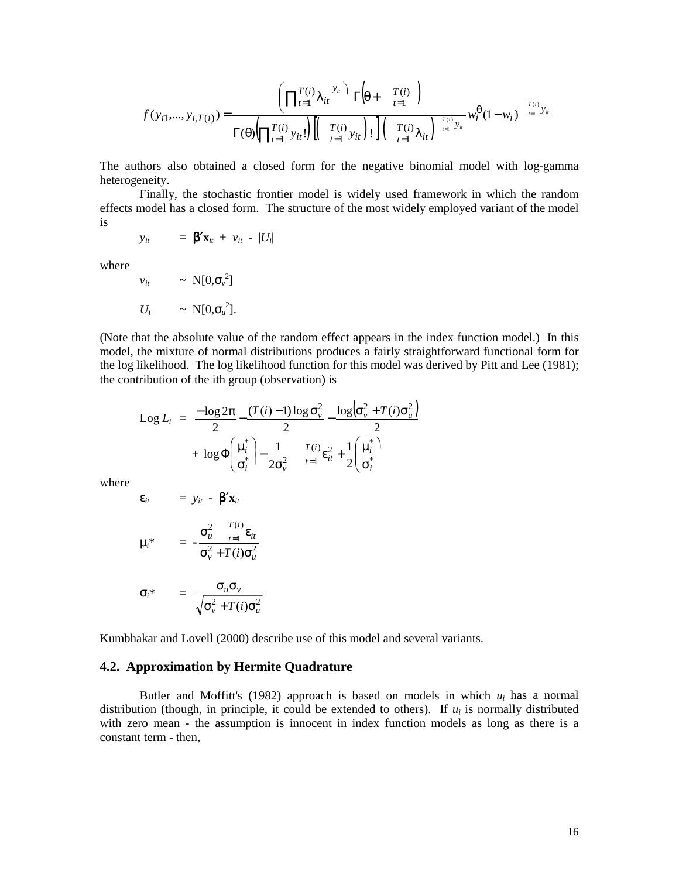$$f(y_{i1},...,y_{i,T(i)}) = \frac{\left(\prod_{t=1}^{T(i)} \lambda_{it}^{\;y_{it}}\right) \Gamma\left(\theta + \sum_{t=1}^{T(i)} y_{it}\right)}{\Gamma(\theta)\left(\prod_{t=1}^{T(i)} y_{it}!\right)\left[\left(\sum_{t=1}^{T(i)} y_{it}\right)!\right]\left(\sum_{t=1}^{T(i)} \lambda_{it}\right)^{\sum_{t=1}^{T(i)} y_{it}}} w_i^{\theta}(1-w_i)^{\sum_{t=1}^{T(i)} y_{it}}$$

The authors also obtained a closed form for the negative binomial model with log-gamma heterogeneity.

Finally, the stochastic frontier model is widely used framework in which the random effects model has a closed form. The structure of the most widely employed variant of the model is

$$y_{it} \quad = \beta'\mathbf{x}_{it} + v_{it} - |U_i|$$

where

$$v_{it} \quad \sim \text{N}[0,\sigma_v^2]$$

$$U_i \quad \sim \text{N}[0,\sigma_u^2].$$

(Note that the absolute value of the random effect appears in the index function model.) In this model, the mixture of normal distributions produces a fairly straightforward functional form for the log likelihood. The log likelihood function for this model was derived by Pitt and Lee (1981); the contribution of the ith group (observation) is

$$\text{Log } L_i = \frac{-\log 2\pi}{2} - \frac{(T(i)-1)\log\sigma_v^2}{2} - \frac{\log\left(\sigma_v^2 + T(i)\sigma_u^2\right)}{2}$$
$$+ \log\Phi\left(\frac{\mu_i^*}{\sigma_i^*}\right) - \frac{1}{2\sigma_v^2}\sum_{t=1}^{T(i)} \varepsilon_{it}^2 + \frac{1}{2}\left(\frac{\mu_i^*}{\sigma_i^*}\right)^2$$

where

$$\varepsilon_{it} \quad = y_{it} - \beta'\mathbf{x}_{it}$$

$$\mu_i^* \quad = -\frac{\sigma_u^2 \sum_{t=1}^{T(i)} \varepsilon_{it}}{\sigma_v^2 + T(i)\sigma_u^2}$$

$$\sigma_i^* \quad = \frac{\sigma_u \sigma_v}{\sqrt{\sigma_v^2 + T(i)\sigma_u^2}}$$

Kumbhakar and Lovell (2000) describe use of this model and several variants.

### 4.2. Approximation by Hermite Quadrature

Butler and Moffitt's (1982) approach is based on models in which $u_i$ has a normal distribution (though, in principle, it could be extended to others). If $u_i$ is normally distributed with zero mean - the assumption is innocent in index function models as long as there is a constant term - then,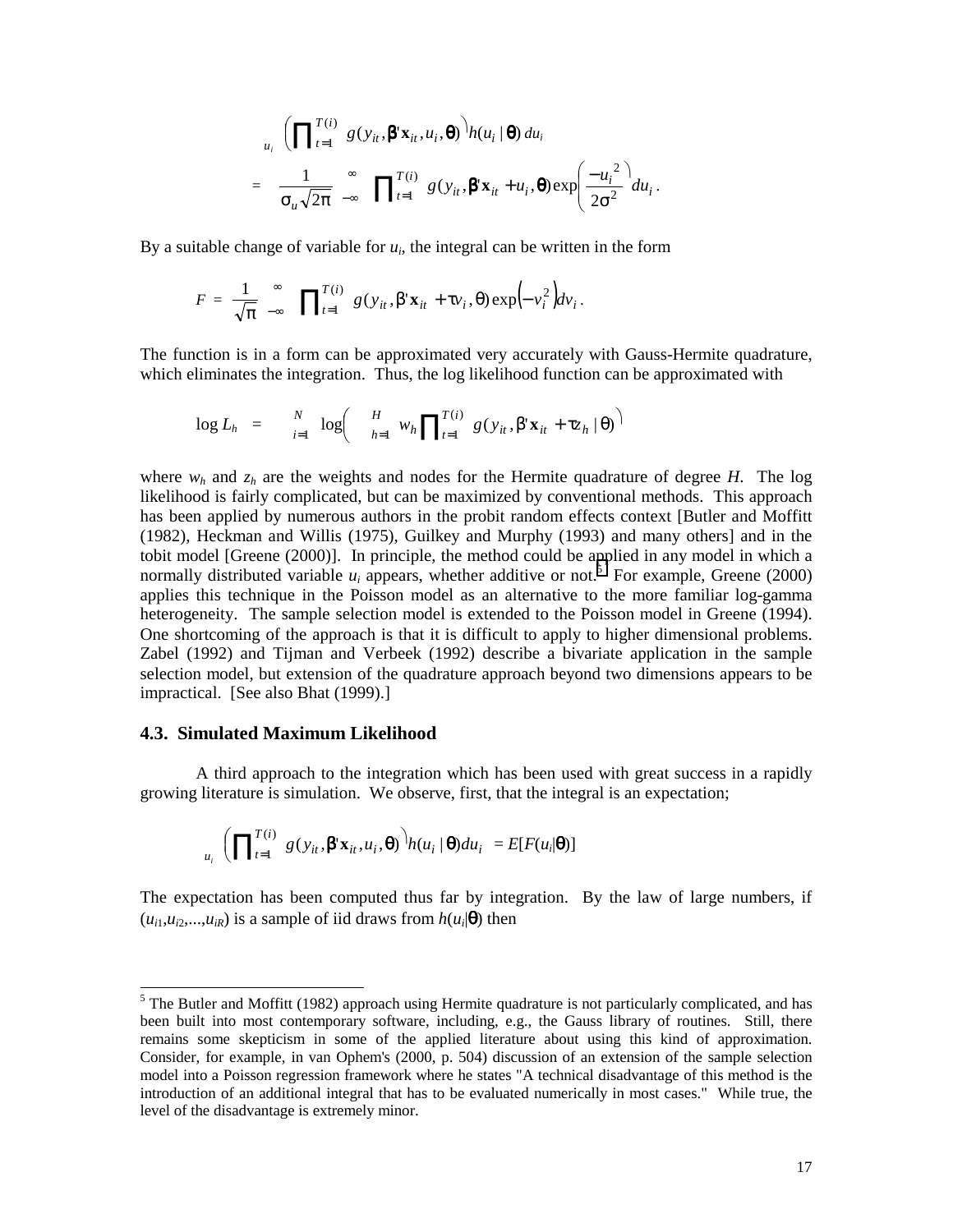$$\int_{u_i} \left( \prod_{t=1}^{T(i)} g(y_{it}, \boldsymbol{\beta}'\mathbf{x}_{it}, u_i, \boldsymbol{\theta}) \right) h(u_i \mid \boldsymbol{\theta})\, du_i$$

$$= \frac{1}{\sigma_u \sqrt{2\pi}} \int_{-\infty}^{\infty} \prod_{t=1}^{T(i)} g(y_{it}, \boldsymbol{\beta}'\mathbf{x}_{it} + u_i, \boldsymbol{\theta}) \exp\left( \frac{-u_i^{\,2}}{2\sigma^2} \right) du_i \,.$$

By a suitable change of variable for $u_i$, the integral can be written in the form

$$F = \frac{1}{\sqrt{\pi}} \int_{-\infty}^{\infty} \prod_{t=1}^{T(i)} g(y_{it}, \beta'\mathbf{x}_{it} + \tau v_i, \theta) \exp\left( -v_i^2 \right) dv_i \,.$$

The function is in a form can be approximated very accurately with Gauss-Hermite quadrature, which eliminates the integration. Thus, the log likelihood function can be approximated with

$$\log L_h = \sum_{i=1}^{N} \log\left( \sum_{h=1}^{H} w_h \prod_{t=1}^{T(i)} g(y_{it}, \beta'\mathbf{x}_{it} + \tau z_h \mid \theta) \right)$$

where $w_h$ and $z_h$ are the weights and nodes for the Hermite quadrature of degree $H$. The log likelihood is fairly complicated, but can be maximized by conventional methods. This approach has been applied by numerous authors in the probit random effects context [Butler and Moffitt (1982), Heckman and Willis (1975), Guilkey and Murphy (1993) and many others] and in the tobit model [Greene (2000)]. In principle, the method could be applied in any model in which a normally distributed variable $u_i$ appears, whether additive or not.[5] For example, Greene (2000) applies this technique in the Poisson model as an alternative to the more familiar log-gamma heterogeneity. The sample selection model is extended to the Poisson model in Greene (1994). One shortcoming of the approach is that it is difficult to apply to higher dimensional problems. Zabel (1992) and Tijman and Verbeek (1992) describe a bivariate application in the sample selection model, but extension of the quadrature approach beyond two dimensions appears to be impractical. [See also Bhat (1999).]

### 4.3. Simulated Maximum Likelihood

A third approach to the integration which has been used with great success in a rapidly growing literature is simulation. We observe, first, that the integral is an expectation;

$$\int_{u_i} \left( \prod_{t=1}^{T(i)} g(y_{it}, \boldsymbol{\beta}'\mathbf{x}_{it}, u_i, \boldsymbol{\theta}) \right) h(u_i \mid \boldsymbol{\theta}) du_i = E[F(u_i|\boldsymbol{\theta})]$$

The expectation has been computed thus far by integration. By the law of large numbers, if $(u_{i1}, u_{i2}, ..., u_{iR})$ is a sample of iid draws from $h(u_i|\boldsymbol{\theta})$ then

---

[5] The Butler and Moffitt (1982) approach using Hermite quadrature is not particularly complicated, and has been built into most contemporary software, including, e.g., the Gauss library of routines. Still, there remains some skepticism in some of the applied literature about using this kind of approximation. Consider, for example, in van Ophem's (2000, p. 504) discussion of an extension of the sample selection model into a Poisson regression framework where he states "A technical disadvantage of this method is the introduction of an additional integral that has to be evaluated numerically in most cases." While true, the level of the disadvantage is extremely minor.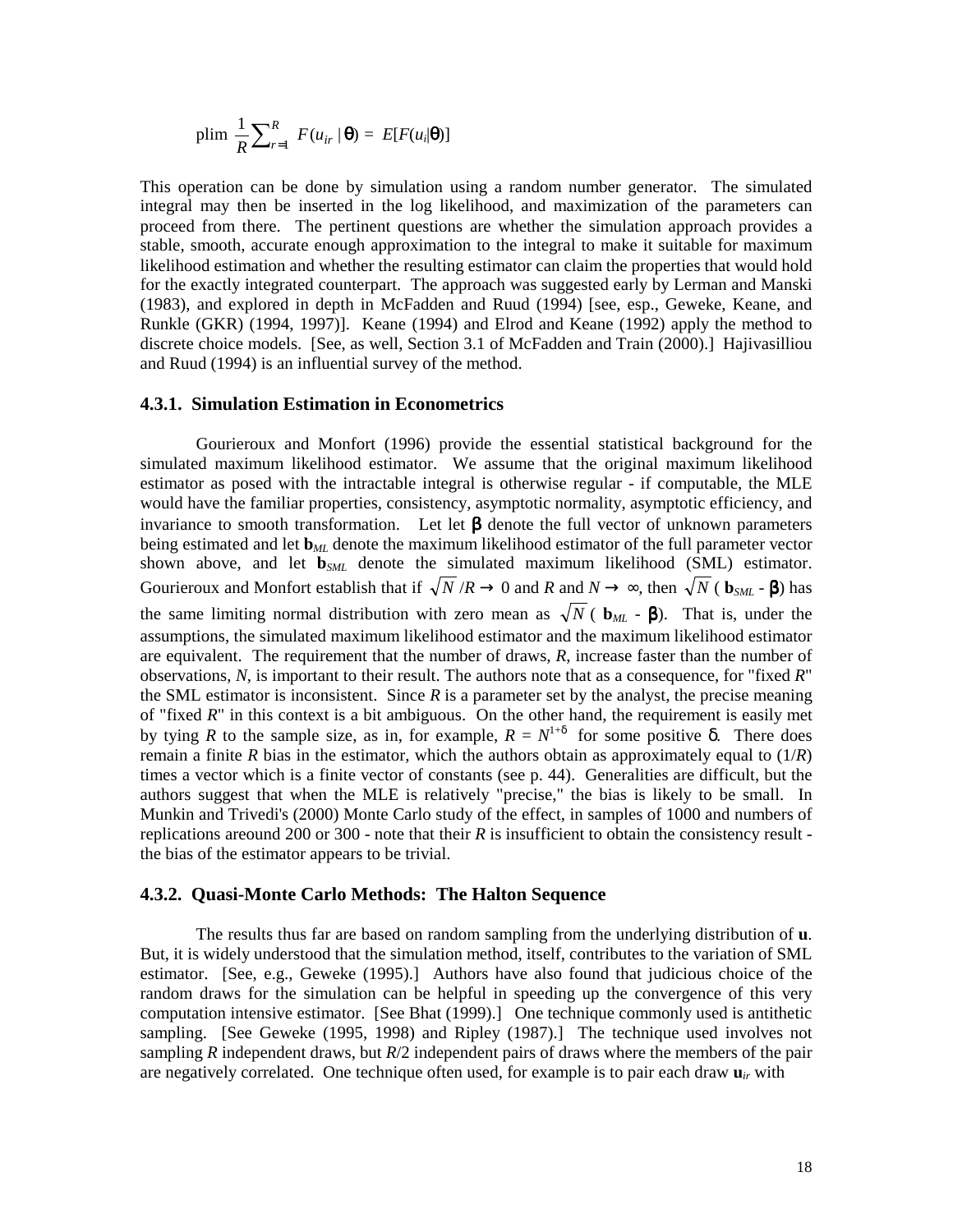$$\text{plim } \frac{1}{R}\sum_{r=1}^{R} F(u_{ir} \mid \theta) = E[F(u_i|\theta)]$$

This operation can be done by simulation using a random number generator. The simulated integral may then be inserted in the log likelihood, and maximization of the parameters can proceed from there. The pertinent questions are whether the simulation approach provides a stable, smooth, accurate enough approximation to the integral to make it suitable for maximum likelihood estimation and whether the resulting estimator can claim the properties that would hold for the exactly integrated counterpart. The approach was suggested early by Lerman and Manski (1983), and explored in depth in McFadden and Ruud (1994) [see, esp., Geweke, Keane, and Runkle (GKR) (1994, 1997)]. Keane (1994) and Elrod and Keane (1992) apply the method to discrete choice models. [See, as well, Section 3.1 of McFadden and Train (2000).] Hajivasilliou and Ruud (1994) is an influential survey of the method.

### 4.3.1. Simulation Estimation in Econometrics

Gourieroux and Monfort (1996) provide the essential statistical background for the simulated maximum likelihood estimator. We assume that the original maximum likelihood estimator as posed with the intractable integral is otherwise regular - if computable, the MLE would have the familiar properties, consistency, asymptotic normality, asymptotic efficiency, and invariance to smooth transformation. Let let $\beta$ denote the full vector of unknown parameters being estimated and let $\mathbf{b}_{ML}$ denote the maximum likelihood estimator of the full parameter vector shown above, and let $\mathbf{b}_{SML}$ denote the simulated maximum likelihood (SML) estimator. Gourieroux and Monfort establish that if $\sqrt{N}/R \rightarrow 0$ and $R$ and $N \rightarrow \infty$, then $\sqrt{N}(\mathbf{b}_{SML} - \beta)$ has the same limiting normal distribution with zero mean as $\sqrt{N}(\mathbf{b}_{ML} - \beta)$. That is, under the assumptions, the simulated maximum likelihood estimator and the maximum likelihood estimator are equivalent. The requirement that the number of draws, $R$, increase faster than the number of observations, $N$, is important to their result. The authors note that as a consequence, for "fixed $R$" the SML estimator is inconsistent. Since $R$ is a parameter set by the analyst, the precise meaning of "fixed $R$" in this context is a bit ambiguous. On the other hand, the requirement is easily met by tying $R$ to the sample size, as in, for example, $R = N^{1+\delta}$ for some positive $\delta$. There does remain a finite $R$ bias in the estimator, which the authors obtain as approximately equal to $(1/R)$ times a vector which is a finite vector of constants (see p. 44). Generalities are difficult, but the authors suggest that when the MLE is relatively "precise," the bias is likely to be small. In Munkin and Trivedi's (2000) Monte Carlo study of the effect, in samples of 1000 and numbers of replications areound 200 or 300 - note that their $R$ is insufficient to obtain the consistency result - the bias of the estimator appears to be trivial.

### 4.3.2. Quasi-Monte Carlo Methods: The Halton Sequence

The results thus far are based on random sampling from the underlying distribution of $\mathbf{u}$. But, it is widely understood that the simulation method, itself, contributes to the variation of SML estimator. [See, e.g., Geweke (1995).] Authors have also found that judicious choice of the random draws for the simulation can be helpful in speeding up the convergence of this very computation intensive estimator. [See Bhat (1999).] One technique commonly used is antithetic sampling. [See Geweke (1995, 1998) and Ripley (1987).] The technique used involves not sampling $R$ independent draws, but $R/2$ independent pairs of draws where the members of the pair are negatively correlated. One technique often used, for example is to pair each draw $\mathbf{u}_{ir}$ with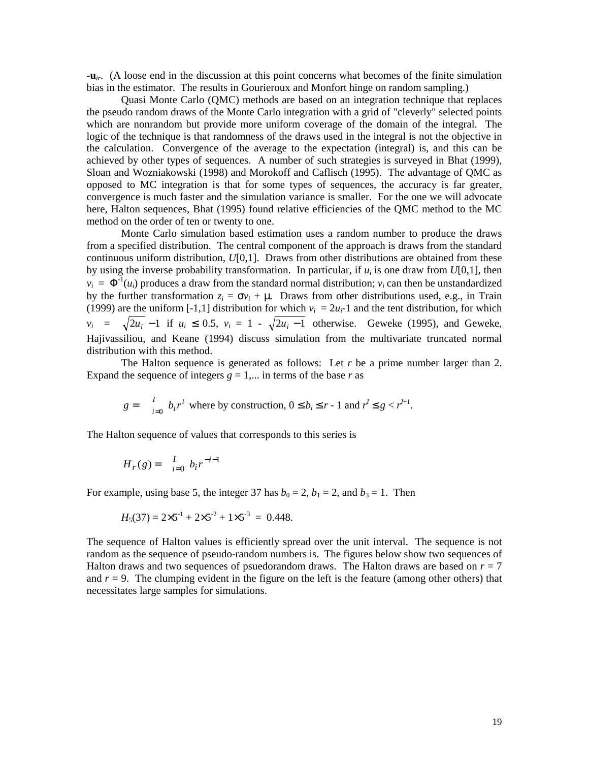$-\mathbf{u}_{ir}$. (A loose end in the discussion at this point concerns what becomes of the finite simulation bias in the estimator. The results in Gourieroux and Monfort hinge on random sampling.)

Quasi Monte Carlo (QMC) methods are based on an integration technique that replaces the pseudo random draws of the Monte Carlo integration with a grid of "cleverly" selected points which are nonrandom but provide more uniform coverage of the domain of the integral. The logic of the technique is that randomness of the draws used in the integral is not the objective in the calculation. Convergence of the average to the expectation (integral) is, and this can be achieved by other types of sequences. A number of such strategies is surveyed in Bhat (1999), Sloan and Wozniakowski (1998) and Morokoff and Caflisch (1995). The advantage of QMC as opposed to MC integration is that for some types of sequences, the accuracy is far greater, convergence is much faster and the simulation variance is smaller. For the one we will advocate here, Halton sequences, Bhat (1995) found relative efficiencies of the QMC method to the MC method on the order of ten or twenty to one.

Monte Carlo simulation based estimation uses a random number to produce the draws from a specified distribution. The central component of the approach is draws from the standard continuous uniform distribution, $U[0,1]$. Draws from other distributions are obtained from these by using the inverse probability transformation. In particular, if $u_i$ is one draw from $U[0,1]$, then $v_i = \Phi^{-1}(u_i)$ produces a draw from the standard normal distribution; $v_i$ can then be unstandardized by the further transformation $z_i = \sigma v_i + \mu$. Draws from other distributions used, e.g., in Train (1999) are the uniform $[-1,1]$ distribution for which $v_i = 2u_i-1$ and the tent distribution, for which $v_i = \sqrt{2u_i} - 1$ if $u_i \leq 0.5$, $v_i = 1 - \sqrt{2u_i - 1}$ otherwise. Geweke (1995), and Geweke, Hajivassiliou, and Keane (1994) discuss simulation from the multivariate truncated normal distribution with this method.

The Halton sequence is generated as follows: Let $r$ be a prime number larger than 2. Expand the sequence of integers $g = 1,...$ in terms of the base $r$ as

$$g = \sum_{i=0}^{I} b_i r^i \text{ where by construction, } 0 \leq b_i \leq r - 1 \text{ and } r^I \leq g < r^{I+1}.$$

The Halton sequence of values that corresponds to this series is

$$H_r(g) = \sum_{i=0}^{I} b_i r^{-i-1}$$

For example, using base 5, the integer 37 has $b_0 = 2$, $b_1 = 2$, and $b_3 = 1$. Then

$$H_5(37) = 2\times5^{-1} + 2\times5^{-2} + 1\times5^{-3} = 0.448.$$

The sequence of Halton values is efficiently spread over the unit interval. The sequence is not random as the sequence of pseudo-random numbers is. The figures below show two sequences of Halton draws and two sequences of psuedorandom draws. The Halton draws are based on $r = 7$ and $r = 9$. The clumping evident in the figure on the left is the feature (among other others) that necessitates large samples for simulations.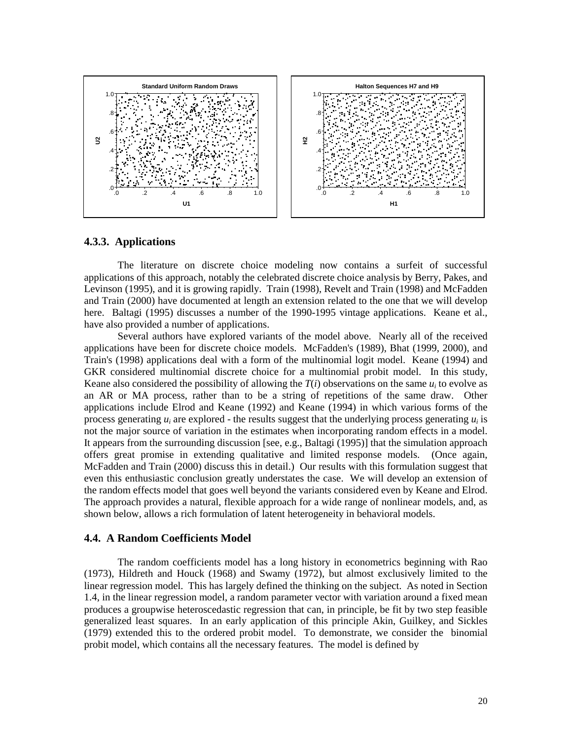### 4.3.3. Applications

The literature on discrete choice modeling now contains a surfeit of successful applications of this approach, notably the celebrated discrete choice analysis by Berry, Pakes, and Levinson (1995), and it is growing rapidly. Train (1998), Revelt and Train (1998) and McFadden and Train (2000) have documented at length an extension related to the one that we will develop here. Baltagi (1995) discusses a number of the 1990-1995 vintage applications. Keane et al., have also provided a number of applications.

Several authors have explored variants of the model above. Nearly all of the received applications have been for discrete choice models. McFadden's (1989), Bhat (1999, 2000), and Train's (1998) applications deal with a form of the multinomial logit model. Keane (1994) and GKR considered multinomial discrete choice for a multinomial probit model. In this study, Keane also considered the possibility of allowing the $T(i)$ observations on the same $u_i$ to evolve as an AR or MA process, rather than to be a string of repetitions of the same draw. Other applications include Elrod and Keane (1992) and Keane (1994) in which various forms of the process generating $u_i$ are explored - the results suggest that the underlying process generating $u_i$ is not the major source of variation in the estimates when incorporating random effects in a model. It appears from the surrounding discussion [see, e.g., Baltagi (1995)] that the simulation approach offers great promise in extending qualitative and limited response models. (Once again, McFadden and Train (2000) discuss this in detail.) Our results with this formulation suggest that even this enthusiastic conclusion greatly understates the case. We will develop an extension of the random effects model that goes well beyond the variants considered even by Keane and Elrod. The approach provides a natural, flexible approach for a wide range of nonlinear models, and, as shown below, allows a rich formulation of latent heterogeneity in behavioral models.

## 4.4. A Random Coefficients Model

The random coefficients model has a long history in econometrics beginning with Rao (1973), Hildreth and Houck (1968) and Swamy (1972), but almost exclusively limited to the linear regression model. This has largely defined the thinking on the subject. As noted in Section 1.4, in the linear regression model, a random parameter vector with variation around a fixed mean produces a groupwise heteroscedastic regression that can, in principle, be fit by two step feasible generalized least squares. In an early application of this principle Akin, Guilkey, and Sickles (1979) extended this to the ordered probit model. To demonstrate, we consider the binomial probit model, which contains all the necessary features. The model is defined by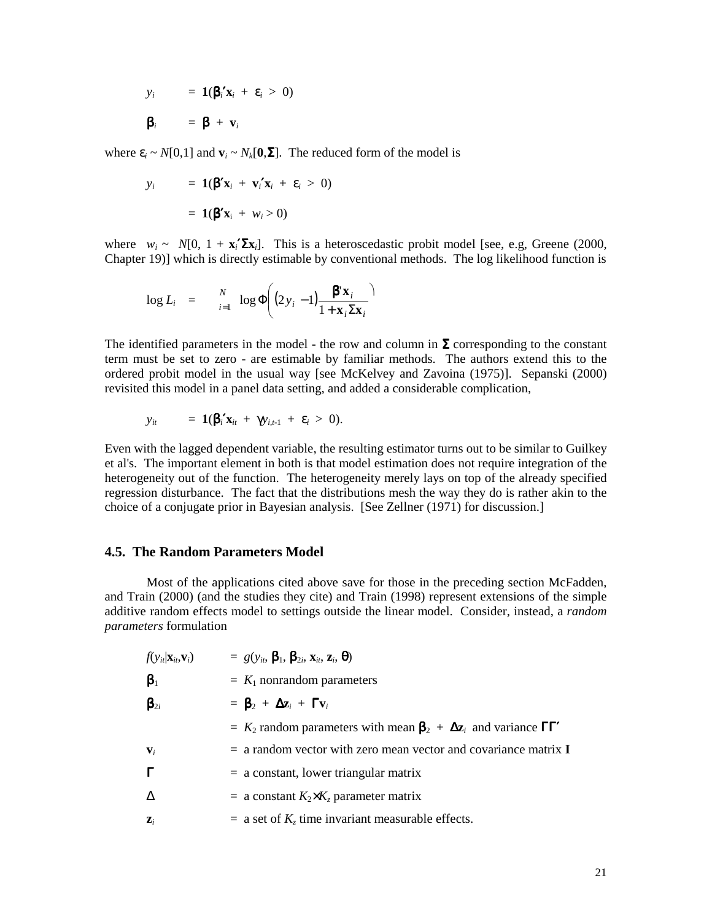$$y_i \quad = \mathbf{1}(\boldsymbol{\beta}_i'\mathbf{x}_i + \varepsilon_i > 0)$$

$$\boldsymbol{\beta}_i \quad = \boldsymbol{\beta} + \mathbf{v}_i$$

where $\varepsilon_i \sim N[0,1]$ and $\mathbf{v}_i \sim N_k[\mathbf{0},\boldsymbol{\Sigma}]$. The reduced form of the model is

$$y_i \quad = \mathbf{1}(\boldsymbol{\beta}'\mathbf{x}_i + \mathbf{v}_i'\mathbf{x}_i + \varepsilon_i > 0)$$

$$= \mathbf{1}(\boldsymbol{\beta}'\mathbf{x}_i + w_i > 0)$$

where $w_i \sim N[0, 1 + \mathbf{x}_i'\boldsymbol{\Sigma}\mathbf{x}_i]$. This is a heteroscedastic probit model [see, e.g, Greene (2000, Chapter 19)] which is directly estimable by conventional methods. The log likelihood function is

$$\log L_i \quad = \sum_{i=1}^{N} \log \Phi\left( (2y_i - 1)\frac{\boldsymbol{\beta}'\mathbf{x}_i}{\sqrt{1 + \mathbf{x}_i\boldsymbol{\Sigma}\mathbf{x}_i}} \right)$$

The identified parameters in the model - the row and column in $\boldsymbol{\Sigma}$ corresponding to the constant term must be set to zero - are estimable by familiar methods. The authors extend this to the ordered probit model in the usual way [see McKelvey and Zavoina (1975)]. Sepanski (2000) revisited this model in a panel data setting, and added a considerable complication,

$$y_{it} \quad = \mathbf{1}(\boldsymbol{\beta}_i'\mathbf{x}_{it} + \gamma y_{i,t-1} + \varepsilon_i > 0).$$

Even with the lagged dependent variable, the resulting estimator turns out to be similar to Guilkey et al's. The important element in both is that model estimation does not require integration of the heterogeneity out of the function. The heterogeneity merely lays on top of the already specified regression disturbance. The fact that the distributions mesh the way they do is rather akin to the choice of a conjugate prior in Bayesian analysis. [See Zellner (1971) for discussion.]

### 4.5. The Random Parameters Model

Most of the applications cited above save for those in the preceding section McFadden, and Train (2000) (and the studies they cite) and Train (1998) represent extensions of the simple additive random effects model to settings outside the linear model. Consider, instead, a *random parameters* formulation

$f(y_{it}|\mathbf{x}_{it},\mathbf{v}_i) \quad = g(y_{it}, \boldsymbol{\beta}_1, \boldsymbol{\beta}_{2i}, \mathbf{x}_{it}, \mathbf{z}_i, \boldsymbol{\theta})$

$\boldsymbol{\beta}_1 \quad =$ $K_1$ nonrandom parameters

$\boldsymbol{\beta}_{2i} \quad = \boldsymbol{\beta}_2 + \boldsymbol{\Delta}\mathbf{z}_i + \boldsymbol{\Gamma}\mathbf{v}_i$

$\quad =$ $K_2$ random parameters with mean $\boldsymbol{\beta}_2 + \boldsymbol{\Delta}\mathbf{z}_i$ and variance $\boldsymbol{\Gamma}\boldsymbol{\Gamma}'$

$\mathbf{v}_i \quad =$ a random vector with zero mean vector and covariance matrix $\mathbf{I}$

$\boldsymbol{\Gamma} \quad =$ a constant, lower triangular matrix

$\Delta \quad =$ a constant $K_2 \times K_z$ parameter matrix

$\mathbf{z}_i \quad =$ a set of $K_z$ time invariant measurable effects.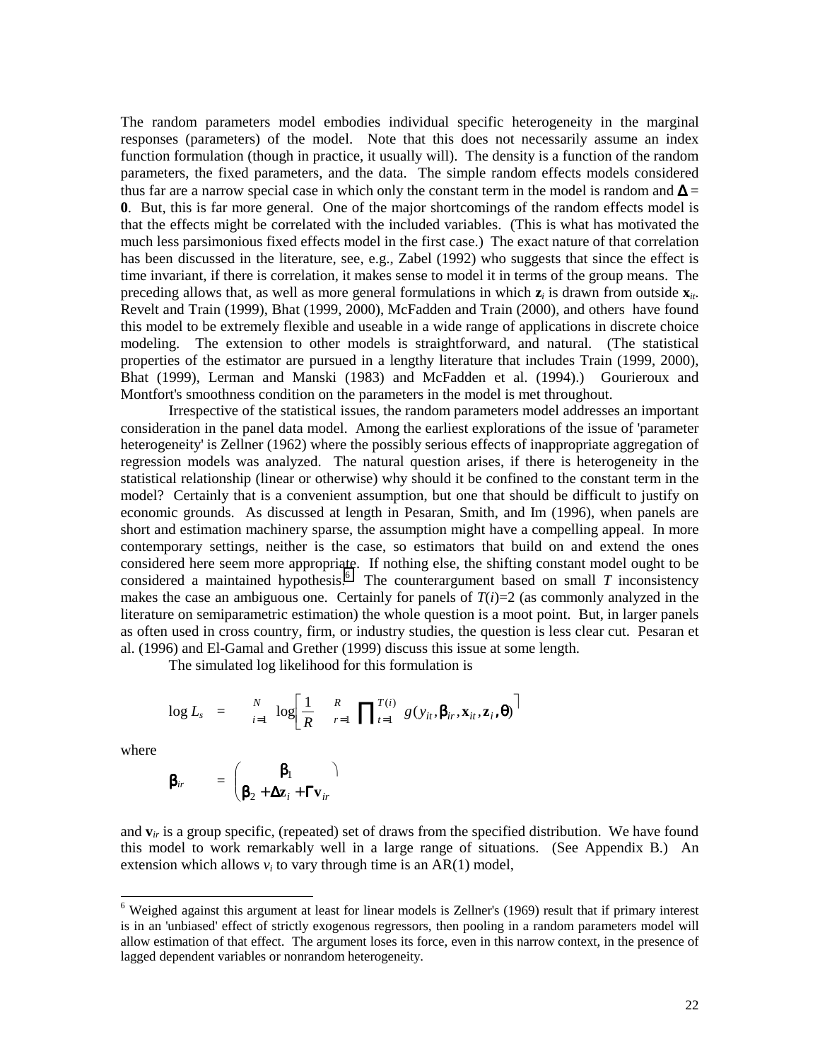The random parameters model embodies individual specific heterogeneity in the marginal responses (parameters) of the model. Note that this does not necessarily assume an index function formulation (though in practice, it usually will). The density is a function of the random parameters, the fixed parameters, and the data. The simple random effects models considered thus far are a narrow special case in which only the constant term in the model is random and $\mathbf{\Delta} = \mathbf{0}$. But, this is far more general. One of the major shortcomings of the random effects model is that the effects might be correlated with the included variables. (This is what has motivated the much less parsimonious fixed effects model in the first case.) The exact nature of that correlation has been discussed in the literature, see, e.g., Zabel (1992) who suggests that since the effect is time invariant, if there is correlation, it makes sense to model it in terms of the group means. The preceding allows that, as well as more general formulations in which $\mathbf{z}_i$ is drawn from outside $\mathbf{x}_{it}$. Revelt and Train (1999), Bhat (1999, 2000), McFadden and Train (2000), and others have found this model to be extremely flexible and useable in a wide range of applications in discrete choice modeling. The extension to other models is straightforward, and natural. (The statistical properties of the estimator are pursued in a lengthy literature that includes Train (1999, 2000), Bhat (1999), Lerman and Manski (1983) and McFadden et al. (1994).) Gourieroux and Montfort's smoothness condition on the parameters in the model is met throughout.

Irrespective of the statistical issues, the random parameters model addresses an important consideration in the panel data model. Among the earliest explorations of the issue of 'parameter heterogeneity' is Zellner (1962) where the possibly serious effects of inappropriate aggregation of regression models was analyzed. The natural question arises, if there is heterogeneity in the statistical relationship (linear or otherwise) why should it be confined to the constant term in the model? Certainly that is a convenient assumption, but one that should be difficult to justify on economic grounds. As discussed at length in Pesaran, Smith, and Im (1996), when panels are short and estimation machinery sparse, the assumption might have a compelling appeal. In more contemporary settings, neither is the case, so estimators that build on and extend the ones considered here seem more appropriate. If nothing else, the shifting constant model ought to be considered a maintained hypothesis.[6] The counterargument based on small $T$ inconsistency makes the case an ambiguous one. Certainly for panels of $T(i)=2$ (as commonly analyzed in the literature on semiparametric estimation) the whole question is a moot point. But, in larger panels as often used in cross country, firm, or industry studies, the question is less clear cut. Pesaran et al. (1996) and El-Gamal and Grether (1999) discuss this issue at some length.

The simulated log likelihood for this formulation is

$$\log L_s = \sum_{i=1}^{N} \log\left[\frac{1}{R}\sum_{r=1}^{R}\prod_{t=1}^{T(i)} g(y_{it}, \boldsymbol{\beta}_{ir}, \mathbf{x}_{it}, \mathbf{z}_i, \boldsymbol{\theta})\right]$$

where

$$\boldsymbol{\beta}_{ir} = \begin{pmatrix} \boldsymbol{\beta}_1 \\ \boldsymbol{\beta}_2 + \mathbf{\Delta}\mathbf{z}_i + \mathbf{\Gamma}\mathbf{v}_{ir} \end{pmatrix}$$

and $\mathbf{v}_{ir}$ is a group specific, (repeated) set of draws from the specified distribution. We have found this model to work remarkably well in a large range of situations. (See Appendix B.) An extension which allows $v_i$ to vary through time is an AR(1) model,

---

[6] Weighed against this argument at least for linear models is Zellner's (1969) result that if primary interest is in an 'unbiased' effect of strictly exogenous regressors, then pooling in a random parameters model will allow estimation of that effect. The argument loses its force, even in this narrow context, in the presence of lagged dependent variables or nonrandom heterogeneity.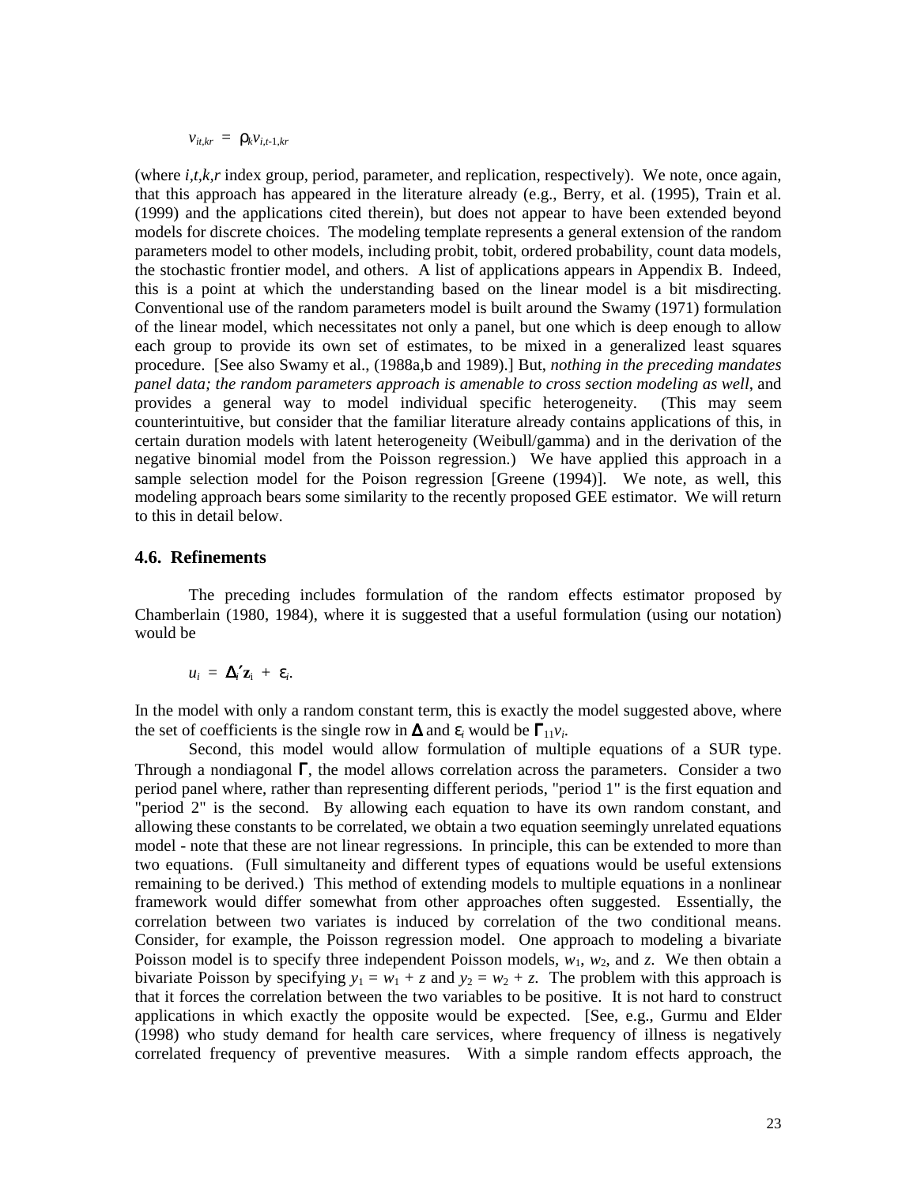$$v_{it,kr} = \rho_k v_{i,t-1,kr}$$

(where $i,t,k,r$ index group, period, parameter, and replication, respectively). We note, once again, that this approach has appeared in the literature already (e.g., Berry, et al. (1995), Train et al. (1999) and the applications cited therein), but does not appear to have been extended beyond models for discrete choices. The modeling template represents a general extension of the random parameters model to other models, including probit, tobit, ordered probability, count data models, the stochastic frontier model, and others. A list of applications appears in Appendix B. Indeed, this is a point at which the understanding based on the linear model is a bit misdirecting. Conventional use of the random parameters model is built around the Swamy (1971) formulation of the linear model, which necessitates not only a panel, but one which is deep enough to allow each group to provide its own set of estimates, to be mixed in a generalized least squares procedure. [See also Swamy et al., (1988a,b and 1989).] But, *nothing in the preceding mandates panel data; the random parameters approach is amenable to cross section modeling as well*, and provides a general way to model individual specific heterogeneity. (This may seem counterintuitive, but consider that the familiar literature already contains applications of this, in certain duration models with latent heterogeneity (Weibull/gamma) and in the derivation of the negative binomial model from the Poisson regression.) We have applied this approach in a sample selection model for the Poison regression [Greene (1994)]. We note, as well, this modeling approach bears some similarity to the recently proposed GEE estimator. We will return to this in detail below.

### 4.6. Refinements

The preceding includes formulation of the random effects estimator proposed by Chamberlain (1980, 1984), where it is suggested that a useful formulation (using our notation) would be

$$u_i = \Delta_i'\mathbf{z}_i + \varepsilon_i.$$

In the model with only a random constant term, this is exactly the model suggested above, where the set of coefficients is the single row in $\Delta$ and $\varepsilon_i$ would be $\Gamma_{11}v_i$.

Second, this model would allow formulation of multiple equations of a SUR type. Through a nondiagonal $\Gamma$, the model allows correlation across the parameters. Consider a two period panel where, rather than representing different periods, "period 1" is the first equation and "period 2" is the second. By allowing each equation to have its own random constant, and allowing these constants to be correlated, we obtain a two equation seemingly unrelated equations model - note that these are not linear regressions. In principle, this can be extended to more than two equations. (Full simultaneity and different types of equations would be useful extensions remaining to be derived.) This method of extending models to multiple equations in a nonlinear framework would differ somewhat from other approaches often suggested. Essentially, the correlation between two variates is induced by correlation of the two conditional means. Consider, for example, the Poisson regression model. One approach to modeling a bivariate Poisson model is to specify three independent Poisson models, $w_1$, $w_2$, and $z$. We then obtain a bivariate Poisson by specifying $y_1 = w_1 + z$ and $y_2 = w_2 + z$. The problem with this approach is that it forces the correlation between the two variables to be positive. It is not hard to construct applications in which exactly the opposite would be expected. [See, e.g., Gurmu and Elder (1998) who study demand for health care services, where frequency of illness is negatively correlated frequency of preventive measures. With a simple random effects approach, the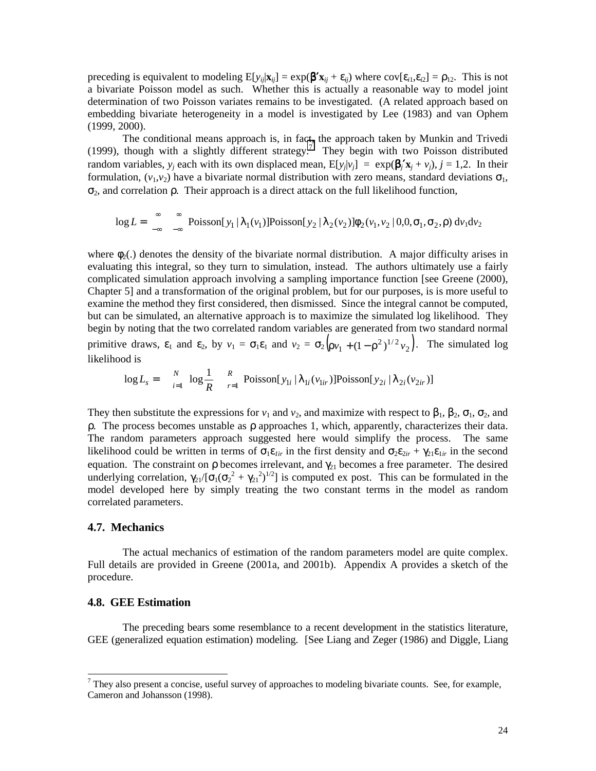preceding is equivalent to modeling $E[y_{ij}|\mathbf{x}_{ij}] = \exp(\boldsymbol{\beta}'\mathbf{x}_{ij} + \varepsilon_{ij})$ where $\text{cov}[\varepsilon_{i1},\varepsilon_{i2}] = \rho_{12}$. This is not a bivariate Poisson model as such. Whether this is actually a reasonable way to model joint determination of two Poisson variates remains to be investigated. (A related approach based on embedding bivariate heterogeneity in a model is investigated by Lee (1983) and van Ophem (1999, 2000).

The conditional means approach is, in fact, the approach taken by Munkin and Trivedi (1999), though with a slightly different strategy.[7] They begin with two Poisson distributed random variables, $y_j$ each with its own displaced mean, $E[y_j|v_j] = \exp(\boldsymbol{\beta}_j'\mathbf{x}_j + v_j)$, $j = 1,2$. In their formulation, $(v_1,v_2)$ have a bivariate normal distribution with zero means, standard deviations $\sigma_1$, $\sigma_2$, and correlation $\rho$. Their approach is a direct attack on the full likelihood function,

$$\log L = \int_{-\infty}^{\infty}\int_{-\infty}^{\infty} \text{Poisson}[y_1 \mid \lambda_1(v_1)]\text{Poisson}[y_2 \mid \lambda_2(v_2)]\phi_2(v_1, v_2 \mid 0,0,\sigma_1,\sigma_2,\rho)\, dv_1 dv_2$$

where $\phi_2(.)$ denotes the density of the bivariate normal distribution. A major difficulty arises in evaluating this integral, so they turn to simulation, instead. The authors ultimately use a fairly complicated simulation approach involving a sampling importance function [see Greene (2000), Chapter 5] and a transformation of the original problem, but for our purposes, is is more useful to examine the method they first considered, then dismissed. Since the integral cannot be computed, but can be simulated, an alternative approach is to maximize the simulated log likelihood. They begin by noting that the two correlated random variables are generated from two standard normal primitive draws, $\varepsilon_1$ and $\varepsilon_2$, by $v_1 = \sigma_1\varepsilon_1$ and $v_2 = \sigma_2\left(\rho v_1 + (1-\rho^2)^{1/2} v_2\right)$. The simulated log likelihood is

$$\log L_s = \sum_{i=1}^{N} \log \frac{1}{R} \sum_{r=1}^{R} \text{Poisson}[y_{1i} \mid \lambda_{1i}(v_{1ir})]\text{Poisson}[y_{2i} \mid \lambda_{2i}(v_{2ir})]$$

They then substitute the expressions for $v_1$ and $v_2$, and maximize with respect to $\beta_1$, $\beta_2$, $\sigma_1$, $\sigma_2$, and $\rho$. The process becomes unstable as $\rho$ approaches 1, which, apparently, characterizes their data. The random parameters approach suggested here would simplify the process. The same likelihood could be written in terms of $\sigma_1\varepsilon_{1ir}$ in the first density and $\sigma_2\varepsilon_{2ir} + \gamma_{21}\varepsilon_{1ir}$ in the second equation. The constraint on $\rho$ becomes irrelevant, and $\gamma_{21}$ becomes a free parameter. The desired underlying correlation, $\gamma_{21}/[\sigma_1(\sigma_2^2 + \gamma_{21}^2)^{1/2}]$ is computed ex post. This can be formulated in the model developed here by simply treating the two constant terms in the model as random correlated parameters.

### 4.7. Mechanics

The actual mechanics of estimation of the random parameters model are quite complex. Full details are provided in Greene (2001a, and 2001b). Appendix A provides a sketch of the procedure.

### 4.8. GEE Estimation

The preceding bears some resemblance to a recent development in the statistics literature, GEE (generalized equation estimation) modeling. [See Liang and Zeger (1986) and Diggle, Liang

---

[7] They also present a concise, useful survey of approaches to modeling bivariate counts. See, for example, Cameron and Johansson (1998).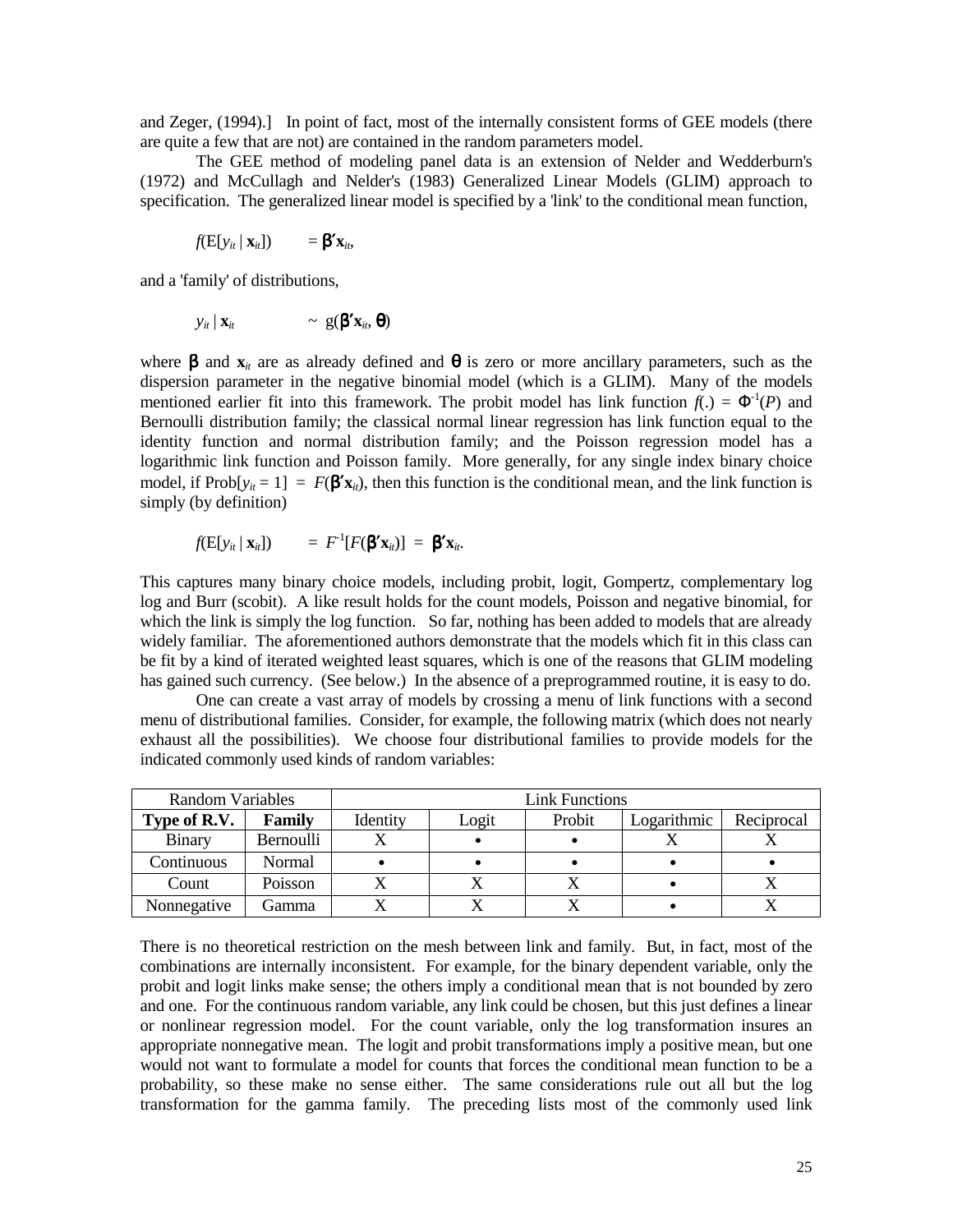and Zeger, (1994).] In point of fact, most of the internally consistent forms of GEE models (there are quite a few that are not) are contained in the random parameters model.

The GEE method of modeling panel data is an extension of Nelder and Wedderburn's (1972) and McCullagh and Nelder's (1983) Generalized Linear Models (GLIM) approach to specification. The generalized linear model is specified by a 'link' to the conditional mean function,

$$f(\text{E}[y_{it} \mid \mathbf{x}_{it}]) \quad = \boldsymbol{\beta}'\mathbf{x}_{it},$$

and a 'family' of distributions,

$$y_{it} \mid \mathbf{x}_{it} \quad \sim \; g(\boldsymbol{\beta}'\mathbf{x}_{it}, \boldsymbol{\theta})$$

where $\boldsymbol{\beta}$ and $\mathbf{x}_{it}$ are as already defined and $\boldsymbol{\theta}$ is zero or more ancillary parameters, such as the dispersion parameter in the negative binomial model (which is a GLIM). Many of the models mentioned earlier fit into this framework. The probit model has link function $f(.) = \Phi^{-1}(P)$ and Bernoulli distribution family; the classical normal linear regression has link function equal to the identity function and normal distribution family; and the Poisson regression model has a logarithmic link function and Poisson family. More generally, for any single index binary choice model, if $\text{Prob}[y_{it} = 1] \; = \; F(\boldsymbol{\beta}'\mathbf{x}_{it})$, then this function is the conditional mean, and the link function is simply (by definition)

$$f(\text{E}[y_{it} \mid \mathbf{x}_{it}]) \quad = \; F^{-1}[F(\boldsymbol{\beta}'\mathbf{x}_{it})] \; = \; \boldsymbol{\beta}'\mathbf{x}_{it}.$$

This captures many binary choice models, including probit, logit, Gompertz, complementary log log and Burr (scobit). A like result holds for the count models, Poisson and negative binomial, for which the link is simply the log function. So far, nothing has been added to models that are already widely familiar. The aforementioned authors demonstrate that the models which fit in this class can be fit by a kind of iterated weighted least squares, which is one of the reasons that GLIM modeling has gained such currency. (See below.) In the absence of a preprogrammed routine, it is easy to do.

One can create a vast array of models by crossing a menu of link functions with a second menu of distributional families. Consider, for example, the following matrix (which does not nearly exhaust all the possibilities). We choose four distributional families to provide models for the indicated commonly used kinds of random variables:

| Random Variables | | Link Functions | | | | |
|---|---|---|---|---|---|---|
| **Type of R.V.** | **Family** | Identity | Logit | Probit | Logarithmic | Reciprocal |
| Binary | Bernoulli | X | • | • | X | X |
| Continuous | Normal | • | • | • | • | • |
| Count | Poisson | X | X | X | • | X |
| Nonnegative | Gamma | X | X | X | • | X |

There is no theoretical restriction on the mesh between link and family. But, in fact, most of the combinations are internally inconsistent. For example, for the binary dependent variable, only the probit and logit links make sense; the others imply a conditional mean that is not bounded by zero and one. For the continuous random variable, any link could be chosen, but this just defines a linear or nonlinear regression model. For the count variable, only the log transformation insures an appropriate nonnegative mean. The logit and probit transformations imply a positive mean, but one would not want to formulate a model for counts that forces the conditional mean function to be a probability, so these make no sense either. The same considerations rule out all but the log transformation for the gamma family. The preceding lists most of the commonly used link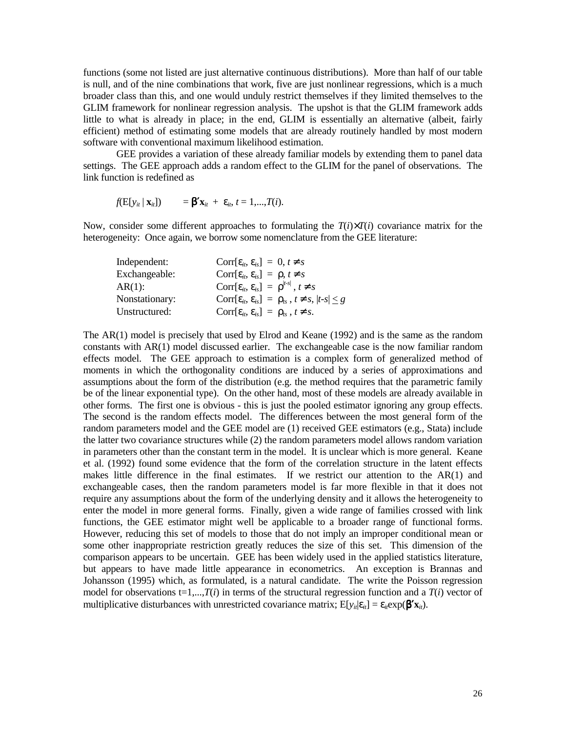functions (some not listed are just alternative continuous distributions). More than half of our table is null, and of the nine combinations that work, five are just nonlinear regressions, which is a much broader class than this, and one would unduly restrict themselves if they limited themselves to the GLIM framework for nonlinear regression analysis. The upshot is that the GLIM framework adds little to what is already in place; in the end, GLIM is essentially an alternative (albeit, fairly efficient) method of estimating some models that are already routinely handled by most modern software with conventional maximum likelihood estimation.

GEE provides a variation of these already familiar models by extending them to panel data settings. The GEE approach adds a random effect to the GLIM for the panel of observations. The link function is redefined as

$$f(\mathrm{E}[y_{it} \mid \mathbf{x}_{it}]) \quad = \boldsymbol{\beta}'\mathbf{x}_{it} + \varepsilon_{it},\ t = 1,...,T(i).$$

Now, consider some different approaches to formulating the $T(i)\times T(i)$ covariance matrix for the heterogeneity: Once again, we borrow some nomenclature from the GEE literature:

| | |
|---|---|
| Independent: | $\mathrm{Corr}[\varepsilon_{it}, \varepsilon_{is}] = 0,\ t \neq s$ |
| Exchangeable: | $\mathrm{Corr}[\varepsilon_{it}, \varepsilon_{is}] = \rho,\ t \neq s$ |
| AR(1): | $\mathrm{Corr}[\varepsilon_{it}, \varepsilon_{is}] = \rho^{\lvert t-s \rvert},\ t \neq s$ |
| Nonstationary: | $\mathrm{Corr}[\varepsilon_{it}, \varepsilon_{is}] = \rho_{ts},\ t \neq s,\ \lvert t-s \rvert \leq g$ |
| Unstructured: | $\mathrm{Corr}[\varepsilon_{it}, \varepsilon_{is}] = \rho_{ts},\ t \neq s.$ |

The AR(1) model is precisely that used by Elrod and Keane (1992) and is the same as the random constants with AR(1) model discussed earlier. The exchangeable case is the now familiar random effects model. The GEE approach to estimation is a complex form of generalized method of moments in which the orthogonality conditions are induced by a series of approximations and assumptions about the form of the distribution (e.g. the method requires that the parametric family be of the linear exponential type). On the other hand, most of these models are already available in other forms. The first one is obvious - this is just the pooled estimator ignoring any group effects. The second is the random effects model. The differences between the most general form of the random parameters model and the GEE model are (1) received GEE estimators (e.g., Stata) include the latter two covariance structures while (2) the random parameters model allows random variation in parameters other than the constant term in the model. It is unclear which is more general. Keane et al. (1992) found some evidence that the form of the correlation structure in the latent effects makes little difference in the final estimates. If we restrict our attention to the AR(1) and exchangeable cases, then the random parameters model is far more flexible in that it does not require any assumptions about the form of the underlying density and it allows the heterogeneity to enter the model in more general forms. Finally, given a wide range of families crossed with link functions, the GEE estimator might well be applicable to a broader range of functional forms. However, reducing this set of models to those that do not imply an improper conditional mean or some other inappropriate restriction greatly reduces the size of this set. This dimension of the comparison appears to be uncertain. GEE has been widely used in the applied statistics literature, but appears to have made little appearance in econometrics. An exception is Brannas and Johansson (1995) which, as formulated, is a natural candidate. The write the Poisson regression model for observations t=1,...,$T(i)$ in terms of the structural regression function and a $T(i)$ vector of multiplicative disturbances with unrestricted covariance matrix; $\mathrm{E}[y_{it}|\varepsilon_{it}] = \varepsilon_{it}\exp(\boldsymbol{\beta}'\mathbf{x}_{it})$.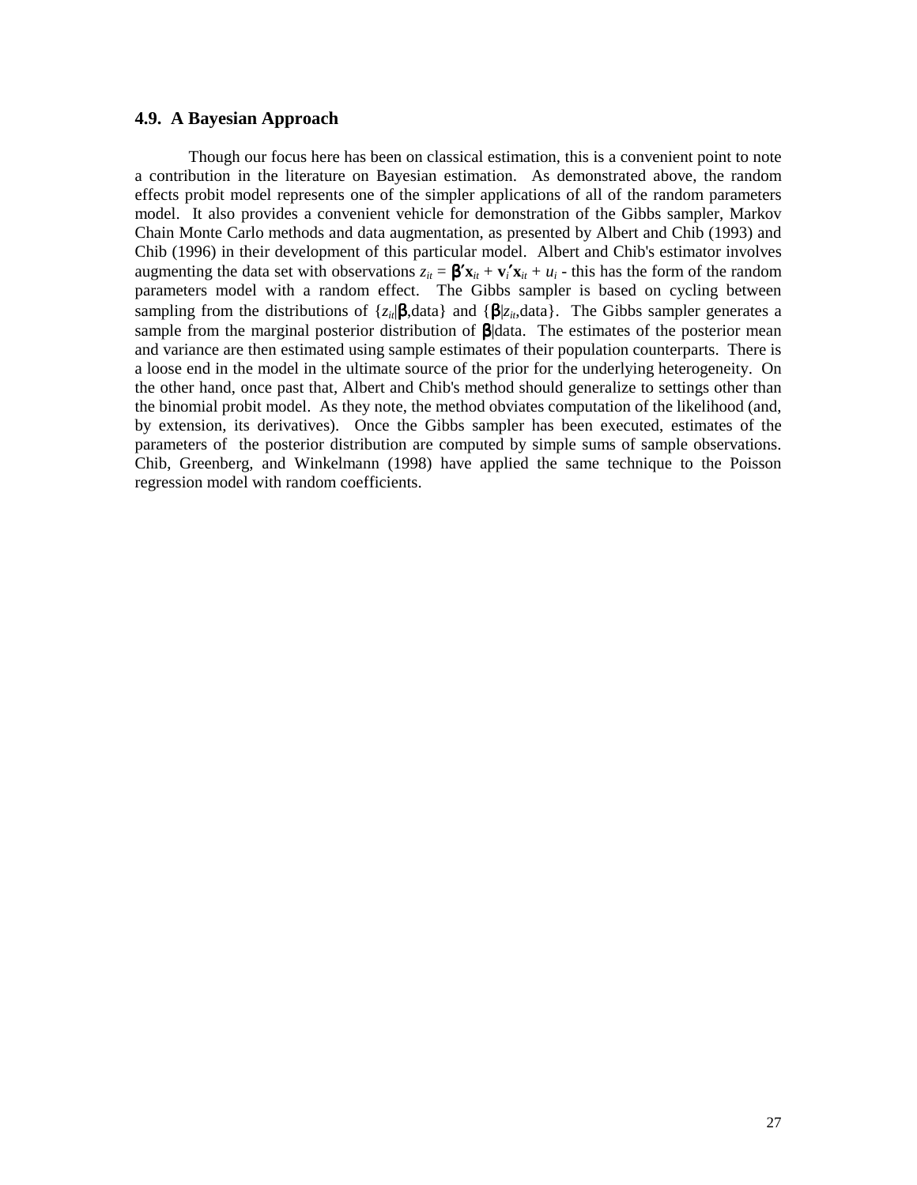### 4.9. A Bayesian Approach

Though our focus here has been on classical estimation, this is a convenient point to note a contribution in the literature on Bayesian estimation. As demonstrated above, the random effects probit model represents one of the simpler applications of all of the random parameters model. It also provides a convenient vehicle for demonstration of the Gibbs sampler, Markov Chain Monte Carlo methods and data augmentation, as presented by Albert and Chib (1993) and Chib (1996) in their development of this particular model. Albert and Chib's estimator involves augmenting the data set with observations $z_{it} = \boldsymbol{\beta}'\mathbf{x}_{it} + \mathbf{v}_i'\mathbf{x}_{it} + u_i$ - this has the form of the random parameters model with a random effect. The Gibbs sampler is based on cycling between sampling from the distributions of $\{z_{it}|\boldsymbol{\beta},\text{data}\}$ and $\{\boldsymbol{\beta}|z_{it},\text{data}\}$. The Gibbs sampler generates a sample from the marginal posterior distribution of $\boldsymbol{\beta}|\text{data}$. The estimates of the posterior mean and variance are then estimated using sample estimates of their population counterparts. There is a loose end in the model in the ultimate source of the prior for the underlying heterogeneity. On the other hand, once past that, Albert and Chib's method should generalize to settings other than the binomial probit model. As they note, the method obviates computation of the likelihood (and, by extension, its derivatives). Once the Gibbs sampler has been executed, estimates of the parameters of the posterior distribution are computed by simple sums of sample observations. Chib, Greenberg, and Winkelmann (1998) have applied the same technique to the Poisson regression model with random coefficients.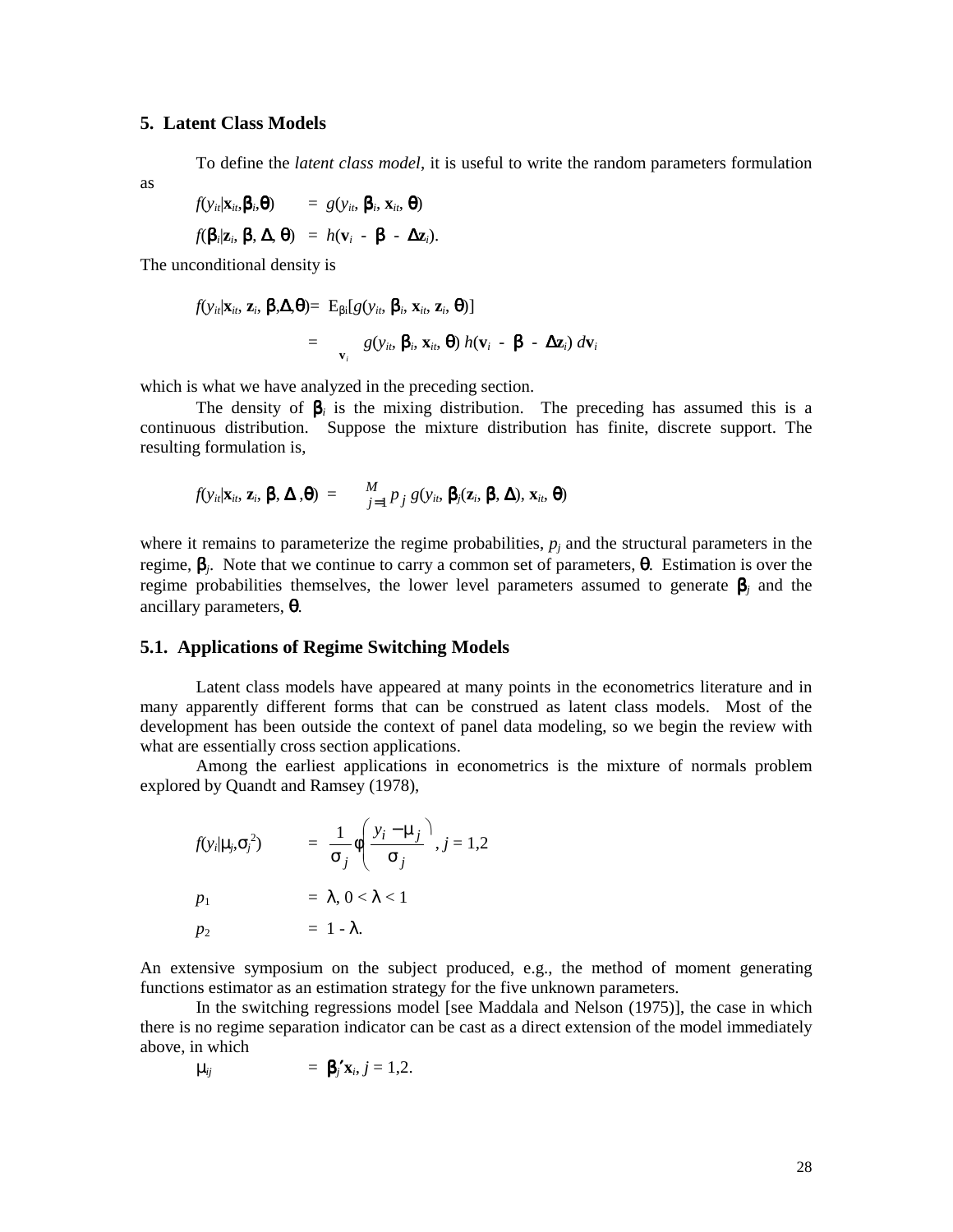## 5. Latent Class Models

To define the *latent class model*, it is useful to write the random parameters formulation as

$$f(y_{it}|\mathbf{x}_{it},\boldsymbol{\beta}_i,\boldsymbol{\theta}) \quad = \quad g(y_{it}, \boldsymbol{\beta}_i, \mathbf{x}_{it}, \boldsymbol{\theta})$$

$$f(\boldsymbol{\beta}_i|\mathbf{z}_i, \boldsymbol{\beta}, \boldsymbol{\Delta}, \boldsymbol{\theta}) \;=\; h(\mathbf{v}_i \;-\; \boldsymbol{\beta} \;-\; \boldsymbol{\Delta}\mathbf{z}_i).$$

The unconditional density is

$$f(y_{it}|\mathbf{x}_{it}, \mathbf{z}_i, \boldsymbol{\beta},\boldsymbol{\Delta},\boldsymbol{\theta}) = E_{\beta i}[g(y_{it}, \boldsymbol{\beta}_i, \mathbf{x}_{it}, \mathbf{z}_i, \boldsymbol{\theta})]$$

$$= \int_{\mathbf{v}_i} g(y_{it}, \boldsymbol{\beta}_i, \mathbf{x}_{it}, \boldsymbol{\theta})\, h(\mathbf{v}_i \;-\; \boldsymbol{\beta} \;-\; \boldsymbol{\Delta}\mathbf{z}_i)\, d\mathbf{v}_i$$

which is what we have analyzed in the preceding section.

The density of $\boldsymbol{\beta}_i$ is the mixing distribution. The preceding has assumed this is a continuous distribution. Suppose the mixture distribution has finite, discrete support. The resulting formulation is,

$$f(y_{it}|\mathbf{x}_{it}, \mathbf{z}_i, \boldsymbol{\beta}, \boldsymbol{\Delta}, \boldsymbol{\theta}) \;=\; \sum_{j=1}^{M} p_j\, g(y_{it}, \boldsymbol{\beta}_j(\mathbf{z}_i, \boldsymbol{\beta}, \boldsymbol{\Delta}), \mathbf{x}_{it}, \boldsymbol{\theta})$$

where it remains to parameterize the regime probabilities, $p_j$ and the structural parameters in the regime, $\boldsymbol{\beta}_j$. Note that we continue to carry a common set of parameters, $\boldsymbol{\theta}$. Estimation is over the regime probabilities themselves, the lower level parameters assumed to generate $\boldsymbol{\beta}_j$ and the ancillary parameters, $\boldsymbol{\theta}$.

### 5.1. Applications of Regime Switching Models

Latent class models have appeared at many points in the econometrics literature and in many apparently different forms that can be construed as latent class models. Most of the development has been outside the context of panel data modeling, so we begin the review with what are essentially cross section applications.

Among the earliest applications in econometrics is the mixture of normals problem explored by Quandt and Ramsey (1978),

$$f(y_i|\mu_j,\sigma_j^2) \quad = \quad \frac{1}{\sigma_j}\phi\left(\frac{y_i - \mu_j}{\sigma_j}\right), \; j = 1,2$$

$$p_1 \quad = \quad \lambda, \; 0 < \lambda < 1$$

$$p_2 \quad = \quad 1 - \lambda.$$

An extensive symposium on the subject produced, e.g., the method of moment generating functions estimator as an estimation strategy for the five unknown parameters.

In the switching regressions model [see Maddala and Nelson (1975)], the case in which there is no regime separation indicator can be cast as a direct extension of the model immediately above, in which

$$\mu_{ij} \quad = \quad \boldsymbol{\beta}_j'\mathbf{x}_i, \; j = 1,2.$$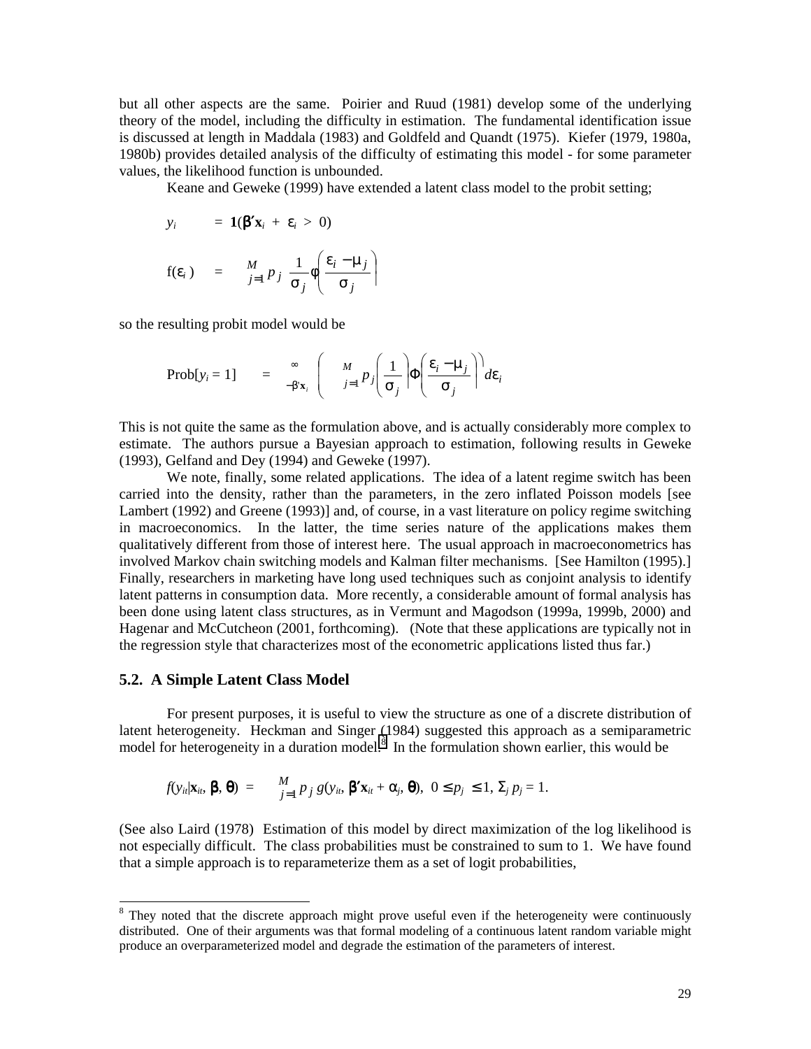but all other aspects are the same. Poirier and Ruud (1981) develop some of the underlying theory of the model, including the difficulty in estimation. The fundamental identification issue is discussed at length in Maddala (1983) and Goldfeld and Quandt (1975). Kiefer (1979, 1980a, 1980b) provides detailed analysis of the difficulty of estimating this model - for some parameter values, the likelihood function is unbounded.

Keane and Geweke (1999) have extended a latent class model to the probit setting;

$$y_i = \mathbf{1}(\boldsymbol{\beta}'\mathbf{x}_i + \varepsilon_i > 0)$$

$$f(\varepsilon_i) = \sum_{j=1}^{M} p_j \frac{1}{\sigma_j} \phi\left(\frac{\varepsilon_i - \mu_j}{\sigma_j}\right)$$

so the resulting probit model would be

$$\text{Prob}[y_i = 1] = \int_{-\boldsymbol{\beta}'\mathbf{x}_i}^{\infty} \left( \sum_{j=1}^{M} p_j \left(\frac{1}{\sigma_j}\right) \Phi\left(\frac{\varepsilon_i - \mu_j}{\sigma_j}\right) \right) d\varepsilon_i$$

This is not quite the same as the formulation above, and is actually considerably more complex to estimate. The authors pursue a Bayesian approach to estimation, following results in Geweke (1993), Gelfand and Dey (1994) and Geweke (1997).

We note, finally, some related applications. The idea of a latent regime switch has been carried into the density, rather than the parameters, in the zero inflated Poisson models [see Lambert (1992) and Greene (1993)] and, of course, in a vast literature on policy regime switching in macroeconomics. In the latter, the time series nature of the applications makes them qualitatively different from those of interest here. The usual approach in macroeconometrics has involved Markov chain switching models and Kalman filter mechanisms. [See Hamilton (1995).] Finally, researchers in marketing have long used techniques such as conjoint analysis to identify latent patterns in consumption data. More recently, a considerable amount of formal analysis has been done using latent class structures, as in Vermunt and Magodson (1999a, 1999b, 2000) and Hagenar and McCutcheon (2001, forthcoming). (Note that these applications are typically not in the regression style that characterizes most of the econometric applications listed thus far.)

### 5.2. A Simple Latent Class Model

For present purposes, it is useful to view the structure as one of a discrete distribution of latent heterogeneity. Heckman and Singer (1984) suggested this approach as a semiparametric model for heterogeneity in a duration model.[8] In the formulation shown earlier, this would be

$$f(y_{it}|\mathbf{x}_{it}, \boldsymbol{\beta}, \boldsymbol{\theta}) = \sum_{j=1}^{M} p_j \, g(y_{it}, \boldsymbol{\beta}'\mathbf{x}_{it} + \alpha_j, \boldsymbol{\theta}), \; 0 \leq p_j \leq 1, \; \Sigma_j \, p_j = 1.$$

(See also Laird (1978) Estimation of this model by direct maximization of the log likelihood is not especially difficult. The class probabilities must be constrained to sum to 1. We have found that a simple approach is to reparameterize them as a set of logit probabilities,

---

[8] They noted that the discrete approach might prove useful even if the heterogeneity were continuously distributed. One of their arguments was that formal modeling of a continuous latent random variable might produce an overparameterized model and degrade the estimation of the parameters of interest.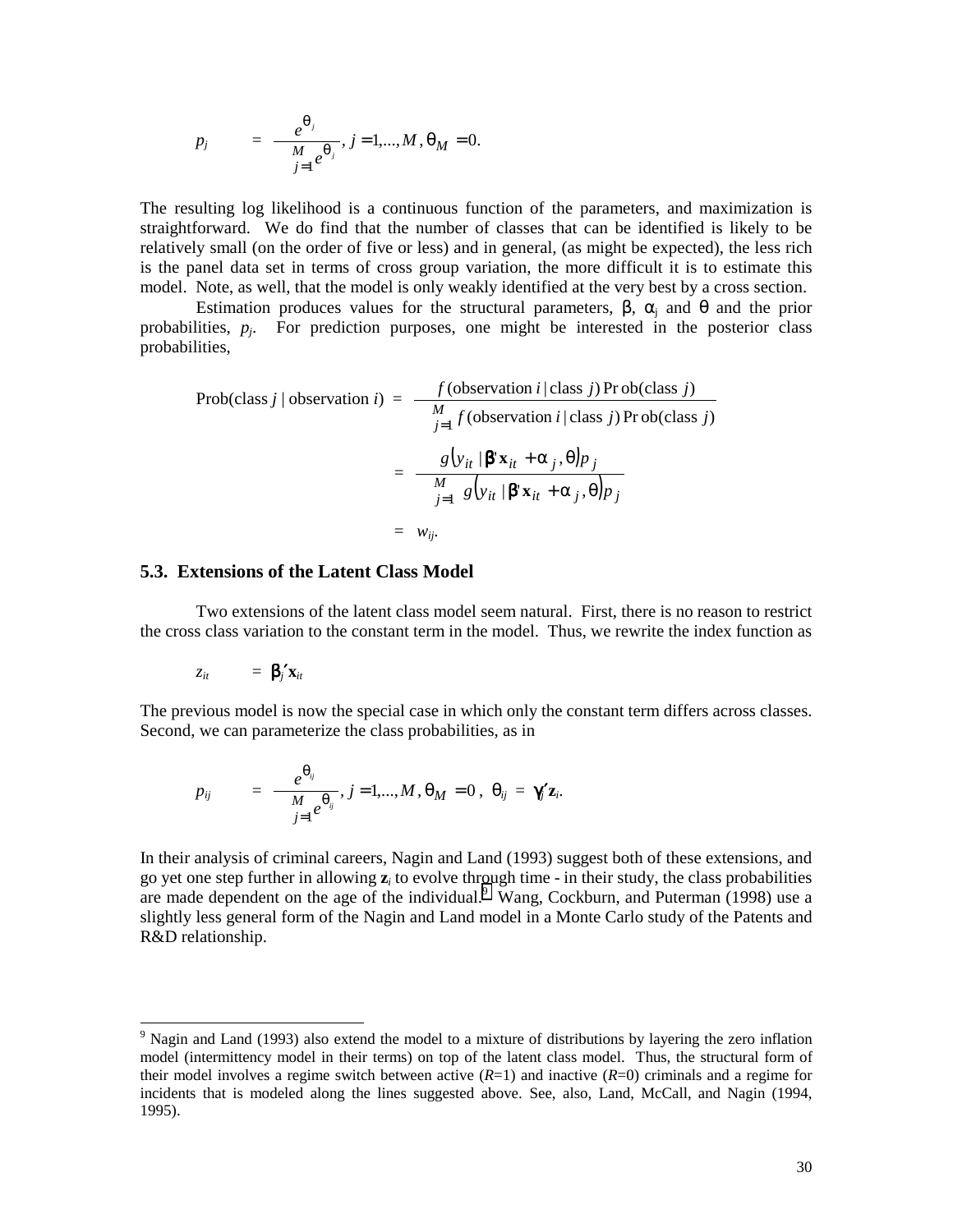$$p_j \quad = \quad \frac{e^{\theta_j}}{\sum_{j=1}^{M} e^{\theta_j}},\ j = 1,...,M,\ \theta_M = 0.$$

The resulting log likelihood is a continuous function of the parameters, and maximization is straightforward. We do find that the number of classes that can be identified is likely to be relatively small (on the order of five or less) and in general, (as might be expected), the less rich is the panel data set in terms of cross group variation, the more difficult it is to estimate this model. Note, as well, that the model is only weakly identified at the very best by a cross section.

Estimation produces values for the structural parameters, $\beta$, $\alpha_j$ and $\theta$ and the prior probabilities, $p_j$. For prediction purposes, one might be interested in the posterior class probabilities,

$$\begin{aligned}
\text{Prob(class } j \mid \text{observation } i) &= \frac{f(\text{observation } i \mid \text{class } j)\,\text{Prob(class } j)}{\sum_{j=1}^{M} f(\text{observation } i \mid \text{class } j)\,\text{Prob(class } j)} \\
&= \frac{g(y_{it} \mid \boldsymbol{\beta}'\mathbf{x}_{it} + \alpha_j, \theta)p_j}{\sum_{j=1}^{M} g(y_{it} \mid \boldsymbol{\beta}'\mathbf{x}_{it} + \alpha_j, \theta)p_j} \\
&= w_{ij}.
\end{aligned}$$

### 5.3. Extensions of the Latent Class Model

Two extensions of the latent class model seem natural. First, there is no reason to restrict the cross class variation to the constant term in the model. Thus, we rewrite the index function as

$$z_{it} \quad = \quad \boldsymbol{\beta}_j'\mathbf{x}_{it}$$

The previous model is now the special case in which only the constant term differs across classes. Second, we can parameterize the class probabilities, as in

$$p_{ij} \quad = \quad \frac{e^{\theta_{ij}}}{\sum_{j=1}^{M} e^{\theta_{ij}}},\ j = 1,...,M,\ \theta_M = 0\ ,\ \ \theta_{ij} = \boldsymbol{\gamma}_j'\mathbf{z}_i.$$

In their analysis of criminal careers, Nagin and Land (1993) suggest both of these extensions, and go yet one step further in allowing $\mathbf{z}_i$ to evolve through time - in their study, the class probabilities are made dependent on the age of the individual.[9] Wang, Cockburn, and Puterman (1998) use a slightly less general form of the Nagin and Land model in a Monte Carlo study of the Patents and R&D relationship.

---

[9] Nagin and Land (1993) also extend the model to a mixture of distributions by layering the zero inflation model (intermittency model in their terms) on top of the latent class model. Thus, the structural form of their model involves a regime switch between active ($R$=1) and inactive ($R$=0) criminals and a regime for incidents that is modeled along the lines suggested above. See, also, Land, McCall, and Nagin (1994, 1995).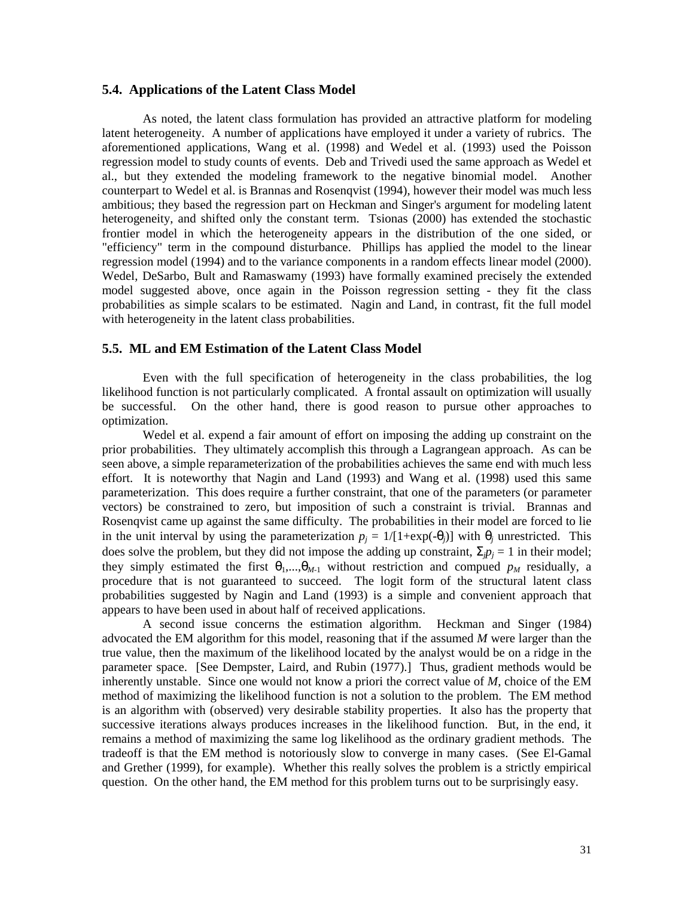### 5.4. Applications of the Latent Class Model

As noted, the latent class formulation has provided an attractive platform for modeling latent heterogeneity. A number of applications have employed it under a variety of rubrics. The aforementioned applications, Wang et al. (1998) and Wedel et al. (1993) used the Poisson regression model to study counts of events. Deb and Trivedi used the same approach as Wedel et al., but they extended the modeling framework to the negative binomial model. Another counterpart to Wedel et al. is Brannas and Rosenqvist (1994), however their model was much less ambitious; they based the regression part on Heckman and Singer's argument for modeling latent heterogeneity, and shifted only the constant term. Tsionas (2000) has extended the stochastic frontier model in which the heterogeneity appears in the distribution of the one sided, or "efficiency" term in the compound disturbance. Phillips has applied the model to the linear regression model (1994) and to the variance components in a random effects linear model (2000). Wedel, DeSarbo, Bult and Ramaswamy (1993) have formally examined precisely the extended model suggested above, once again in the Poisson regression setting - they fit the class probabilities as simple scalars to be estimated. Nagin and Land, in contrast, fit the full model with heterogeneity in the latent class probabilities.

### 5.5. ML and EM Estimation of the Latent Class Model

Even with the full specification of heterogeneity in the class probabilities, the log likelihood function is not particularly complicated. A frontal assault on optimization will usually be successful. On the other hand, there is good reason to pursue other approaches to optimization.

Wedel et al. expend a fair amount of effort on imposing the adding up constraint on the prior probabilities. They ultimately accomplish this through a Lagrangean approach. As can be seen above, a simple reparameterization of the probabilities achieves the same end with much less effort. It is noteworthy that Nagin and Land (1993) and Wang et al. (1998) used this same parameterization. This does require a further constraint, that one of the parameters (or parameter vectors) be constrained to zero, but imposition of such a constraint is trivial. Brannas and Rosenqvist came up against the same difficulty. The probabilities in their model are forced to lie in the unit interval by using the parameterization $p_j = 1/[1+\exp(-\theta_j)]$ with $\theta_j$ unrestricted. This does solve the problem, but they did not impose the adding up constraint, $\Sigma_j p_j = 1$ in their model; they simply estimated the first $\theta_1,...,\theta_{M-1}$ without restriction and compued $p_M$ residually, a procedure that is not guaranteed to succeed. The logit form of the structural latent class probabilities suggested by Nagin and Land (1993) is a simple and convenient approach that appears to have been used in about half of received applications.

A second issue concerns the estimation algorithm. Heckman and Singer (1984) advocated the EM algorithm for this model, reasoning that if the assumed $M$ were larger than the true value, then the maximum of the likelihood located by the analyst would be on a ridge in the parameter space. [See Dempster, Laird, and Rubin (1977).] Thus, gradient methods would be inherently unstable. Since one would not know a priori the correct value of $M$, choice of the EM method of maximizing the likelihood function is not a solution to the problem. The EM method is an algorithm with (observed) very desirable stability properties. It also has the property that successive iterations always produces increases in the likelihood function. But, in the end, it remains a method of maximizing the same log likelihood as the ordinary gradient methods. The tradeoff is that the EM method is notoriously slow to converge in many cases. (See El-Gamal and Grether (1999), for example). Whether this really solves the problem is a strictly empirical question. On the other hand, the EM method for this problem turns out to be surprisingly easy.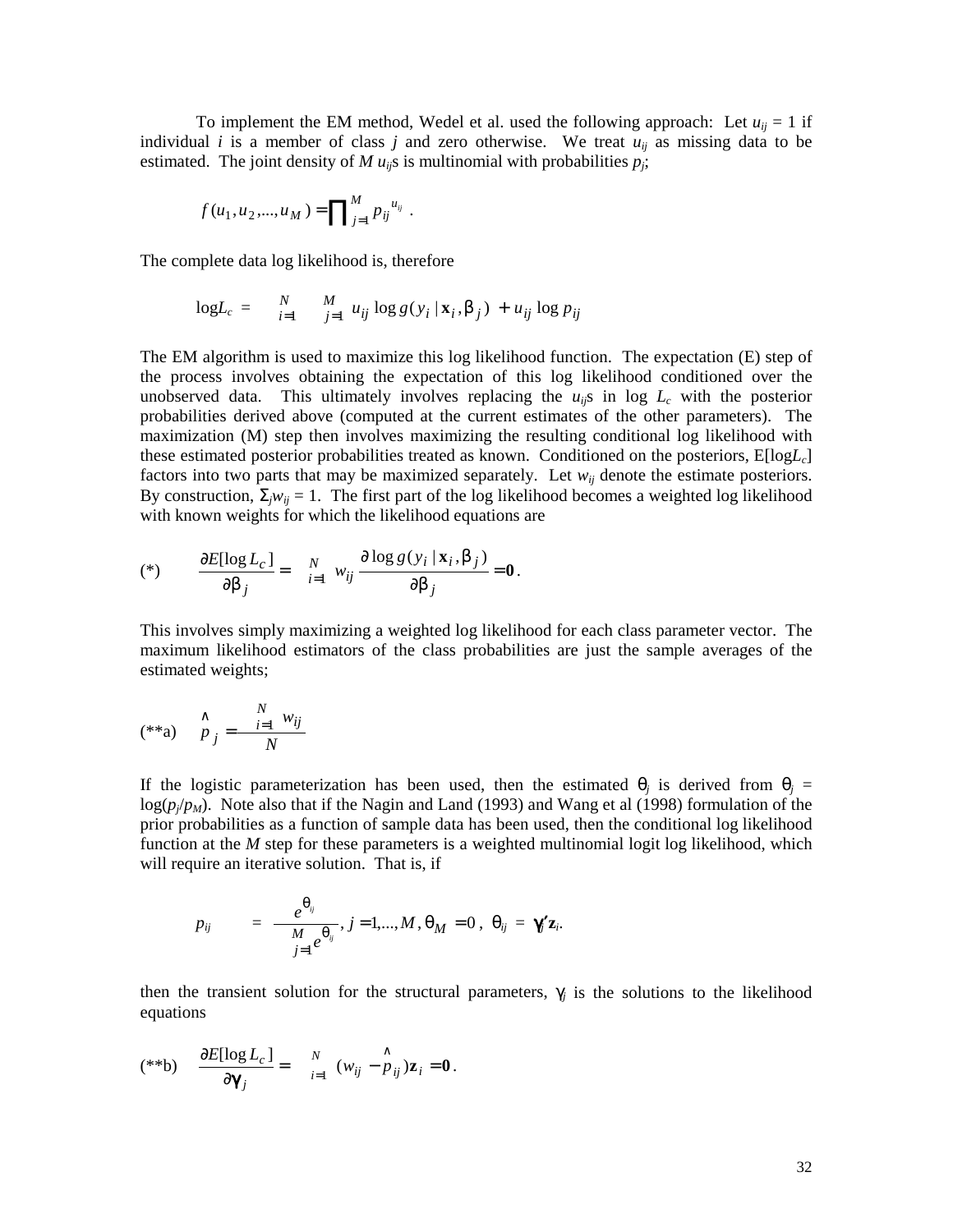To implement the EM method, Wedel et al. used the following approach: Let $u_{ij} = 1$ if individual $i$ is a member of class $j$ and zero otherwise. We treat $u_{ij}$ as missing data to be estimated. The joint density of $M$ $u_{ij}$s is multinomial with probabilities $p_j$;

$$f(u_1, u_2, ..., u_M) = \prod_{j=1}^{M} p_{ij}^{\,u_{ij}} .$$

The complete data log likelihood is, therefore

$$\log L_c = \sum_{i=1}^{N} \sum_{j=1}^{M} u_{ij} \log g(y_i \mid \mathbf{x}_i, \beta_j) + u_{ij} \log p_{ij}$$

The EM algorithm is used to maximize this log likelihood function. The expectation (E) step of the process involves obtaining the expectation of this log likelihood conditioned over the unobserved data. This ultimately involves replacing the $u_{ij}$s in log $L_c$ with the posterior probabilities derived above (computed at the current estimates of the other parameters). The maximization (M) step then involves maximizing the resulting conditional log likelihood with these estimated posterior probabilities treated as known. Conditioned on the posteriors, E[log$L_c$] factors into two parts that may be maximized separately. Let $w_{ij}$ denote the estimate posteriors. By construction, $\Sigma_j w_{ij} = 1$. The first part of the log likelihood becomes a weighted log likelihood with known weights for which the likelihood equations are

$$(*) \qquad \frac{\partial E[\log L_c]}{\partial \beta_j} = \sum_{i=1}^{N} w_{ij} \frac{\partial \log g(y_i \mid \mathbf{x}_i, \beta_j)}{\partial \beta_j} = \mathbf{0}.$$

This involves simply maximizing a weighted log likelihood for each class parameter vector. The maximum likelihood estimators of the class probabilities are just the sample averages of the estimated weights;

$$(**a) \qquad \hat{p}_j = \frac{\sum_{i=1}^{N} w_{ij}}{N}$$

If the logistic parameterization has been used, then the estimated $\theta_j$ is derived from $\theta_j = \log(p_j/p_M)$. Note also that if the Nagin and Land (1993) and Wang et al (1998) formulation of the prior probabilities as a function of sample data has been used, then the conditional log likelihood function at the $M$ step for these parameters is a weighted multinomial logit log likelihood, which will require an iterative solution. That is, if

$$p_{ij} = \frac{e^{\theta_{ij}}}{\sum_{j=1}^{M} e^{\theta_{ij}}}, \; j = 1,...,M, \; \theta_M = 0, \; \theta_{ij} = \boldsymbol{\gamma}_j' \mathbf{z}_i.$$

then the transient solution for the structural parameters, $\gamma_j$ is the solutions to the likelihood equations

$$(**b) \qquad \frac{\partial E[\log L_c]}{\partial \boldsymbol{\gamma}_j} = \sum_{i=1}^{N} (w_{ij} - \hat{p}_{ij}) \mathbf{z}_i = \mathbf{0}.$$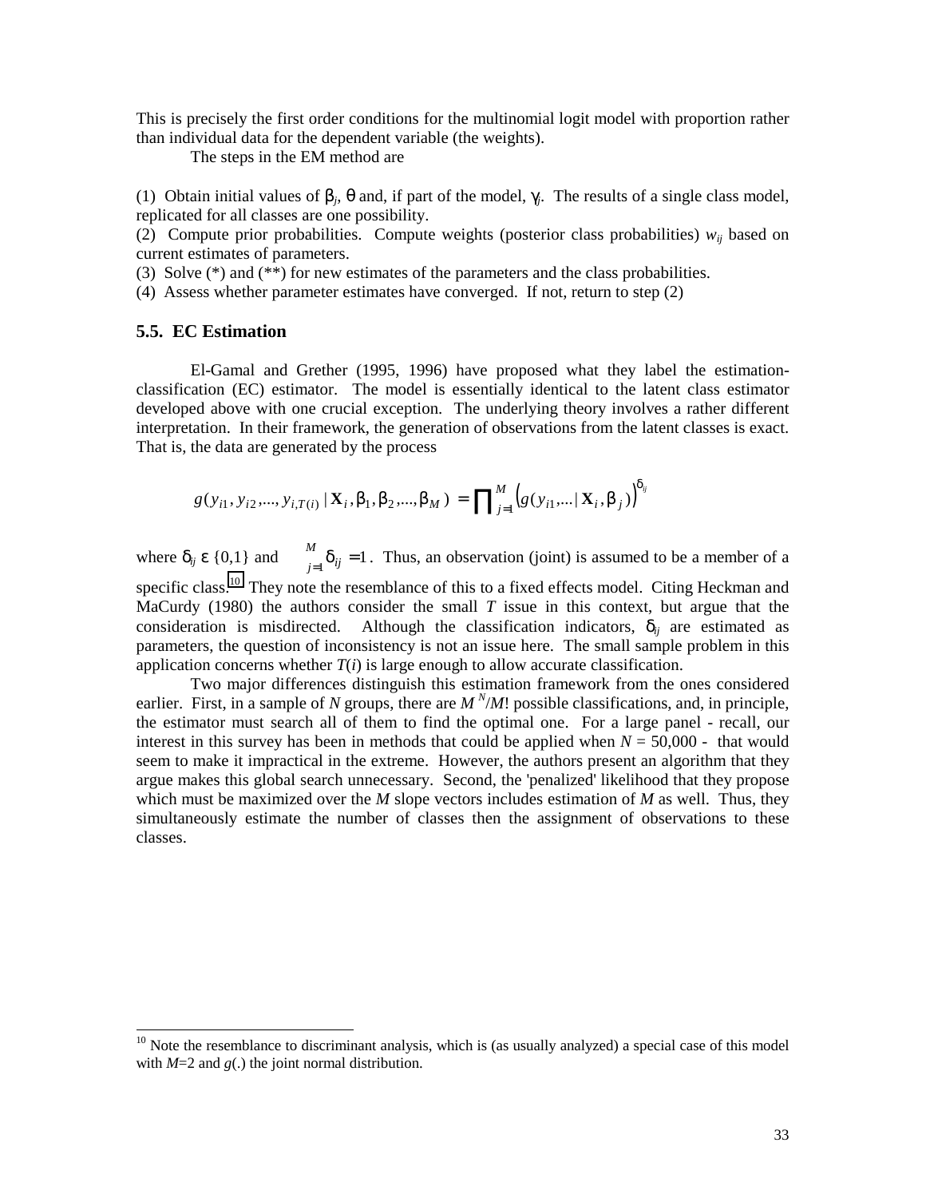This is precisely the first order conditions for the multinomial logit model with proportion rather than individual data for the dependent variable (the weights).

The steps in the EM method are

(1) Obtain initial values of $\beta_j$, $\theta$ and, if part of the model, $\gamma_j$. The results of a single class model, replicated for all classes are one possibility.
(2) Compute prior probabilities. Compute weights (posterior class probabilities) $w_{ij}$ based on current estimates of parameters.
(3) Solve (*) and (**) for new estimates of the parameters and the class probabilities.
(4) Assess whether parameter estimates have converged. If not, return to step (2)

### 5.5. EC Estimation

El-Gamal and Grether (1995, 1996) have proposed what they label the estimation-classification (EC) estimator. The model is essentially identical to the latent class estimator developed above with one crucial exception. The underlying theory involves a rather different interpretation. In their framework, the generation of observations from the latent classes is exact. That is, the data are generated by the process

$$g(y_{i1}, y_{i2},..., y_{i,T(i)} \mid \mathbf{X}_i, \beta_1, \beta_2,..., \beta_M) = \prod_{j=1}^{M} \left( g(y_{i1},... \mid \mathbf{X}_i, \beta_j) \right)^{\delta_{ij}}$$

where $\delta_{ij} \in \{0,1\}$ and $\sum_{j=1}^{M} \delta_{ij} = 1$. Thus, an observation (joint) is assumed to be a member of a specific class.[10] They note the resemblance of this to a fixed effects model. Citing Heckman and MaCurdy (1980) the authors consider the small $T$ issue in this context, but argue that the consideration is misdirected. Although the classification indicators, $\delta_{ij}$ are estimated as parameters, the question of inconsistency is not an issue here. The small sample problem in this application concerns whether $T(i)$ is large enough to allow accurate classification.

Two major differences distinguish this estimation framework from the ones considered earlier. First, in a sample of $N$ groups, there are $M^N/M!$ possible classifications, and, in principle, the estimator must search all of them to find the optimal one. For a large panel - recall, our interest in this survey has been in methods that could be applied when $N$ = 50,000 - that would seem to make it impractical in the extreme. However, the authors present an algorithm that they argue makes this global search unnecessary. Second, the 'penalized' likelihood that they propose which must be maximized over the $M$ slope vectors includes estimation of $M$ as well. Thus, they simultaneously estimate the number of classes then the assignment of observations to these classes.

---

[10] Note the resemblance to discriminant analysis, which is (as usually analyzed) a special case of this model with $M$=2 and $g$(.) the joint normal distribution.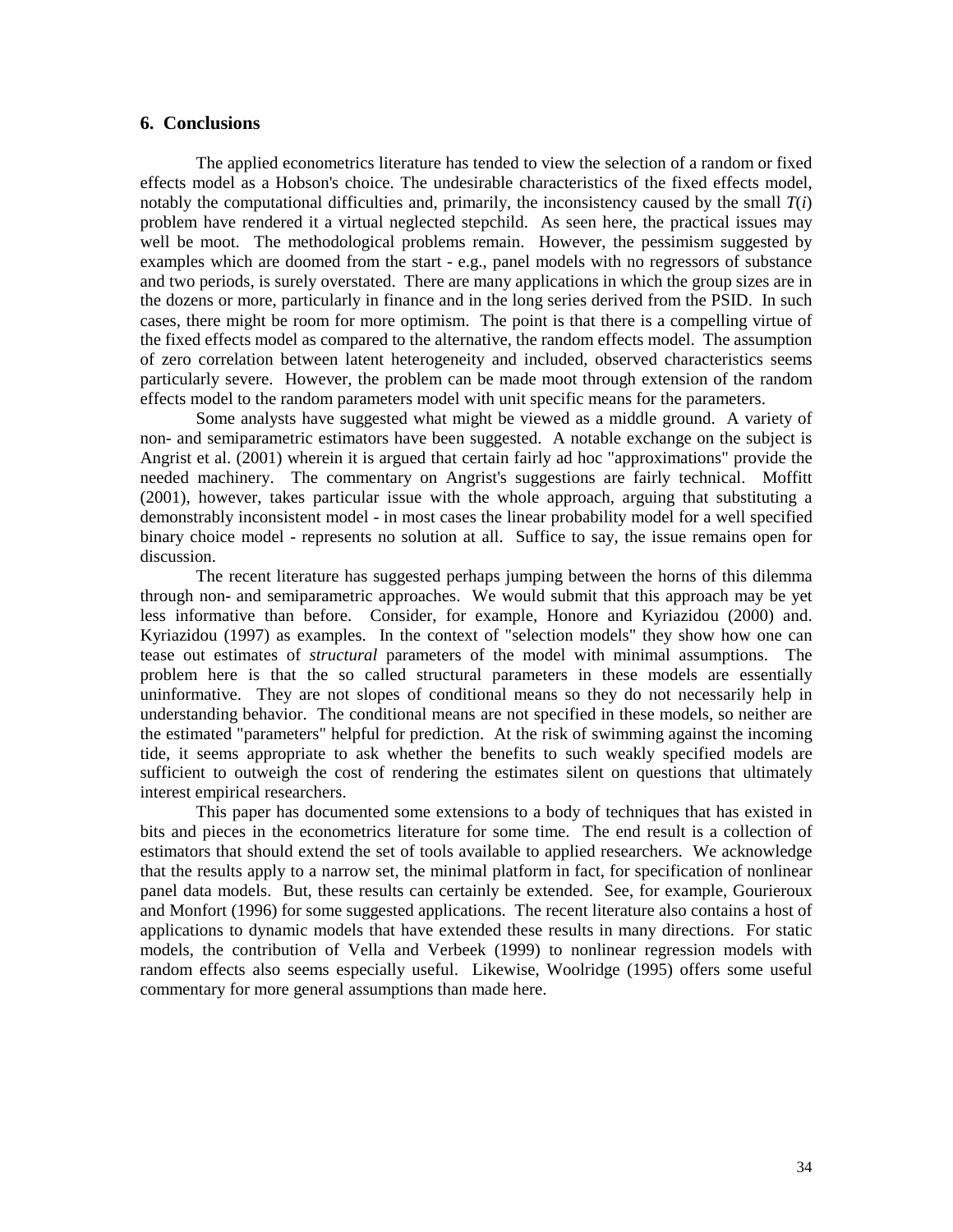## 6. Conclusions

The applied econometrics literature has tended to view the selection of a random or fixed effects model as a Hobson's choice. The undesirable characteristics of the fixed effects model, notably the computational difficulties and, primarily, the inconsistency caused by the small $T(i)$ problem have rendered it a virtual neglected stepchild. As seen here, the practical issues may well be moot. The methodological problems remain. However, the pessimism suggested by examples which are doomed from the start - e.g., panel models with no regressors of substance and two periods, is surely overstated. There are many applications in which the group sizes are in the dozens or more, particularly in finance and in the long series derived from the PSID. In such cases, there might be room for more optimism. The point is that there is a compelling virtue of the fixed effects model as compared to the alternative, the random effects model. The assumption of zero correlation between latent heterogeneity and included, observed characteristics seems particularly severe. However, the problem can be made moot through extension of the random effects model to the random parameters model with unit specific means for the parameters.

Some analysts have suggested what might be viewed as a middle ground. A variety of non- and semiparametric estimators have been suggested. A notable exchange on the subject is Angrist et al. (2001) wherein it is argued that certain fairly ad hoc "approximations" provide the needed machinery. The commentary on Angrist's suggestions are fairly technical. Moffitt (2001), however, takes particular issue with the whole approach, arguing that substituting a demonstrably inconsistent model - in most cases the linear probability model for a well specified binary choice model - represents no solution at all. Suffice to say, the issue remains open for discussion.

The recent literature has suggested perhaps jumping between the horns of this dilemma through non- and semiparametric approaches. We would submit that this approach may be yet less informative than before. Consider, for example, Honore and Kyriazidou (2000) and. Kyriazidou (1997) as examples. In the context of "selection models" they show how one can tease out estimates of *structural* parameters of the model with minimal assumptions. The problem here is that the so called structural parameters in these models are essentially uninformative. They are not slopes of conditional means so they do not necessarily help in understanding behavior. The conditional means are not specified in these models, so neither are the estimated "parameters" helpful for prediction. At the risk of swimming against the incoming tide, it seems appropriate to ask whether the benefits to such weakly specified models are sufficient to outweigh the cost of rendering the estimates silent on questions that ultimately interest empirical researchers.

This paper has documented some extensions to a body of techniques that has existed in bits and pieces in the econometrics literature for some time. The end result is a collection of estimators that should extend the set of tools available to applied researchers. We acknowledge that the results apply to a narrow set, the minimal platform in fact, for specification of nonlinear panel data models. But, these results can certainly be extended. See, for example, Gourieroux and Monfort (1996) for some suggested applications. The recent literature also contains a host of applications to dynamic models that have extended these results in many directions. For static models, the contribution of Vella and Verbeek (1999) to nonlinear regression models with random effects also seems especially useful. Likewise, Woolridge (1995) offers some useful commentary for more general assumptions than made here.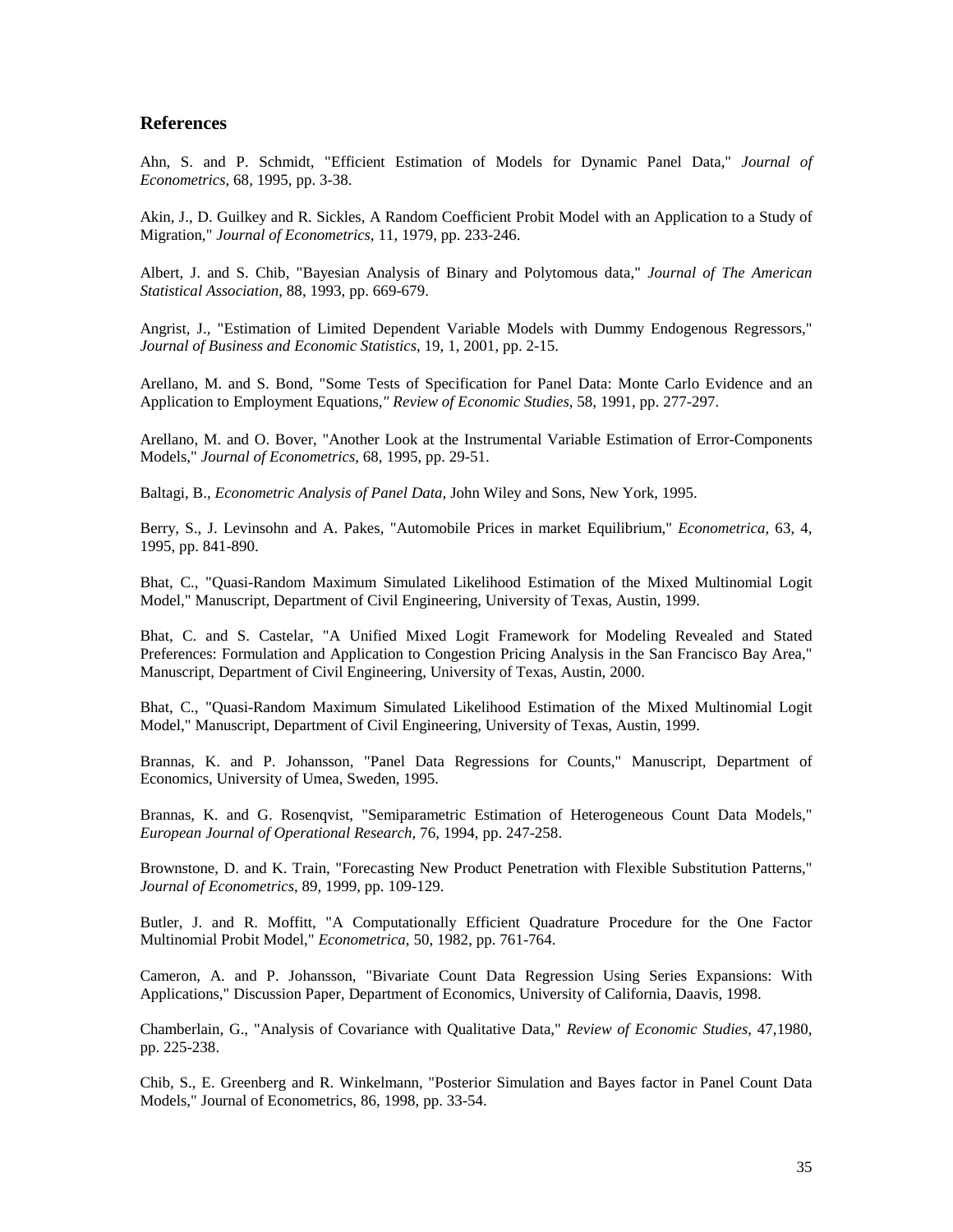## References

Ahn, S. and P. Schmidt, "Efficient Estimation of Models for Dynamic Panel Data," *Journal of Econometrics*, 68, 1995, pp. 3-38.

Akin, J., D. Guilkey and R. Sickles, A Random Coefficient Probit Model with an Application to a Study of Migration," *Journal of Econometrics*, 11, 1979, pp. 233-246.

Albert, J. and S. Chib, "Bayesian Analysis of Binary and Polytomous data," *Journal of The American Statistical Association*, 88, 1993, pp. 669-679.

Angrist, J., "Estimation of Limited Dependent Variable Models with Dummy Endogenous Regressors," *Journal of Business and Economic Statistics*, 19, 1, 2001, pp. 2-15.

Arellano, M. and S. Bond, "Some Tests of Specification for Panel Data: Monte Carlo Evidence and an Application to Employment Equations," *Review of Economic Studies*, 58, 1991, pp. 277-297.

Arellano, M. and O. Bover, "Another Look at the Instrumental Variable Estimation of Error-Components Models," *Journal of Econometrics*, 68, 1995, pp. 29-51.

Baltagi, B., *Econometric Analysis of Panel Data*, John Wiley and Sons, New York, 1995.

Berry, S., J. Levinsohn and A. Pakes, "Automobile Prices in market Equilibrium," *Econometrica*, 63, 4, 1995, pp. 841-890.

Bhat, C., "Quasi-Random Maximum Simulated Likelihood Estimation of the Mixed Multinomial Logit Model," Manuscript, Department of Civil Engineering, University of Texas, Austin, 1999.

Bhat, C. and S. Castelar, "A Unified Mixed Logit Framework for Modeling Revealed and Stated Preferences: Formulation and Application to Congestion Pricing Analysis in the San Francisco Bay Area," Manuscript, Department of Civil Engineering, University of Texas, Austin, 2000.

Bhat, C., "Quasi-Random Maximum Simulated Likelihood Estimation of the Mixed Multinomial Logit Model," Manuscript, Department of Civil Engineering, University of Texas, Austin, 1999.

Brannas, K. and P. Johansson, "Panel Data Regressions for Counts," Manuscript, Department of Economics, University of Umea, Sweden, 1995.

Brannas, K. and G. Rosenqvist, "Semiparametric Estimation of Heterogeneous Count Data Models," *European Journal of Operational Research*, 76, 1994, pp. 247-258.

Brownstone, D. and K. Train, "Forecasting New Product Penetration with Flexible Substitution Patterns," *Journal of Econometrics*, 89, 1999, pp. 109-129.

Butler, J. and R. Moffitt, "A Computationally Efficient Quadrature Procedure for the One Factor Multinomial Probit Model," *Econometrica*, 50, 1982, pp. 761-764.

Cameron, A. and P. Johansson, "Bivariate Count Data Regression Using Series Expansions: With Applications," Discussion Paper, Department of Economics, University of California, Daavis, 1998.

Chamberlain, G., "Analysis of Covariance with Qualitative Data," *Review of Economic Studies*, 47,1980, pp. 225-238.

Chib, S., E. Greenberg and R. Winkelmann, "Posterior Simulation and Bayes factor in Panel Count Data Models," Journal of Econometrics, 86, 1998, pp. 33-54.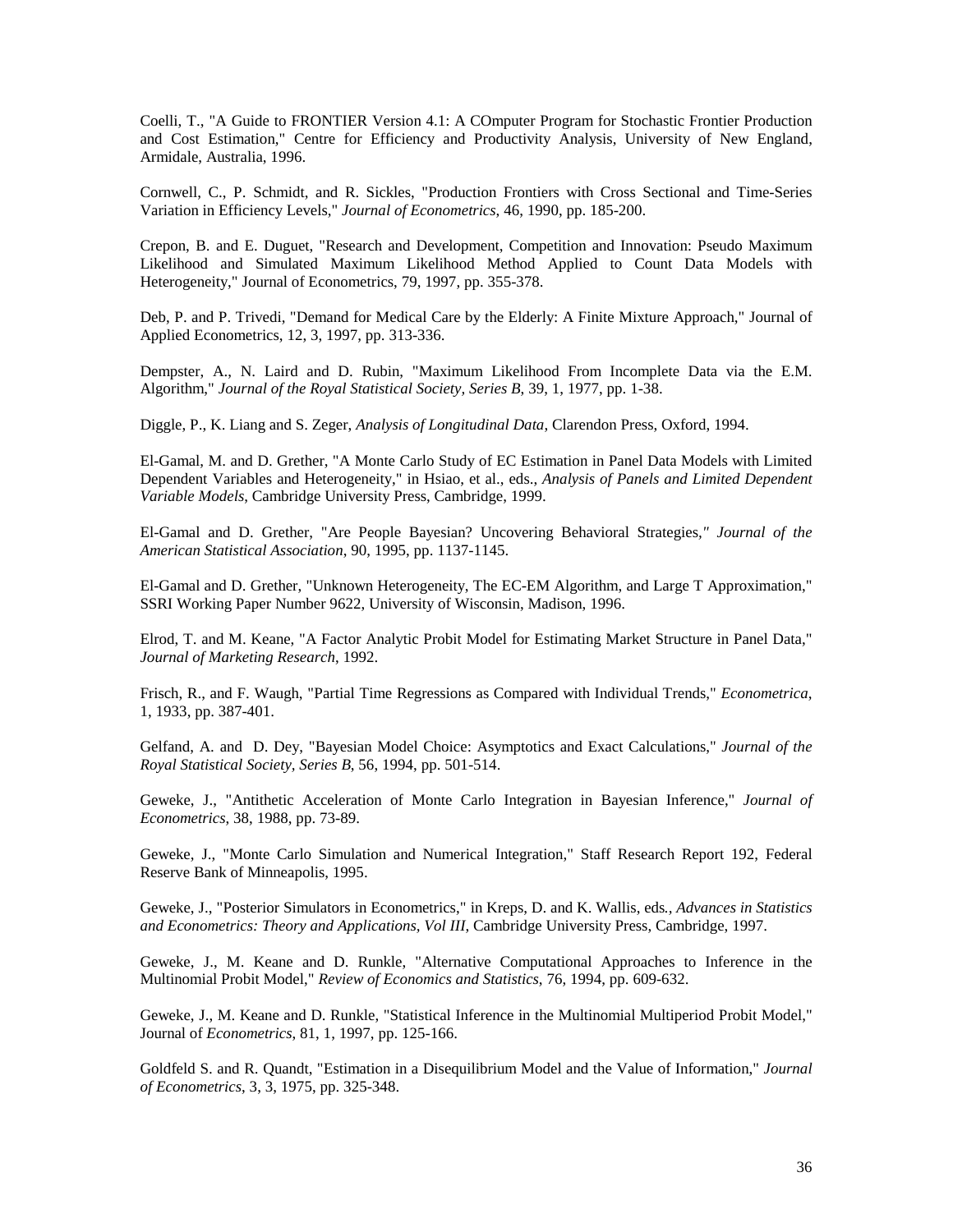Coelli, T., "A Guide to FRONTIER Version 4.1: A COmputer Program for Stochastic Frontier Production and Cost Estimation," Centre for Efficiency and Productivity Analysis, University of New England, Armidale, Australia, 1996.

Cornwell, C., P. Schmidt, and R. Sickles, "Production Frontiers with Cross Sectional and Time-Series Variation in Efficiency Levels," *Journal of Econometrics*, 46, 1990, pp. 185-200.

Crepon, B. and E. Duguet, "Research and Development, Competition and Innovation: Pseudo Maximum Likelihood and Simulated Maximum Likelihood Method Applied to Count Data Models with Heterogeneity," Journal of Econometrics, 79, 1997, pp. 355-378.

Deb, P. and P. Trivedi, "Demand for Medical Care by the Elderly: A Finite Mixture Approach," Journal of Applied Econometrics, 12, 3, 1997, pp. 313-336.

Dempster, A., N. Laird and D. Rubin, "Maximum Likelihood From Incomplete Data via the E.M. Algorithm," *Journal of the Royal Statistical Society, Series B*, 39, 1, 1977, pp. 1-38.

Diggle, P., K. Liang and S. Zeger, *Analysis of Longitudinal Data*, Clarendon Press, Oxford, 1994.

El-Gamal, M. and D. Grether, "A Monte Carlo Study of EC Estimation in Panel Data Models with Limited Dependent Variables and Heterogeneity," in Hsiao, et al., eds., *Analysis of Panels and Limited Dependent Variable Models*, Cambridge University Press, Cambridge, 1999.

El-Gamal and D. Grether, "Are People Bayesian? Uncovering Behavioral Strategies," *Journal of the American Statistical Association*, 90, 1995, pp. 1137-1145.

El-Gamal and D. Grether, "Unknown Heterogeneity, The EC-EM Algorithm, and Large T Approximation," SSRI Working Paper Number 9622, University of Wisconsin, Madison, 1996.

Elrod, T. and M. Keane, "A Factor Analytic Probit Model for Estimating Market Structure in Panel Data," *Journal of Marketing Research*, 1992.

Frisch, R., and F. Waugh, "Partial Time Regressions as Compared with Individual Trends," *Econometrica*, 1, 1933, pp. 387-401.

Gelfand, A. and D. Dey, "Bayesian Model Choice: Asymptotics and Exact Calculations," *Journal of the Royal Statistical Society, Series B*, 56, 1994, pp. 501-514.

Geweke, J., "Antithetic Acceleration of Monte Carlo Integration in Bayesian Inference," *Journal of Econometrics*, 38, 1988, pp. 73-89.

Geweke, J., "Monte Carlo Simulation and Numerical Integration," Staff Research Report 192, Federal Reserve Bank of Minneapolis, 1995.

Geweke, J., "Posterior Simulators in Econometrics," in Kreps, D. and K. Wallis, eds., *Advances in Statistics and Econometrics: Theory and Applications, Vol III*, Cambridge University Press, Cambridge, 1997.

Geweke, J., M. Keane and D. Runkle, "Alternative Computational Approaches to Inference in the Multinomial Probit Model," *Review of Economics and Statistics*, 76, 1994, pp. 609-632.

Geweke, J., M. Keane and D. Runkle, "Statistical Inference in the Multinomial Multiperiod Probit Model," Journal of *Econometrics*, 81, 1, 1997, pp. 125-166.

Goldfeld S. and R. Quandt, "Estimation in a Disequilibrium Model and the Value of Information," *Journal of Econometrics*, 3, 3, 1975, pp. 325-348.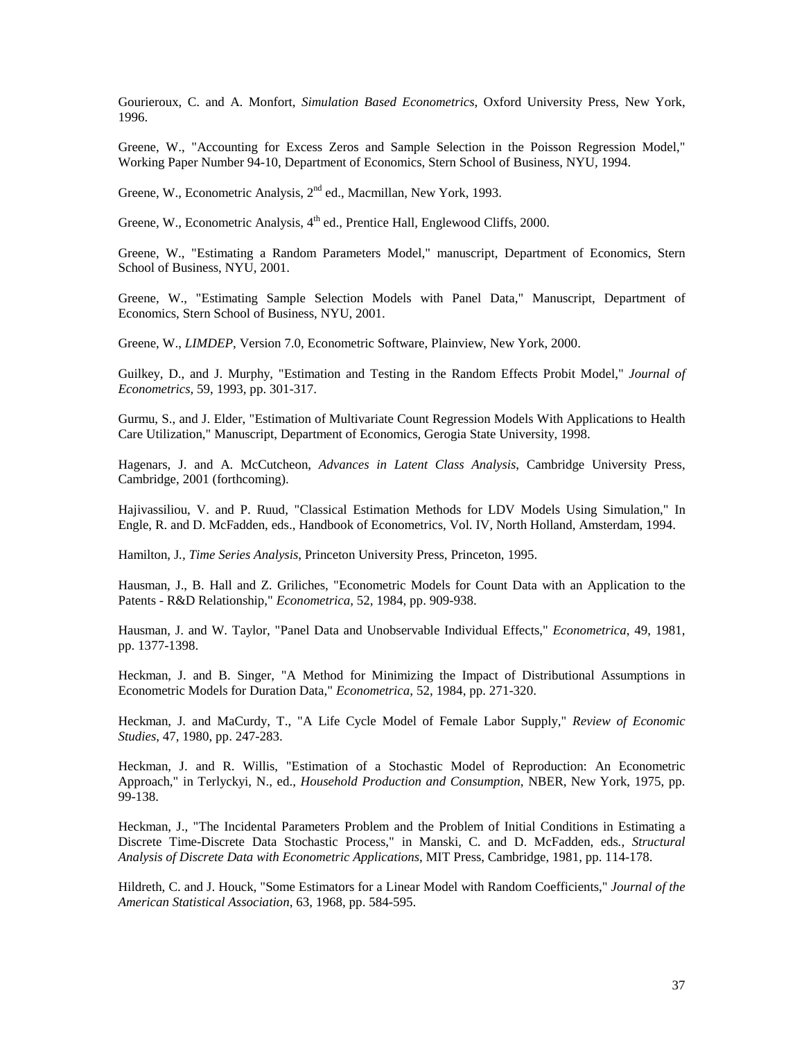Gourieroux, C. and A. Monfort, *Simulation Based Econometrics*, Oxford University Press, New York, 1996.

Greene, W., "Accounting for Excess Zeros and Sample Selection in the Poisson Regression Model," Working Paper Number 94-10, Department of Economics, Stern School of Business, NYU, 1994.

Greene, W., Econometric Analysis, 2nd ed., Macmillan, New York, 1993.

Greene, W., Econometric Analysis, 4th ed., Prentice Hall, Englewood Cliffs, 2000.

Greene, W., "Estimating a Random Parameters Model," manuscript, Department of Economics, Stern School of Business, NYU, 2001.

Greene, W., "Estimating Sample Selection Models with Panel Data," Manuscript, Department of Economics, Stern School of Business, NYU, 2001.

Greene, W., *LIMDEP*, Version 7.0, Econometric Software, Plainview, New York, 2000.

Guilkey, D., and J. Murphy, "Estimation and Testing in the Random Effects Probit Model," *Journal of Econometrics*, 59, 1993, pp. 301-317.

Gurmu, S., and J. Elder, "Estimation of Multivariate Count Regression Models With Applications to Health Care Utilization," Manuscript, Department of Economics, Gerogia State University, 1998.

Hagenars, J. and A. McCutcheon, *Advances in Latent Class Analysis*, Cambridge University Press, Cambridge, 2001 (forthcoming).

Hajivassiliou, V. and P. Ruud, "Classical Estimation Methods for LDV Models Using Simulation," In Engle, R. and D. McFadden, eds., Handbook of Econometrics, Vol. IV, North Holland, Amsterdam, 1994.

Hamilton, J., *Time Series Analysis*, Princeton University Press, Princeton, 1995.

Hausman, J., B. Hall and Z. Griliches, "Econometric Models for Count Data with an Application to the Patents - R&D Relationship," *Econometrica*, 52, 1984, pp. 909-938.

Hausman, J. and W. Taylor, "Panel Data and Unobservable Individual Effects," *Econometrica*, 49, 1981, pp. 1377-1398.

Heckman, J. and B. Singer, "A Method for Minimizing the Impact of Distributional Assumptions in Econometric Models for Duration Data," *Econometrica*, 52, 1984, pp. 271-320.

Heckman, J. and MaCurdy, T., "A Life Cycle Model of Female Labor Supply," *Review of Economic Studies*, 47, 1980, pp. 247-283.

Heckman, J. and R. Willis, "Estimation of a Stochastic Model of Reproduction: An Econometric Approach," in Terlyckyi, N., ed., *Household Production and Consumption*, NBER, New York, 1975, pp. 99-138.

Heckman, J., "The Incidental Parameters Problem and the Problem of Initial Conditions in Estimating a Discrete Time-Discrete Data Stochastic Process," in Manski, C. and D. McFadden, eds., *Structural Analysis of Discrete Data with Econometric Applications*, MIT Press, Cambridge, 1981, pp. 114-178.

Hildreth, C. and J. Houck, "Some Estimators for a Linear Model with Random Coefficients," *Journal of the American Statistical Association*, 63, 1968, pp. 584-595.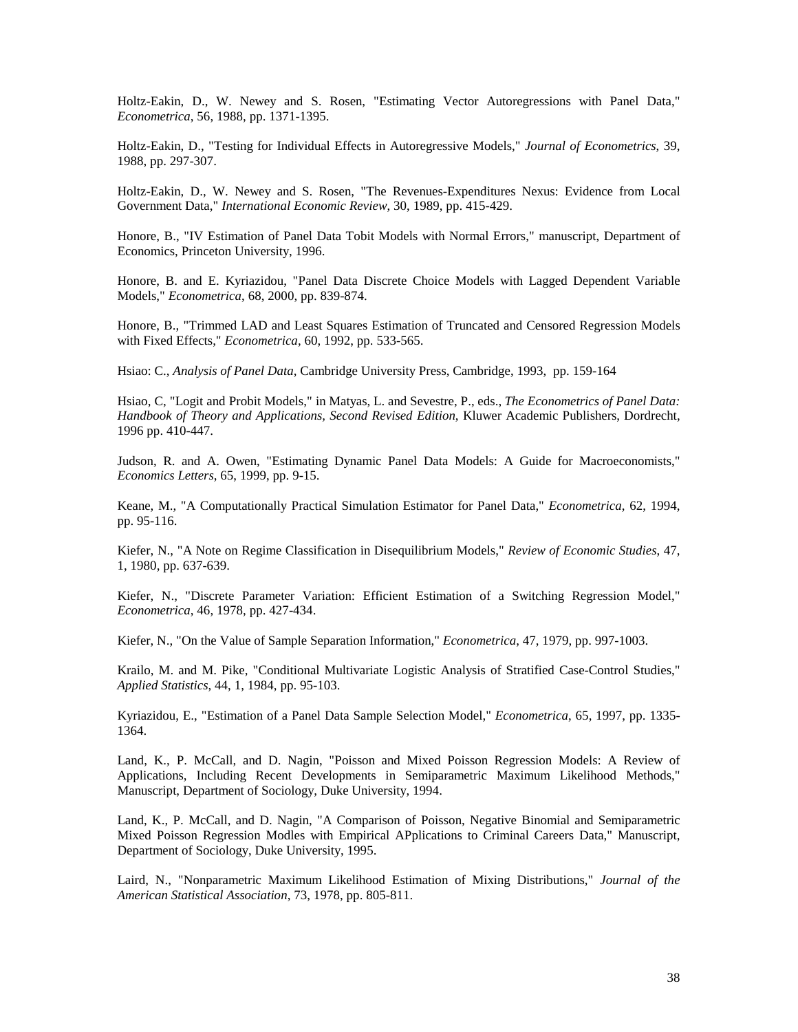Holtz-Eakin, D., W. Newey and S. Rosen, "Estimating Vector Autoregressions with Panel Data," *Econometrica*, 56, 1988, pp. 1371-1395.

Holtz-Eakin, D., "Testing for Individual Effects in Autoregressive Models," *Journal of Econometrics*, 39, 1988, pp. 297-307.

Holtz-Eakin, D., W. Newey and S. Rosen, "The Revenues-Expenditures Nexus: Evidence from Local Government Data," *International Economic Review*, 30, 1989, pp. 415-429.

Honore, B., "IV Estimation of Panel Data Tobit Models with Normal Errors," manuscript, Department of Economics, Princeton University, 1996.

Honore, B. and E. Kyriazidou, "Panel Data Discrete Choice Models with Lagged Dependent Variable Models," *Econometrica*, 68, 2000, pp. 839-874.

Honore, B., "Trimmed LAD and Least Squares Estimation of Truncated and Censored Regression Models with Fixed Effects," *Econometrica*, 60, 1992, pp. 533-565.

Hsiao: C., *Analysis of Panel Data*, Cambridge University Press, Cambridge, 1993, pp. 159-164

Hsiao, C, "Logit and Probit Models," in Matyas, L. and Sevestre, P., eds., *The Econometrics of Panel Data: Handbook of Theory and Applications, Second Revised Edition*, Kluwer Academic Publishers, Dordrecht, 1996 pp. 410-447.

Judson, R. and A. Owen, "Estimating Dynamic Panel Data Models: A Guide for Macroeconomists," *Economics Letters*, 65, 1999, pp. 9-15.

Keane, M., "A Computationally Practical Simulation Estimator for Panel Data," *Econometrica*, 62, 1994, pp. 95-116.

Kiefer, N., "A Note on Regime Classification in Disequilibrium Models," *Review of Economic Studies*, 47, 1, 1980, pp. 637-639.

Kiefer, N., "Discrete Parameter Variation: Efficient Estimation of a Switching Regression Model," *Econometrica*, 46, 1978, pp. 427-434.

Kiefer, N., "On the Value of Sample Separation Information," *Econometrica*, 47, 1979, pp. 997-1003.

Krailo, M. and M. Pike, "Conditional Multivariate Logistic Analysis of Stratified Case-Control Studies," *Applied Statistics*, 44, 1, 1984, pp. 95-103.

Kyriazidou, E., "Estimation of a Panel Data Sample Selection Model," *Econometrica*, 65, 1997, pp. 1335-1364.

Land, K., P. McCall, and D. Nagin, "Poisson and Mixed Poisson Regression Models: A Review of Applications, Including Recent Developments in Semiparametric Maximum Likelihood Methods," Manuscript, Department of Sociology, Duke University, 1994.

Land, K., P. McCall, and D. Nagin, "A Comparison of Poisson, Negative Binomial and Semiparametric Mixed Poisson Regression Modles with Empirical APplications to Criminal Careers Data," Manuscript, Department of Sociology, Duke University, 1995.

Laird, N., "Nonparametric Maximum Likelihood Estimation of Mixing Distributions," *Journal of the American Statistical Association*, 73, 1978, pp. 805-811.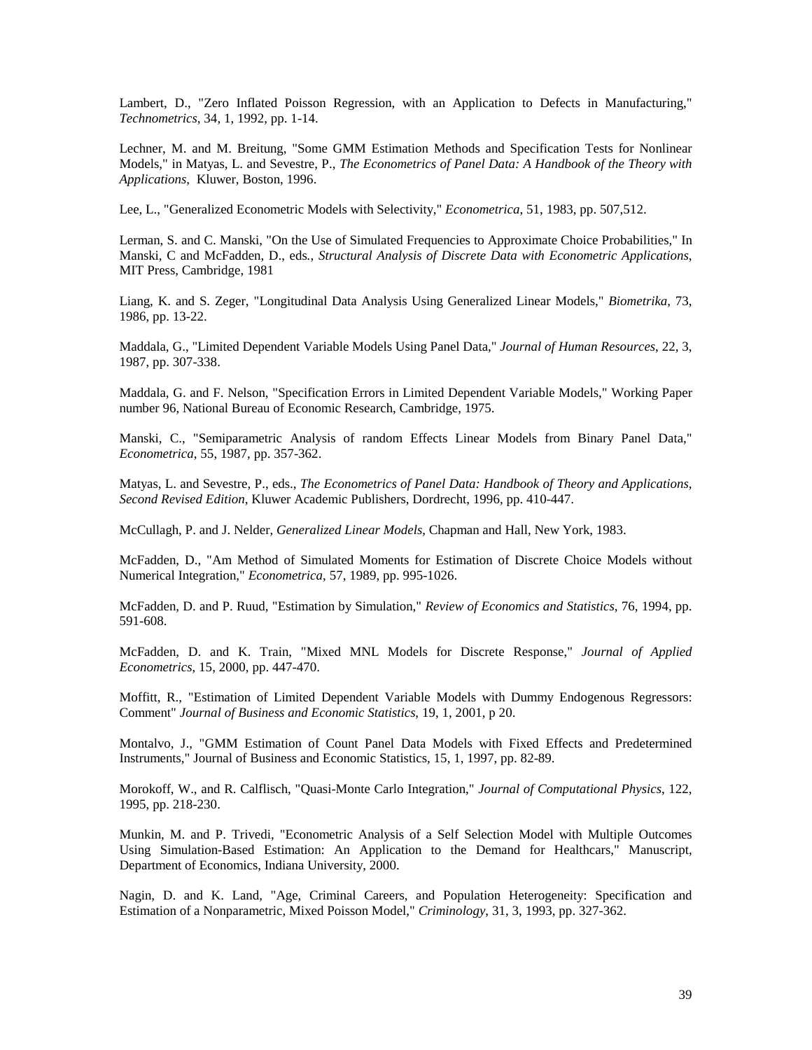Lambert, D., "Zero Inflated Poisson Regression, with an Application to Defects in Manufacturing," *Technometrics*, 34, 1, 1992, pp. 1-14.

Lechner, M. and M. Breitung, "Some GMM Estimation Methods and Specification Tests for Nonlinear Models," in Matyas, L. and Sevestre, P., *The Econometrics of Panel Data: A Handbook of the Theory with Applications*, Kluwer, Boston, 1996.

Lee, L., "Generalized Econometric Models with Selectivity," *Econometrica*, 51, 1983, pp. 507,512.

Lerman, S. and C. Manski, "On the Use of Simulated Frequencies to Approximate Choice Probabilities," In Manski, C and McFadden, D., eds., *Structural Analysis of Discrete Data with Econometric Applications*, MIT Press, Cambridge, 1981

Liang, K. and S. Zeger, "Longitudinal Data Analysis Using Generalized Linear Models," *Biometrika*, 73, 1986, pp. 13-22.

Maddala, G., "Limited Dependent Variable Models Using Panel Data," *Journal of Human Resources*, 22, 3, 1987, pp. 307-338.

Maddala, G. and F. Nelson, "Specification Errors in Limited Dependent Variable Models," Working Paper number 96, National Bureau of Economic Research, Cambridge, 1975.

Manski, C., "Semiparametric Analysis of random Effects Linear Models from Binary Panel Data," *Econometrica*, 55, 1987, pp. 357-362.

Matyas, L. and Sevestre, P., eds., *The Econometrics of Panel Data: Handbook of Theory and Applications, Second Revised Edition*, Kluwer Academic Publishers, Dordrecht, 1996, pp. 410-447.

McCullagh, P. and J. Nelder, *Generalized Linear Models*, Chapman and Hall, New York, 1983.

McFadden, D., "Am Method of Simulated Moments for Estimation of Discrete Choice Models without Numerical Integration," *Econometrica*, 57, 1989, pp. 995-1026.

McFadden, D. and P. Ruud, "Estimation by Simulation," *Review of Economics and Statistics*, 76, 1994, pp. 591-608.

McFadden, D. and K. Train, "Mixed MNL Models for Discrete Response," *Journal of Applied Econometrics*, 15, 2000, pp. 447-470.

Moffitt, R., "Estimation of Limited Dependent Variable Models with Dummy Endogenous Regressors: Comment" *Journal of Business and Economic Statistics*, 19, 1, 2001, p 20.

Montalvo, J., "GMM Estimation of Count Panel Data Models with Fixed Effects and Predetermined Instruments," Journal of Business and Economic Statistics, 15, 1, 1997, pp. 82-89.

Morokoff, W., and R. Calflisch, "Quasi-Monte Carlo Integration," *Journal of Computational Physics*, 122, 1995, pp. 218-230.

Munkin, M. and P. Trivedi, "Econometric Analysis of a Self Selection Model with Multiple Outcomes Using Simulation-Based Estimation: An Application to the Demand for Healthcars," Manuscript, Department of Economics, Indiana University, 2000.

Nagin, D. and K. Land, "Age, Criminal Careers, and Population Heterogeneity: Specification and Estimation of a Nonparametric, Mixed Poisson Model," *Criminology*, 31, 3, 1993, pp. 327-362.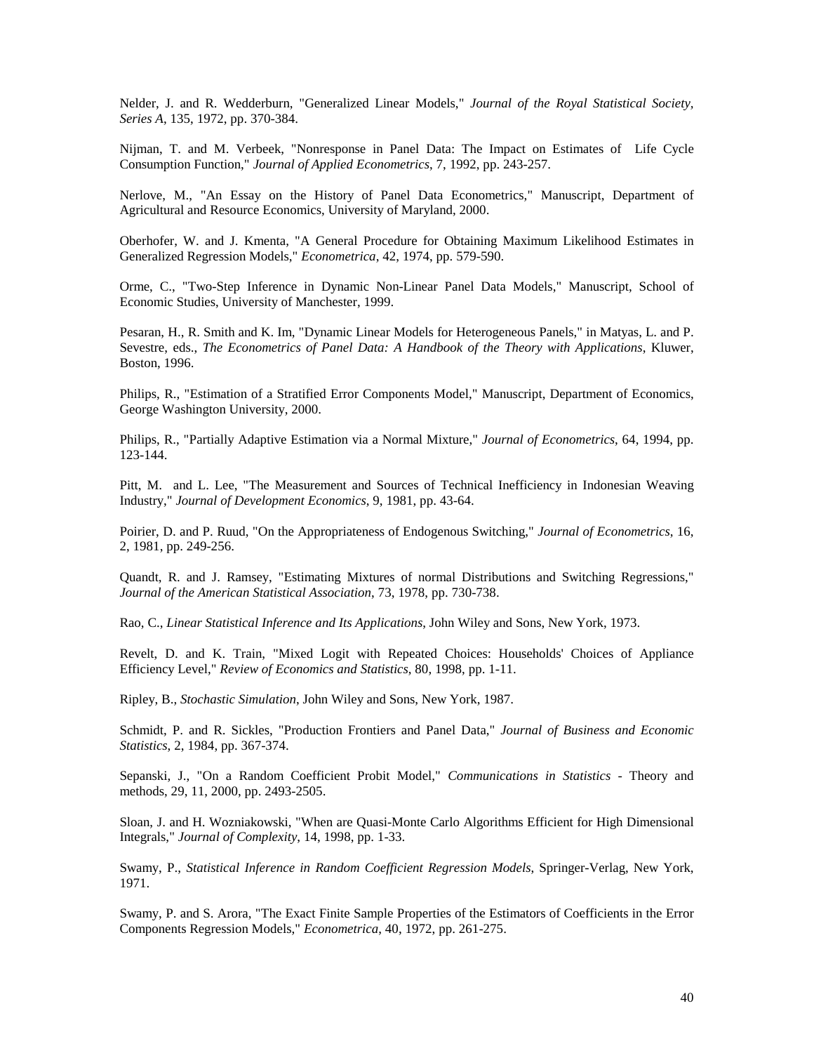Nelder, J. and R. Wedderburn, "Generalized Linear Models," *Journal of the Royal Statistical Society, Series A*, 135, 1972, pp. 370-384.

Nijman, T. and M. Verbeek, "Nonresponse in Panel Data: The Impact on Estimates of Life Cycle Consumption Function," *Journal of Applied Econometrics*, 7, 1992, pp. 243-257.

Nerlove, M., "An Essay on the History of Panel Data Econometrics," Manuscript, Department of Agricultural and Resource Economics, University of Maryland, 2000.

Oberhofer, W. and J. Kmenta, "A General Procedure for Obtaining Maximum Likelihood Estimates in Generalized Regression Models," *Econometrica*, 42, 1974, pp. 579-590.

Orme, C., "Two-Step Inference in Dynamic Non-Linear Panel Data Models," Manuscript, School of Economic Studies, University of Manchester, 1999.

Pesaran, H., R. Smith and K. Im, "Dynamic Linear Models for Heterogeneous Panels," in Matyas, L. and P. Sevestre, eds., *The Econometrics of Panel Data: A Handbook of the Theory with Applications*, Kluwer, Boston, 1996.

Philips, R., "Estimation of a Stratified Error Components Model," Manuscript, Department of Economics, George Washington University, 2000.

Philips, R., "Partially Adaptive Estimation via a Normal Mixture," *Journal of Econometrics*, 64, 1994, pp. 123-144.

Pitt, M. and L. Lee, "The Measurement and Sources of Technical Inefficiency in Indonesian Weaving Industry," *Journal of Development Economics*, 9, 1981, pp. 43-64.

Poirier, D. and P. Ruud, "On the Appropriateness of Endogenous Switching," *Journal of Econometrics*, 16, 2, 1981, pp. 249-256.

Quandt, R. and J. Ramsey, "Estimating Mixtures of normal Distributions and Switching Regressions," *Journal of the American Statistical Association*, 73, 1978, pp. 730-738.

Rao, C., *Linear Statistical Inference and Its Applications*, John Wiley and Sons, New York, 1973.

Revelt, D. and K. Train, "Mixed Logit with Repeated Choices: Households' Choices of Appliance Efficiency Level," *Review of Economics and Statistics*, 80, 1998, pp. 1-11.

Ripley, B., *Stochastic Simulation*, John Wiley and Sons, New York, 1987.

Schmidt, P. and R. Sickles, "Production Frontiers and Panel Data," *Journal of Business and Economic Statistics*, 2, 1984, pp. 367-374.

Sepanski, J., "On a Random Coefficient Probit Model," *Communications in Statistics* - Theory and methods, 29, 11, 2000, pp. 2493-2505.

Sloan, J. and H. Wozniakowski, "When are Quasi-Monte Carlo Algorithms Efficient for High Dimensional Integrals," *Journal of Complexity*, 14, 1998, pp. 1-33.

Swamy, P., *Statistical Inference in Random Coefficient Regression Models*, Springer-Verlag, New York, 1971.

Swamy, P. and S. Arora, "The Exact Finite Sample Properties of the Estimators of Coefficients in the Error Components Regression Models," *Econometrica*, 40, 1972, pp. 261-275.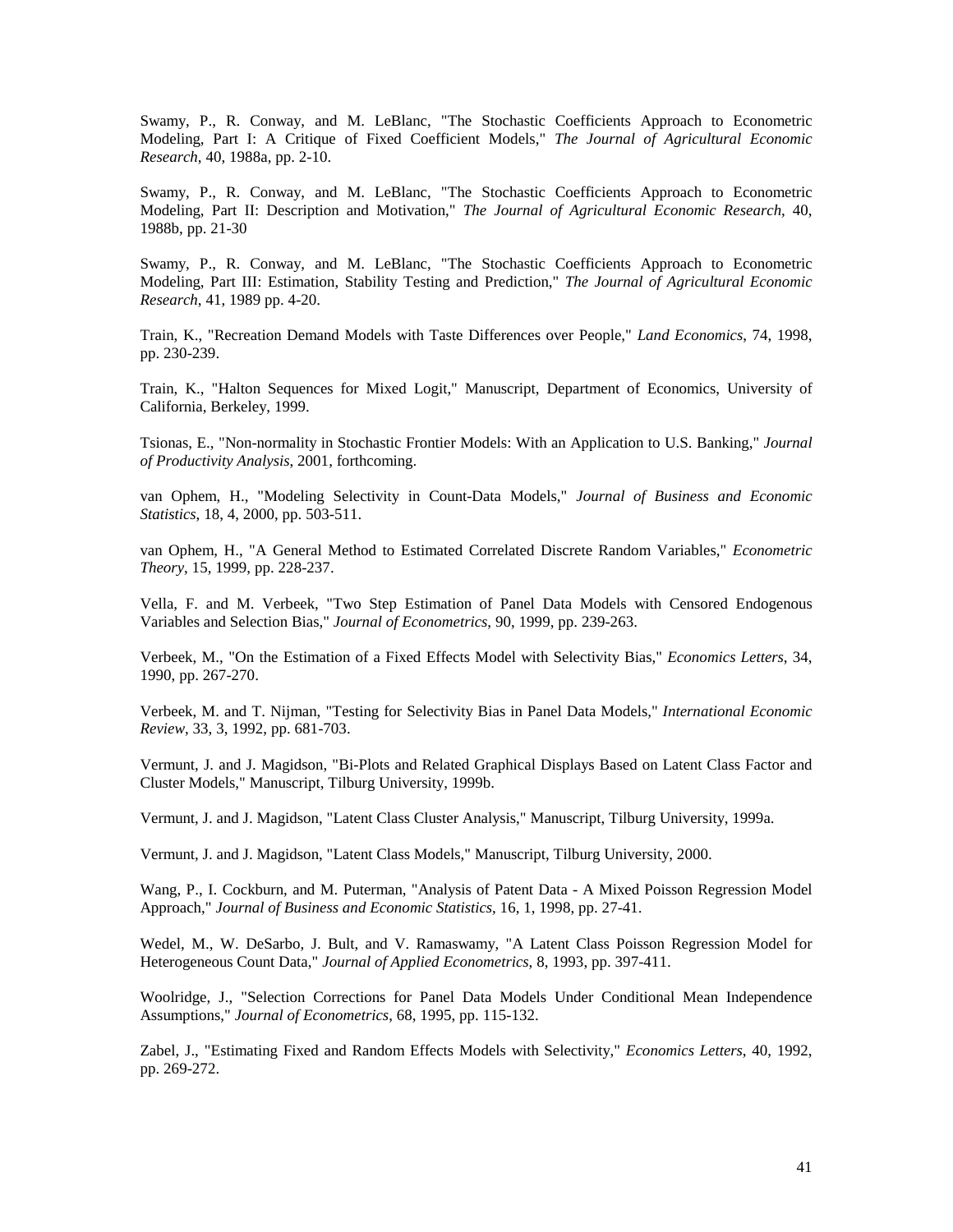Swamy, P., R. Conway, and M. LeBlanc, "The Stochastic Coefficients Approach to Econometric Modeling, Part I: A Critique of Fixed Coefficient Models," *The Journal of Agricultural Economic Research*, 40, 1988a, pp. 2-10.

Swamy, P., R. Conway, and M. LeBlanc, "The Stochastic Coefficients Approach to Econometric Modeling, Part II: Description and Motivation," *The Journal of Agricultural Economic Research*, 40, 1988b, pp. 21-30

Swamy, P., R. Conway, and M. LeBlanc, "The Stochastic Coefficients Approach to Econometric Modeling, Part III: Estimation, Stability Testing and Prediction," *The Journal of Agricultural Economic Research*, 41, 1989 pp. 4-20.

Train, K., "Recreation Demand Models with Taste Differences over People," *Land Economics*, 74, 1998, pp. 230-239.

Train, K., "Halton Sequences for Mixed Logit," Manuscript, Department of Economics, University of California, Berkeley, 1999.

Tsionas, E., "Non-normality in Stochastic Frontier Models: With an Application to U.S. Banking," *Journal of Productivity Analysis*, 2001, forthcoming.

van Ophem, H., "Modeling Selectivity in Count-Data Models," *Journal of Business and Economic Statistics*, 18, 4, 2000, pp. 503-511.

van Ophem, H., "A General Method to Estimated Correlated Discrete Random Variables," *Econometric Theory*, 15, 1999, pp. 228-237.

Vella, F. and M. Verbeek, "Two Step Estimation of Panel Data Models with Censored Endogenous Variables and Selection Bias," *Journal of Econometrics*, 90, 1999, pp. 239-263.

Verbeek, M., "On the Estimation of a Fixed Effects Model with Selectivity Bias," *Economics Letters*, 34, 1990, pp. 267-270.

Verbeek, M. and T. Nijman, "Testing for Selectivity Bias in Panel Data Models," *International Economic Review*, 33, 3, 1992, pp. 681-703.

Vermunt, J. and J. Magidson, "Bi-Plots and Related Graphical Displays Based on Latent Class Factor and Cluster Models," Manuscript, Tilburg University, 1999b.

Vermunt, J. and J. Magidson, "Latent Class Cluster Analysis," Manuscript, Tilburg University, 1999a.

Vermunt, J. and J. Magidson, "Latent Class Models," Manuscript, Tilburg University, 2000.

Wang, P., I. Cockburn, and M. Puterman, "Analysis of Patent Data - A Mixed Poisson Regression Model Approach," *Journal of Business and Economic Statistics*, 16, 1, 1998, pp. 27-41.

Wedel, M., W. DeSarbo, J. Bult, and V. Ramaswamy, "A Latent Class Poisson Regression Model for Heterogeneous Count Data," *Journal of Applied Econometrics*, 8, 1993, pp. 397-411.

Woolridge, J., "Selection Corrections for Panel Data Models Under Conditional Mean Independence Assumptions," *Journal of Econometrics*, 68, 1995, pp. 115-132.

Zabel, J., "Estimating Fixed and Random Effects Models with Selectivity," *Economics Letters*, 40, 1992, pp. 269-272.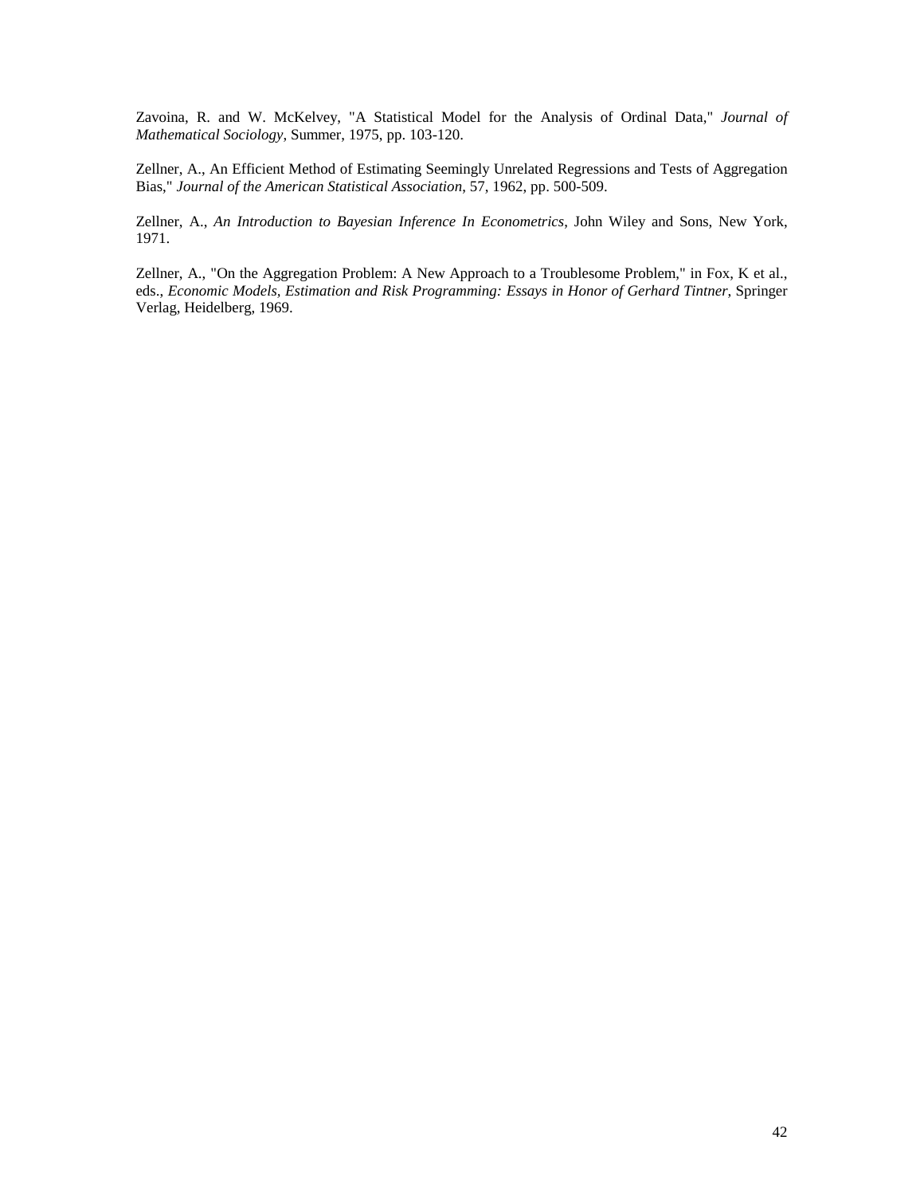Zavoina, R. and W. McKelvey, "A Statistical Model for the Analysis of Ordinal Data," *Journal of Mathematical Sociology*, Summer, 1975, pp. 103-120.

Zellner, A., An Efficient Method of Estimating Seemingly Unrelated Regressions and Tests of Aggregation Bias," *Journal of the American Statistical Association*, 57, 1962, pp. 500-509.

Zellner, A., *An Introduction to Bayesian Inference In Econometrics*, John Wiley and Sons, New York, 1971.

Zellner, A., "On the Aggregation Problem: A New Approach to a Troublesome Problem," in Fox, K et al., eds., *Economic Models, Estimation and Risk Programming: Essays in Honor of Gerhard Tintner*, Springer Verlag, Heidelberg, 1969.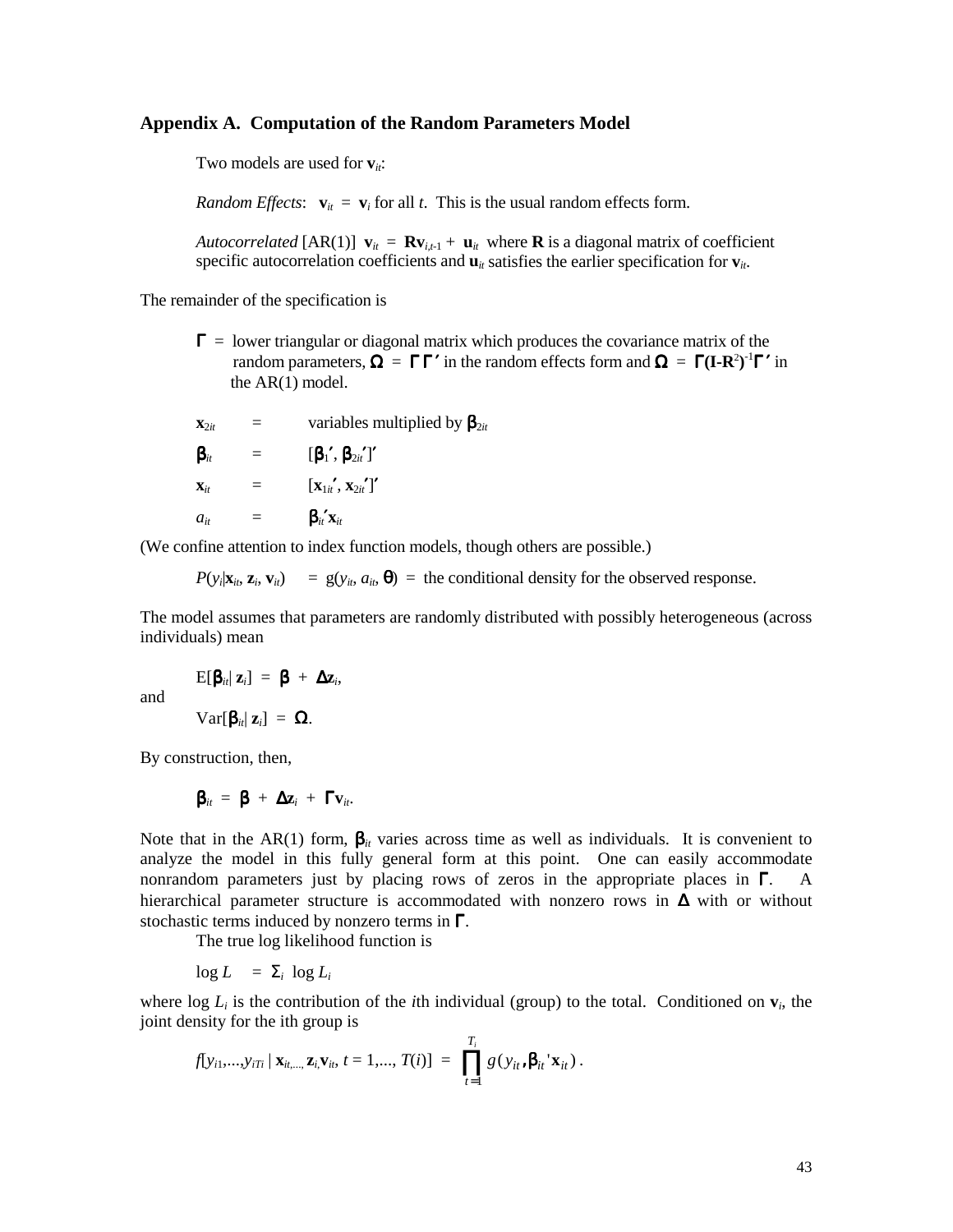## Appendix A. Computation of the Random Parameters Model

Two models used for $\mathbf{v}_{it}$:

*Random Effects*: $\mathbf{v}_{it} = \mathbf{v}_i$ for all $t$. This is the usual random effects form.

*Autocorrelated* [AR(1)] $\mathbf{v}_{it} = \mathbf{R}\mathbf{v}_{i,t-1} + \mathbf{u}_{it}$ where $\mathbf{R}$ is a diagonal matrix of coefficient specific autocorrelation coefficients and $\mathbf{u}_{it}$ satisfies the earlier specification for $\mathbf{v}_{it}$.

The remainder of the specification is

$\mathbf{\Gamma}$ = lower triangular or diagonal matrix which produces the covariance matrix of the random parameters, $\mathbf{\Omega} = \mathbf{\Gamma}\mathbf{\Gamma}'$ in the random effects form and $\mathbf{\Omega} = \mathbf{\Gamma}(\mathbf{I}-\mathbf{R}^2)^{-1}\mathbf{\Gamma}'$ in the AR(1) model.

$\mathbf{x}_{2it}$ = variables multiplied by $\boldsymbol{\beta}_{2it}$

$\boldsymbol{\beta}_{it}$ = $[\boldsymbol{\beta}_1', \boldsymbol{\beta}_{2it}']'$

$\mathbf{x}_{it}$ = $[\mathbf{x}_{1it}', \mathbf{x}_{2it}']'$

$a_{it}$ = $\boldsymbol{\beta}_{it}'\mathbf{x}_{it}$

(We confine attention to index function models, though others are possible.)

$P(y_i|\mathbf{x}_{it}, \mathbf{z}_i, \mathbf{v}_{it}) = g(y_{it}, a_{it}, \boldsymbol{\theta})$ = the conditional density for the observed response.

The model assumes that parameters are randomly distributed with possibly heterogeneous (across individuals) mean

$$\mathrm{E}[\boldsymbol{\beta}_{it}|\,\mathbf{z}_i] = \boldsymbol{\beta} + \boldsymbol{\Delta}\mathbf{z}_i,$$

and

$$\mathrm{Var}[\boldsymbol{\beta}_{it}|\,\mathbf{z}_i] = \boldsymbol{\Omega}.$$

By construction, then,

$$\boldsymbol{\beta}_{it} = \boldsymbol{\beta} + \boldsymbol{\Delta}\mathbf{z}_i + \boldsymbol{\Gamma}\mathbf{v}_{it}.$$

Note that in the AR(1) form, $\boldsymbol{\beta}_{it}$ varies across time as well as individuals. It is convenient to analyze the model in this fully general form at this point. One can easily accommodate nonrandom parameters just by placing rows of zeros in the appropriate places in $\boldsymbol{\Gamma}$. A hierarchical parameter structure is accommodated with nonzero rows in $\boldsymbol{\Delta}$ with or without stochastic terms induced by nonzero terms in $\boldsymbol{\Gamma}$.

The true log likelihood function is

$$\log L = \Sigma_i \log L_i$$

where $\log L_i$ is the contribution of the $i$th individual (group) to the total. Conditioned on $\mathbf{v}_i$, the joint density for the ith group is

$$f[y_{i1},...,y_{iTi} \,|\, \mathbf{x}_{it,...,}\, \mathbf{z}_{i,}\mathbf{v}_{it},\, t = 1,..., T(i)] = \prod_{t=1}^{T_i} g(y_{it}, \boldsymbol{\beta}_{it}'\mathbf{x}_{it}).$$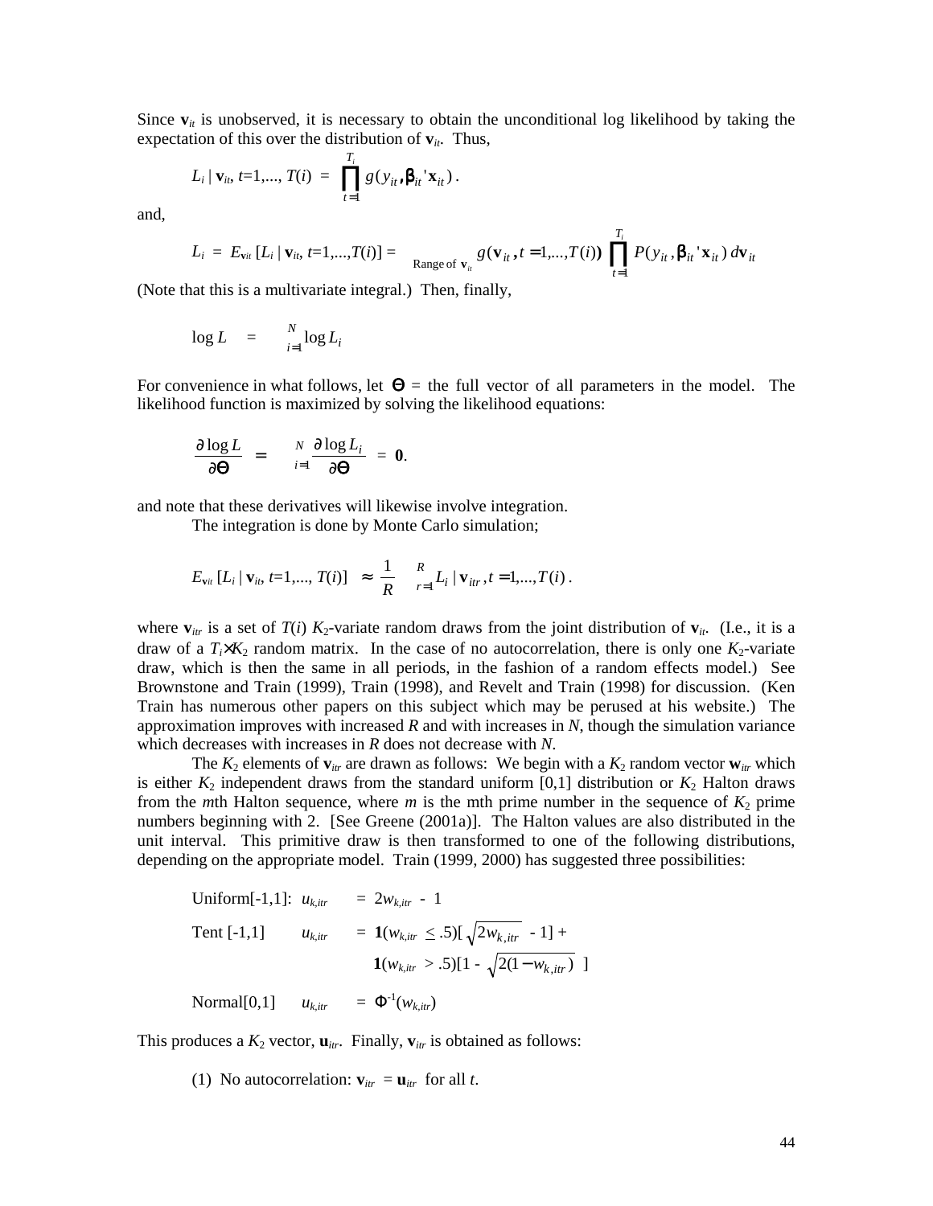Since $\mathbf{v}_{it}$ is unobserved, it is necessary to obtain the unconditional log likelihood by taking the expectation of this over the distribution of $\mathbf{v}_{it}$. Thus,

$$L_i \mid \mathbf{v}_{it}, t=1,..., T(i) \;=\; \prod_{t=1}^{T_i} g(y_{it}, \boldsymbol{\beta}_{it}'\mathbf{x}_{it})\,.$$

and,

$$L_i \;=\; E_{\mathbf{v}_{it}}[L_i \mid \mathbf{v}_{it}, t=1,...,T(i)] = \int_{\text{Range of } \mathbf{v}_{it}} g(\mathbf{v}_{it}, t=1,...,T(i)) \prod_{t=1}^{T_i} P(y_{it}, \boldsymbol{\beta}_{it}'\mathbf{x}_{it})\, d\mathbf{v}_{it}$$

(Note that this is a multivariate integral.) Then, finally,

$$\log L \;=\; \sum_{i=1}^{N} \log L_i$$

For convenience in what follows, let $\Theta$ = the full vector of all parameters in the model. The likelihood function is maximized by solving the likelihood equations:

$$\frac{\partial \log L}{\partial \Theta} \;=\; \sum_{i=1}^{N} \frac{\partial \log L_i}{\partial \Theta} \;=\; \mathbf{0}.$$

and note that these derivatives will likewise involve integration.

The integration is done by Monte Carlo simulation;

$$E_{\mathbf{v}_{it}}[L_i \mid \mathbf{v}_{it}, t=1,..., T(i)] \;\approx\; \frac{1}{R}\sum_{r=1}^{R} L_i \mid \mathbf{v}_{itr}, t=1,...,T(i)\,.$$

where $\mathbf{v}_{itr}$ is a set of $T(i)$ $K_2$-variate random draws from the joint distribution of $\mathbf{v}_{it}$. (I.e., it is a draw of a $T_i{\times}K_2$ random matrix. In the case of no autocorrelation, there is only one $K_2$-variate draw, which is then the same in all periods, in the fashion of a random effects model.) See Brownstone and Train (1999), Train (1998), and Revelt and Train (1998) for discussion. (Ken Train has numerous other papers on this subject which may be perused at his website.) The approximation improves with increased $R$ and with increases in $N$, though the simulation variance which decreases with increases in $R$ does not decrease with $N$.

The $K_2$ elements of $\mathbf{v}_{itr}$ are drawn as follows: We begin with a $K_2$ random vector $\mathbf{w}_{itr}$ which is either $K_2$ independent draws from the standard uniform [0,1] distribution or $K_2$ Halton draws from the $m$th Halton sequence, where $m$ is the mth prime number in the sequence of $K_2$ prime numbers beginning with 2. [See Greene (2001a)]. The Halton values are also distributed in the unit interval. This primitive draw is then transformed to one of the following distributions, depending on the appropriate model. Train (1999, 2000) has suggested three possibilities:

Uniform[-1,1]: $u_{k,itr} = 2w_{k,itr} - 1$

Tent [-1,1] $u_{k,itr} = \mathbf{1}(w_{k,itr} \le .5)[\sqrt{2w_{k,itr}} - 1] + \mathbf{1}(w_{k,itr} > .5)[1 - \sqrt{2(1-w_{k,itr})}\,]$

Normal[0,1] $u_{k,itr} = \Phi^{-1}(w_{k,itr})$

This produces a $K_2$ vector, $\mathbf{u}_{itr}$. Finally, $\mathbf{v}_{itr}$ is obtained as follows:

(1) No autocorrelation: $\mathbf{v}_{itr} = \mathbf{u}_{itr}$ for all $t$.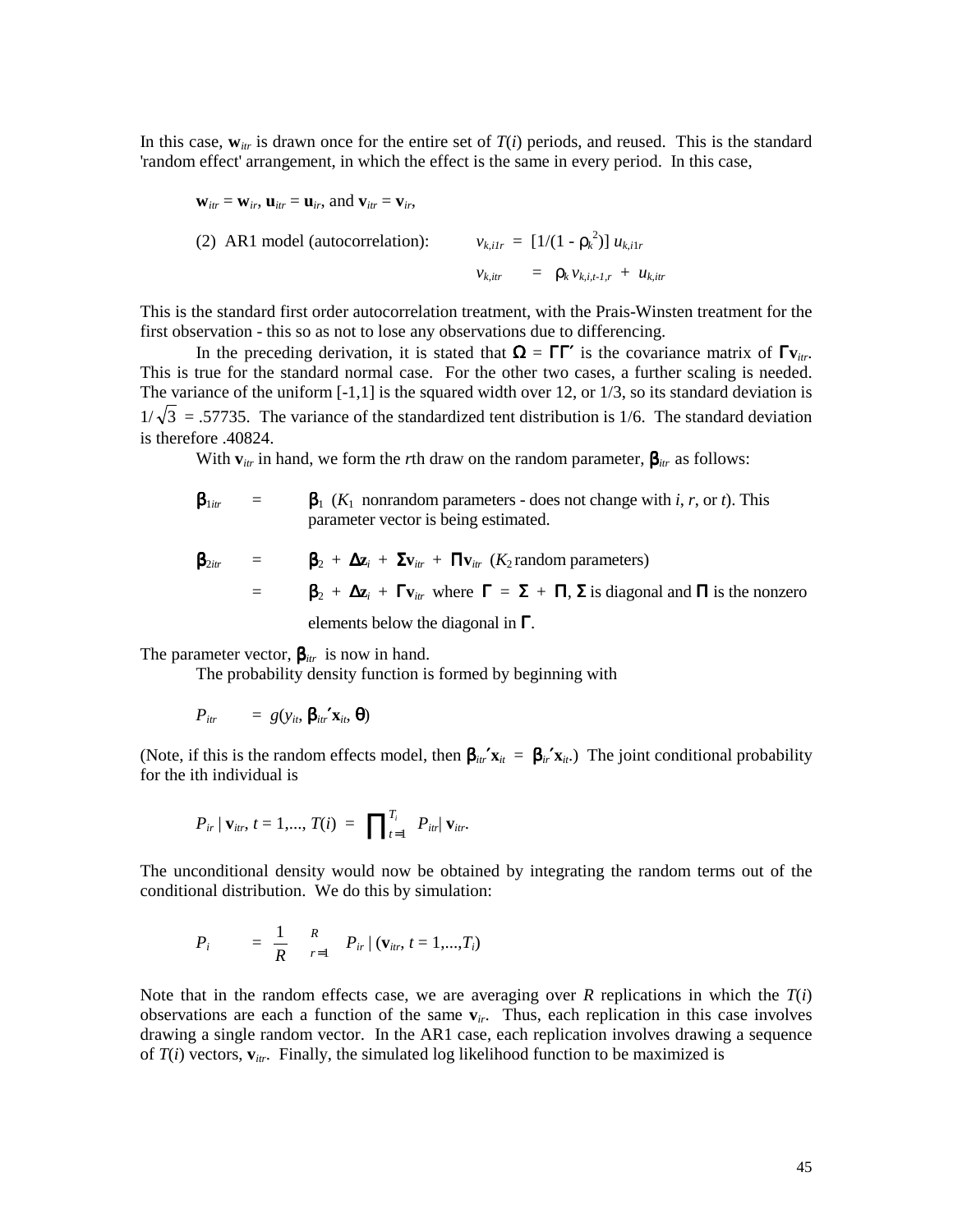In this case, $\mathbf{w}_{itr}$ is drawn once for the entire set of $T(i)$ periods, and reused. This is the standard 'random effect' arrangement, in which the effect is the same in every period. In this case,

$$\mathbf{w}_{itr} = \mathbf{w}_{ir},\ \mathbf{u}_{itr} = \mathbf{u}_{ir}, \text{ and } \mathbf{v}_{itr} = \mathbf{v}_{ir},$$

(2) AR1 model (autocorrelation):

$$v_{k,i1r} = [1/(1 - \rho_k^2)]\, u_{k,i1r}$$

$$v_{k,itr} = \rho_k\, v_{k,i,t-1,r} + u_{k,itr}$$

This is the standard first order autocorrelation treatment, with the Prais-Winsten treatment for the first observation - this so as not to lose any observations due to differencing.

In the preceding derivation, it is stated that $\boldsymbol{\Omega} = \boldsymbol{\Gamma\Gamma}'$ is the covariance matrix of $\boldsymbol{\Gamma}\mathbf{v}_{itr}$. This is true for the standard normal case. For the other two cases, a further scaling is needed. The variance of the uniform [-1,1] is the squared width over 12, or 1/3, so its standard deviation is $1/\sqrt{3} = .57735$. The variance of the standardized tent distribution is 1/6. The standard deviation is therefore .40824.

With $\mathbf{v}_{itr}$ in hand, we form the $r$th draw on the random parameter, $\boldsymbol{\beta}_{itr}$ as follows:

$\boldsymbol{\beta}_{1itr} = \boldsymbol{\beta}_1$ ($K_1$ nonrandom parameters - does not change with $i$, $r$, or $t$). This parameter vector is being estimated.

$\boldsymbol{\beta}_{2itr} = \boldsymbol{\beta}_2 + \boldsymbol{\Delta}\mathbf{z}_i + \boldsymbol{\Sigma}\mathbf{v}_{itr} + \boldsymbol{\Pi}\mathbf{v}_{itr}$ ($K_2$ random parameters)

$= \boldsymbol{\beta}_2 + \boldsymbol{\Delta}\mathbf{z}_i + \boldsymbol{\Gamma}\mathbf{v}_{itr}$ where $\boldsymbol{\Gamma} = \boldsymbol{\Sigma} + \boldsymbol{\Pi}$, $\boldsymbol{\Sigma}$ is diagonal and $\boldsymbol{\Pi}$ is the nonzero elements below the diagonal in $\boldsymbol{\Gamma}$.

The parameter vector, $\boldsymbol{\beta}_{itr}$ is now in hand.

The probability density function is formed by beginning with

$$P_{itr} = g(y_{it}, \boldsymbol{\beta}_{itr}'\mathbf{x}_{it}, \boldsymbol{\theta})$$

(Note, if this is the random effects model, then $\boldsymbol{\beta}_{itr}'\mathbf{x}_{it} = \boldsymbol{\beta}_{ir}'\mathbf{x}_{it}$.) The joint conditional probability for the ith individual is

$$P_{ir} \mid \mathbf{v}_{itr},\ t = 1,\ldots, T(i) = \prod_{t=1}^{T_i} P_{itr} \mid \mathbf{v}_{itr}.$$

The unconditional density would now be obtained by integrating the random terms out of the conditional distribution. We do this by simulation:

$$P_i = \frac{1}{R} \sum_{r=1}^{R} P_{ir} \mid (\mathbf{v}_{itr},\ t = 1,\ldots,T_i)$$

Note that in the random effects case, we are averaging over $R$ replications in which the $T(i)$ observations are each a function of the same $\mathbf{v}_{ir}$. Thus, each replication in this case involves drawing a single random vector. In the AR1 case, each replication involves drawing a sequence of $T(i)$ vectors, $\mathbf{v}_{itr}$. Finally, the simulated log likelihood function to be maximized is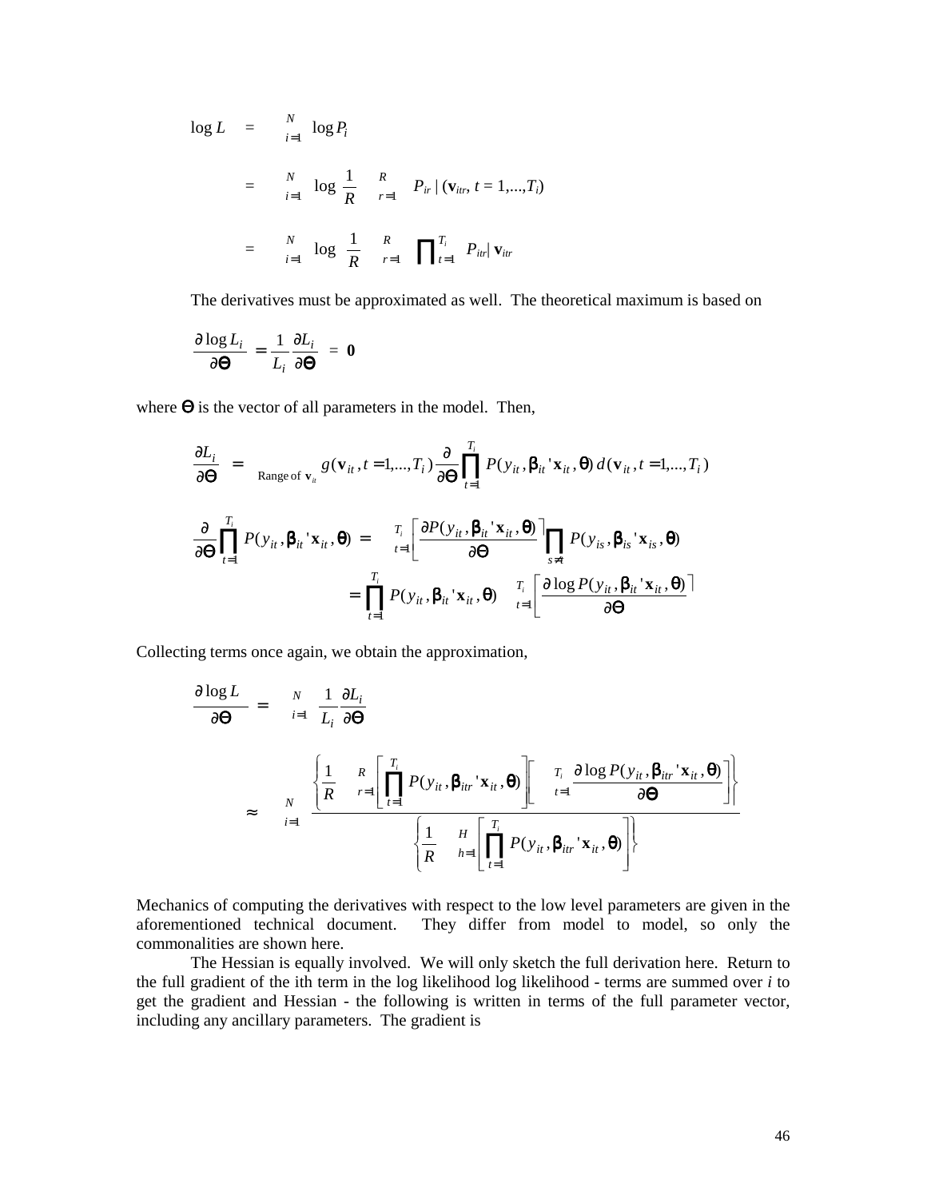$$\log L = \sum_{i=1}^{N} \log P_i$$

$$= \sum_{i=1}^{N} \log \frac{1}{R} \sum_{r=1}^{R} P_{ir} \mid (\mathbf{v}_{itr},\ t = 1,...,T_i)$$

$$= \sum_{i=1}^{N} \log \frac{1}{R} \sum_{r=1}^{R} \prod_{t=1}^{T_i} P_{itr} \mid \mathbf{v}_{itr}$$

The derivatives must be approximated as well. The theoretical maximum is based on

$$\frac{\partial \log L_i}{\partial \Theta} = \frac{1}{L_i}\frac{\partial L_i}{\partial \Theta} = \mathbf{0}$$

where $\Theta$ is the vector of all parameters in the model. Then,

$$\frac{\partial L_i}{\partial \Theta} = \int_{\text{Range of } \mathbf{v}_{it}} g(\mathbf{v}_{it}, t = 1,...,T_i) \frac{\partial}{\partial \Theta} \prod_{t=1}^{T_i} P(y_{it}, \boldsymbol{\beta}_{it}'\mathbf{x}_{it}, \boldsymbol{\theta})\, d(\mathbf{v}_{it}, t = 1,...,T_i)$$

$$\frac{\partial}{\partial \Theta} \prod_{t=1}^{T_i} P(y_{it}, \boldsymbol{\beta}_{it}'\mathbf{x}_{it}, \boldsymbol{\theta}) = \sum_{t=1}^{T_i} \left[ \frac{\partial P(y_{it}, \boldsymbol{\beta}_{it}'\mathbf{x}_{it}, \boldsymbol{\theta})}{\partial \Theta} \right] \prod_{s \neq t} P(y_{is}, \boldsymbol{\beta}_{is}'\mathbf{x}_{is}, \boldsymbol{\theta})$$

$$= \prod_{t=1}^{T_i} P(y_{it}, \boldsymbol{\beta}_{it}'\mathbf{x}_{it}, \boldsymbol{\theta}) \sum_{t=1}^{T_i} \left[ \frac{\partial \log P(y_{it}, \boldsymbol{\beta}_{it}'\mathbf{x}_{it}, \boldsymbol{\theta})}{\partial \Theta} \right]$$

Collecting terms once again, we obtain the approximation,

$$\frac{\partial \log L}{\partial \Theta} = \sum_{i=1}^{N} \frac{1}{L_i}\frac{\partial L_i}{\partial \Theta}$$

$$\approx \sum_{i=1}^{N} \frac{\left\{ \frac{1}{R} \sum_{r=1}^{R} \left[ \prod_{t=1}^{T_i} P(y_{it}, \boldsymbol{\beta}_{itr}'\mathbf{x}_{it}, \boldsymbol{\theta}) \right] \left[ \sum_{t=1}^{T_i} \frac{\partial \log P(y_{it}, \boldsymbol{\beta}_{itr}'\mathbf{x}_{it}, \boldsymbol{\theta})}{\partial \Theta} \right] \right\}}{\left\{ \frac{1}{R} \sum_{h=1}^{H} \left[ \prod_{t=1}^{T_i} P(y_{it}, \boldsymbol{\beta}_{itr}'\mathbf{x}_{it}, \boldsymbol{\theta}) \right] \right\}}$$

Mechanics of computing the derivatives with respect to the low level parameters are given in the aforementioned technical document. They differ from model to model, so only the commonalities are shown here.

The Hessian is equally involved. We will only sketch the full derivation here. Return to the full gradient of the ith term in the log likelihood log likelihood - terms are summed over *i* to get the gradient and Hessian - the following is written in terms of the full parameter vector, including any ancillary parameters. The gradient is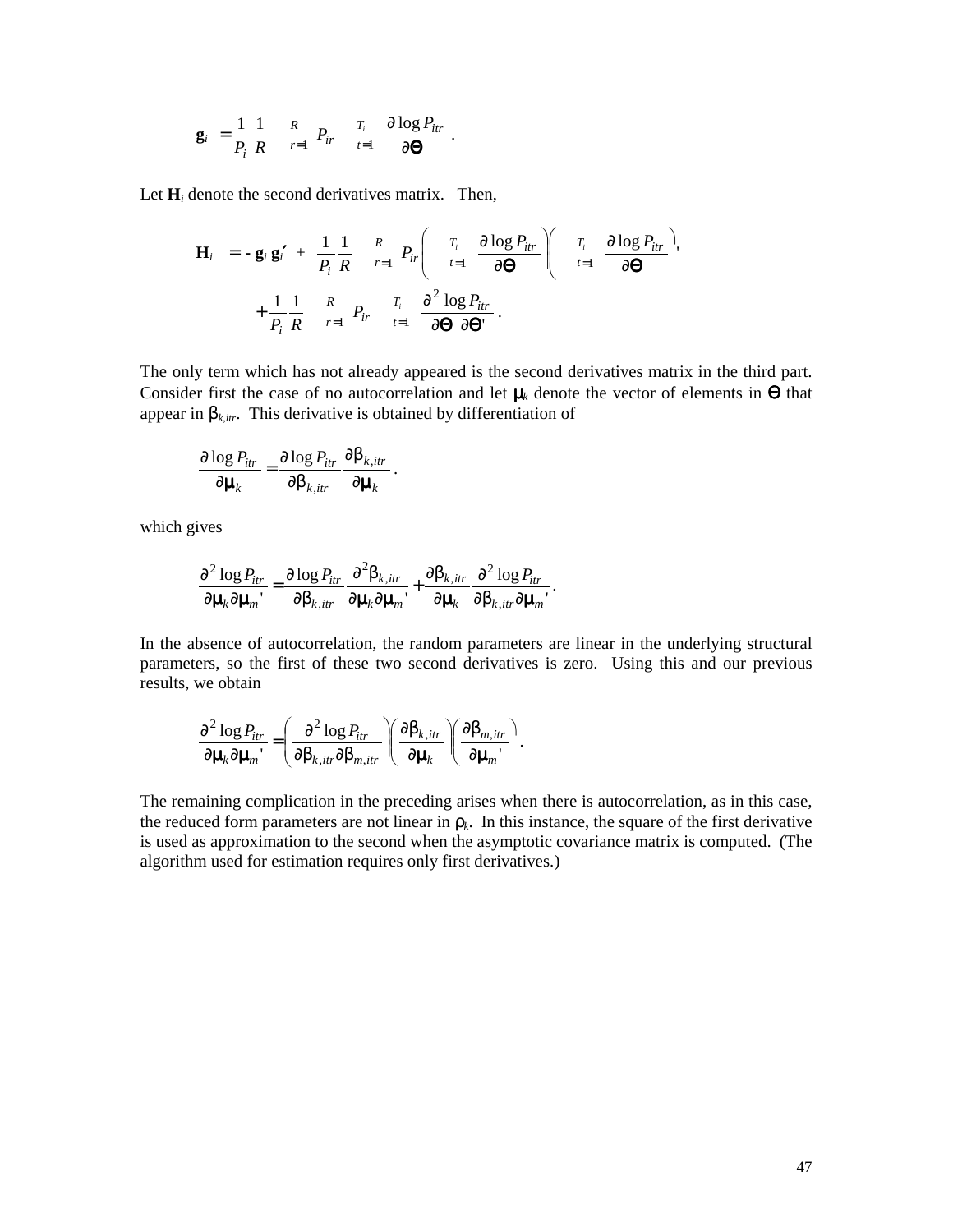$$\mathbf{g}_i = \frac{1}{P_i}\frac{1}{R}\sum_{r=1}^{R} P_{ir} \sum_{t=1}^{T_i} \frac{\partial \log P_{itr}}{\partial \Theta}.$$

Let $\mathbf{H}_i$ denote the second derivatives matrix. Then,

$$\mathbf{H}_i = -\mathbf{g}_i\,\mathbf{g}_i' + \frac{1}{P_i}\frac{1}{R}\sum_{r=1}^{R} P_{ir}\left(\sum_{t=1}^{T_i}\frac{\partial \log P_{itr}}{\partial \Theta}\right)\left(\sum_{t=1}^{T_i}\frac{\partial \log P_{itr}}{\partial \Theta}\right)'$$

$$+\frac{1}{P_i}\frac{1}{R}\sum_{r=1}^{R} P_{ir}\sum_{t=1}^{T_i}\frac{\partial^2 \log P_{itr}}{\partial \Theta\,\partial \Theta'}.$$

The only term which has not already appeared is the second derivatives matrix in the third part. Consider first the case of no autocorrelation and let $\mu_k$ denote the vector of elements in $\Theta$ that appear in $\beta_{k,itr}$. This derivative is obtained by differentiation of

$$\frac{\partial \log P_{itr}}{\partial \mu_k} = \frac{\partial \log P_{itr}}{\partial \beta_{k,itr}}\frac{\partial \beta_{k,itr}}{\partial \mu_k}.$$

which gives

$$\frac{\partial^2 \log P_{itr}}{\partial \mu_k \partial \mu_m'} = \frac{\partial \log P_{itr}}{\partial \beta_{k,itr}}\frac{\partial^2 \beta_{k,itr}}{\partial \mu_k \partial \mu_m'} + \frac{\partial \beta_{k,itr}}{\partial \mu_k}\frac{\partial^2 \log P_{itr}}{\partial \beta_{k,itr}\partial \mu_m'}.$$

In the absence of autocorrelation, the random parameters are linear in the underlying structural parameters, so the first of these two second derivatives is zero. Using this and our previous results, we obtain

$$\frac{\partial^2 \log P_{itr}}{\partial \mu_k \partial \mu_m'} = \left(\frac{\partial^2 \log P_{itr}}{\partial \beta_{k,itr}\partial \beta_{m,itr}}\right)\left(\frac{\partial \beta_{k,itr}}{\partial \mu_k}\right)\left(\frac{\partial \beta_{m,itr}}{\partial \mu_m'}\right).$$

The remaining complication in the preceding arises when there is autocorrelation, as in this case, the reduced form parameters are not linear in $\rho_k$. In this instance, the square of the first derivative is used as approximation to the second when the asymptotic covariance matrix is computed. (The algorithm used for estimation requires only first derivatives.)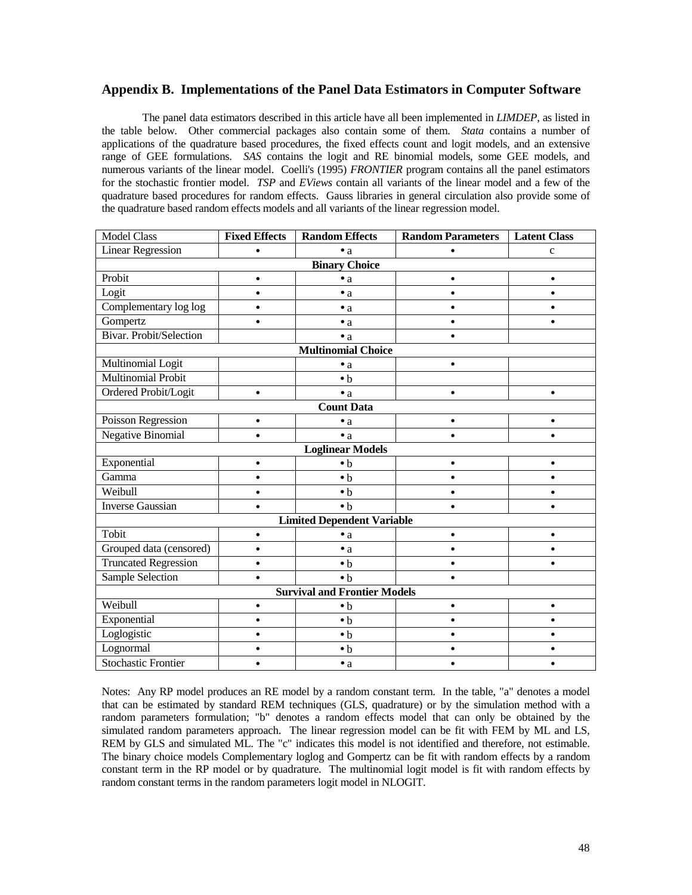## Appendix B. Implementations of the Panel Data Estimators in Computer Software

The panel data estimators described in this article have all been implemented in *LIMDEP*, as listed in the table below. Other commercial packages also contain some of them. *Stata* contains a number of applications of the quadrature based procedures, the fixed effects count and logit models, and an extensive range of GEE formulations. *SAS* contains the logit and RE binomial models, some GEE models, and numerous variants of the linear model. Coelli's (1995) *FRONTIER* program contains all the panel estimators for the stochastic frontier model. *TSP* and *EViews* contain all variants of the linear model and a few of the quadrature based procedures for random effects. Gauss libraries in general circulation also provide some of the quadrature based random effects models and all variants of the linear regression model.

| Model Class | **Fixed Effects** | **Random Effects** | **Random Parameters** | **Latent Class** |
|---|---|---|---|---|
| Linear Regression | • | • a | • | c |
| **Binary Choice** | | | | |
| Probit | • | • a | • | • |
| Logit | • | • a | • | • |
| Complementary log log | • | • a | • | • |
| Gompertz | • | • a | • | • |
| Bivar. Probit/Selection | | • a | • | |
| **Multinomial Choice** | | | | |
| Multinomial Logit | | • a | • | |
| Multinomial Probit | | • b | | |
| Ordered Probit/Logit | • | • a | • | • |
| **Count Data** | | | | |
| Poisson Regression | • | • a | • | • |
| Negative Binomial | • | • a | • | • |
| **Loglinear Models** | | | | |
| Exponential | • | • b | • | • |
| Gamma | • | • b | • | • |
| Weibull | • | • b | • | • |
| Inverse Gaussian | • | • b | • | • |
| **Limited Dependent Variable** | | | | |
| Tobit | • | • a | • | • |
| Grouped data (censored) | • | • a | • | • |
| Truncated Regression | • | • b | • | • |
| Sample Selection | • | • b | • | |
| **Survival and Frontier Models** | | | | |
| Weibull | • | • b | • | • |
| Exponential | • | • b | • | • |
| Loglogistic | • | • b | • | • |
| Lognormal | • | • b | • | • |
| Stochastic Frontier | • | • a | • | • |

Notes: Any RP model produces an RE model by a random constant term. In the table, "a" denotes a model that can be estimated by standard REM techniques (GLS, quadrature) or by the simulation method with a random parameters formulation; "b" denotes a random effects model that can only be obtained by the simulated random parameters approach. The linear regression model can be fit with FEM by ML and LS, REM by GLS and simulated ML. The "c" indicates this model is not identified and therefore, not estimable. The binary choice models Complementary loglog and Gompertz can be fit with random effects by a random constant term in the RP model or by quadrature. The multinomial logit model is fit with random effects by random constant terms in the random parameters logit model in NLOGIT.